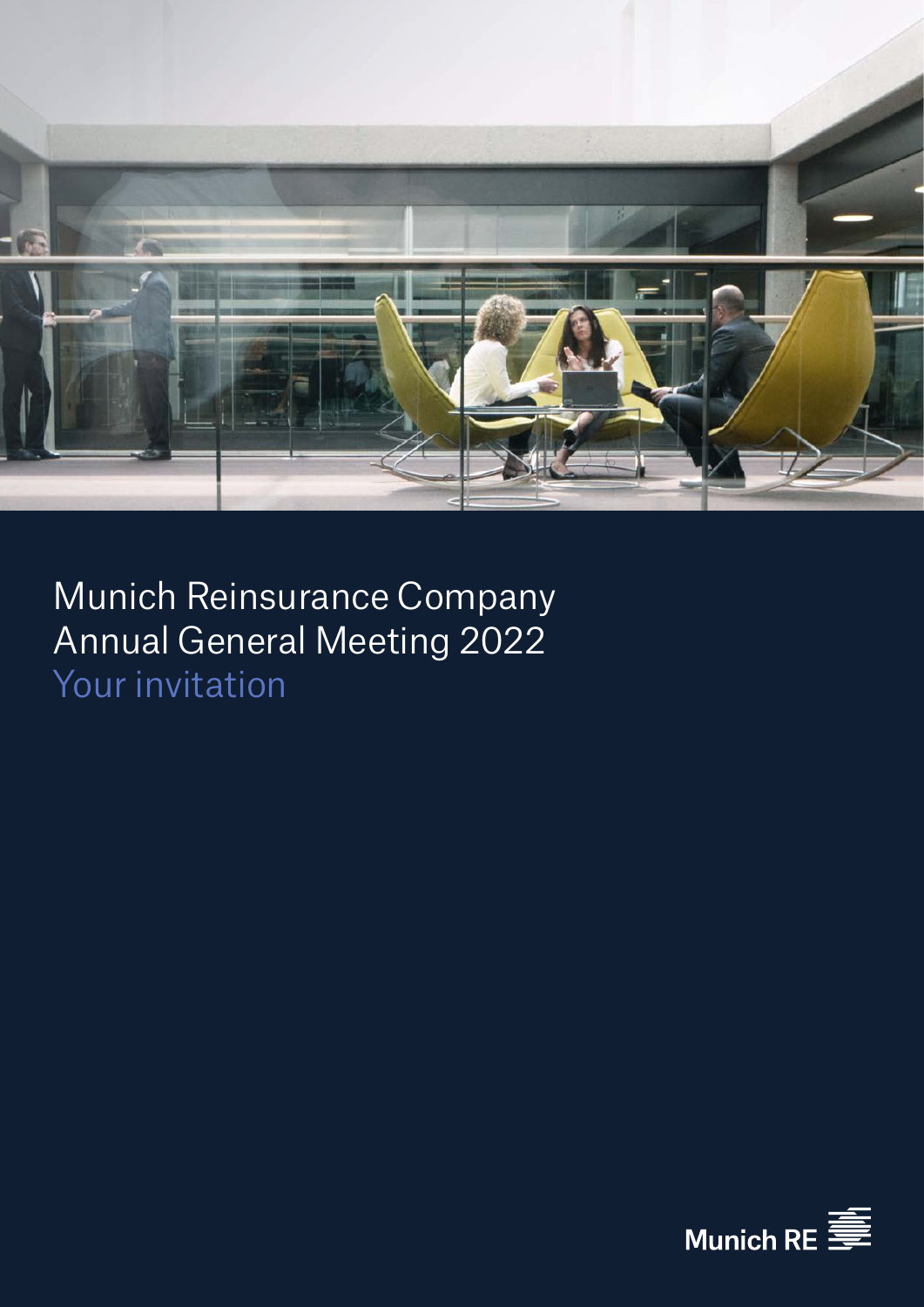# Munich Reinsurance Company Annual General Meeting 2022

## Your invitation

Munich RE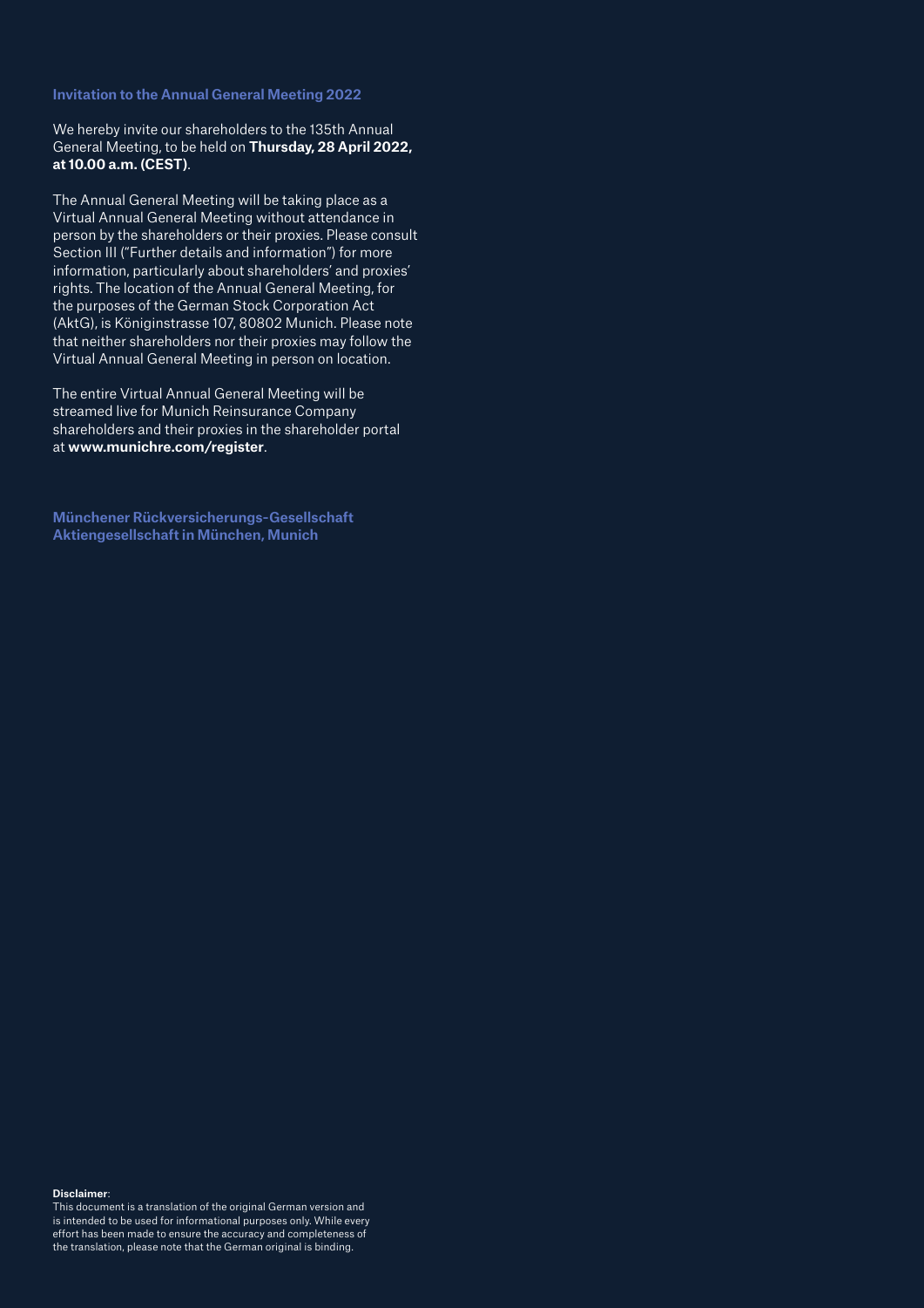## Invitation to the Annual General Meeting 2022

We hereby invite our shareholders to the 135th Annual General Meeting, to be held on **Thursday, 28 April 2022, at 10.00 a.m. (CEST)**.

The Annual General Meeting will be taking place as a Virtual Annual General Meeting without attendance in person by the shareholders or their proxies. Please consult Section III ("Further details and information") for more information, particularly about shareholders' and proxies' rights. The location of the Annual General Meeting, for the purposes of the German Stock Corporation Act (AktG), is Königinstrasse 107, 80802 Munich. Please note that neither shareholders nor their proxies may follow the Virtual Annual General Meeting in person on location.

The entire Virtual Annual General Meeting will be streamed live for Munich Reinsurance Company shareholders and their proxies in the shareholder portal at **www.munichre.com/register**.

**Münchener Rückversicherungs-Gesellschaft Aktiengesellschaft in München, Munich**

**Disclaimer**:
This document is a translation of the original German version and is intended to be used for informational purposes only. While every effort has been made to ensure the accuracy and completeness of the translation, please note that the German original is binding.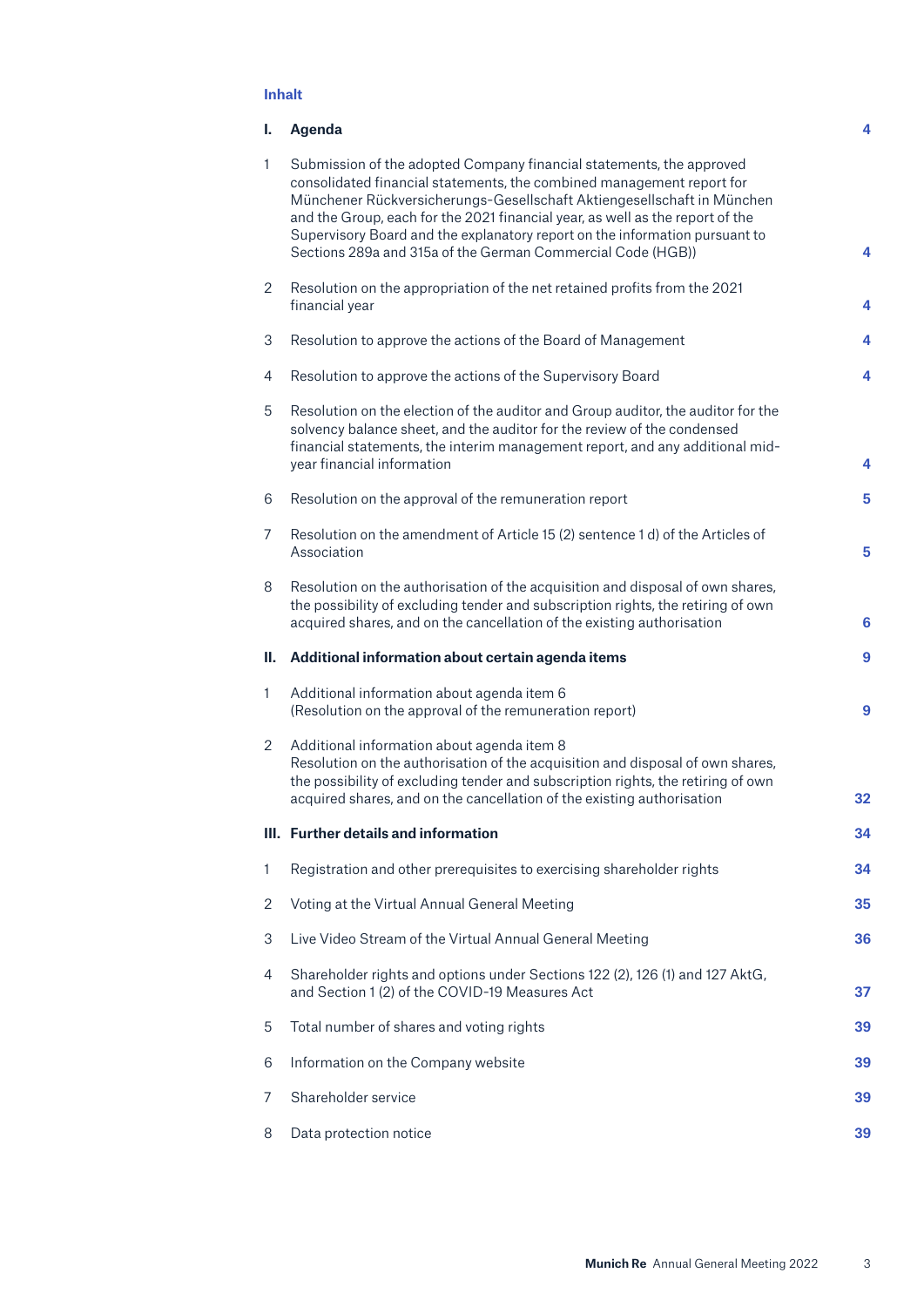## Inhalt

| | | |
|---|---|---|
| **I.** | **Agenda** | **4** |
| 1 | Submission of the adopted Company financial statements, the approved consolidated financial statements, the combined management report for Münchener Rückversicherungs-Gesellschaft Aktiengesellschaft in München and the Group, each for the 2021 financial year, as well as the report of the Supervisory Board and the explanatory report on the information pursuant to Sections 289a and 315a of the German Commercial Code (HGB)) | **4** |
| 2 | Resolution on the appropriation of the net retained profits from the 2021 financial year | **4** |
| 3 | Resolution to approve the actions of the Board of Management | **4** |
| 4 | Resolution to approve the actions of the Supervisory Board | **4** |
| 5 | Resolution on the election of the auditor and Group auditor, the auditor for the solvency balance sheet, and the auditor for the review of the condensed financial statements, the interim management report, and any additional mid-year financial information | **4** |
| 6 | Resolution on the approval of the remuneration report | **5** |
| 7 | Resolution on the amendment of Article 15 (2) sentence 1 d) of the Articles of Association | **5** |
| 8 | Resolution on the authorisation of the acquisition and disposal of own shares, the possibility of excluding tender and subscription rights, the retiring of own acquired shares, and on the cancellation of the existing authorisation | **6** |
| **II.** | **Additional information about certain agenda items** | **9** |
| 1 | Additional information about agenda item 6 (Resolution on the approval of the remuneration report) | **9** |
| 2 | Additional information about agenda item 8 Resolution on the authorisation of the acquisition and disposal of own shares, the possibility of excluding tender and subscription rights, the retiring of own acquired shares, and on the cancellation of the existing authorisation | **32** |
| **III.** | **Further details and information** | **34** |
| 1 | Registration and other prerequisites to exercising shareholder rights | **34** |
| 2 | Voting at the Virtual Annual General Meeting | **35** |
| 3 | Live Video Stream of the Virtual Annual General Meeting | **36** |
| 4 | Shareholder rights and options under Sections 122 (2), 126 (1) and 127 AktG, and Section 1 (2) of the COVID-19 Measures Act | **37** |
| 5 | Total number of shares and voting rights | **39** |
| 6 | Information on the Company website | **39** |
| 7 | Shareholder service | **39** |
| 8 | Data protection notice | **39** |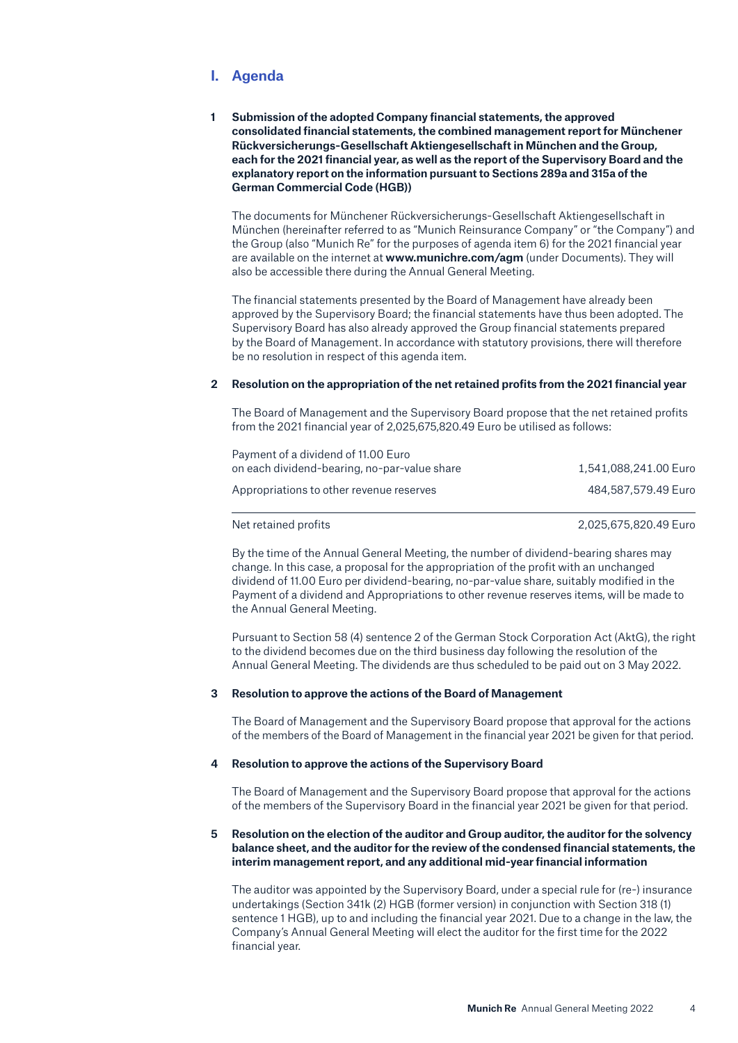## I. Agenda

### 1 Submission of the adopted Company financial statements, the approved consolidated financial statements, the combined management report for Münchener Rückversicherungs-Gesellschaft Aktiengesellschaft in München and the Group, each for the 2021 financial year, as well as the report of the Supervisory Board and the explanatory report on the information pursuant to Sections 289a and 315a of the German Commercial Code (HGB))

The documents for Münchener Rückversicherungs-Gesellschaft Aktiengesellschaft in München (hereinafter referred to as "Munich Reinsurance Company" or "the Company") and the Group (also "Munich Re" for the purposes of agenda item 6) for the 2021 financial year are available on the internet at **www.munichre.com/agm** (under Documents). They will also be accessible there during the Annual General Meeting.

The financial statements presented by the Board of Management have already been approved by the Supervisory Board; the financial statements have thus been adopted. The Supervisory Board has also already approved the Group financial statements prepared by the Board of Management. In accordance with statutory provisions, there will therefore be no resolution in respect of this agenda item.

### 2 Resolution on the appropriation of the net retained profits from the 2021 financial year

The Board of Management and the Supervisory Board propose that the net retained profits from the 2021 financial year of 2,025,675,820.49 Euro be utilised as follows:

| | |
|---|---|
| Payment of a dividend of 11.00 Euro on each dividend-bearing, no-par-value share | 1,541,088,241.00 Euro |
| Appropriations to other revenue reserves | 484,587,579.49 Euro |
| Net retained profits | 2,025,675,820.49 Euro |

By the time of the Annual General Meeting, the number of dividend-bearing shares may change. In this case, a proposal for the appropriation of the profit with an unchanged dividend of 11.00 Euro per dividend-bearing, no-par-value share, suitably modified in the Payment of a dividend and Appropriations to other revenue reserves items, will be made to the Annual General Meeting.

Pursuant to Section 58 (4) sentence 2 of the German Stock Corporation Act (AktG), the right to the dividend becomes due on the third business day following the resolution of the Annual General Meeting. The dividends are thus scheduled to be paid out on 3 May 2022.

### 3 Resolution to approve the actions of the Board of Management

The Board of Management and the Supervisory Board propose that approval for the actions of the members of the Board of Management in the financial year 2021 be given for that period.

### 4 Resolution to approve the actions of the Supervisory Board

The Board of Management and the Supervisory Board propose that approval for the actions of the members of the Supervisory Board in the financial year 2021 be given for that period.

### 5 Resolution on the election of the auditor and Group auditor, the auditor for the solvency balance sheet, and the auditor for the review of the condensed financial statements, the interim management report, and any additional mid-year financial information

The auditor was appointed by the Supervisory Board, under a special rule for (re-) insurance undertakings (Section 341k (2) HGB (former version) in conjunction with Section 318 (1) sentence 1 HGB), up to and including the financial year 2021. Due to a change in the law, the Company's Annual General Meeting will elect the auditor for the first time for the 2022 financial year.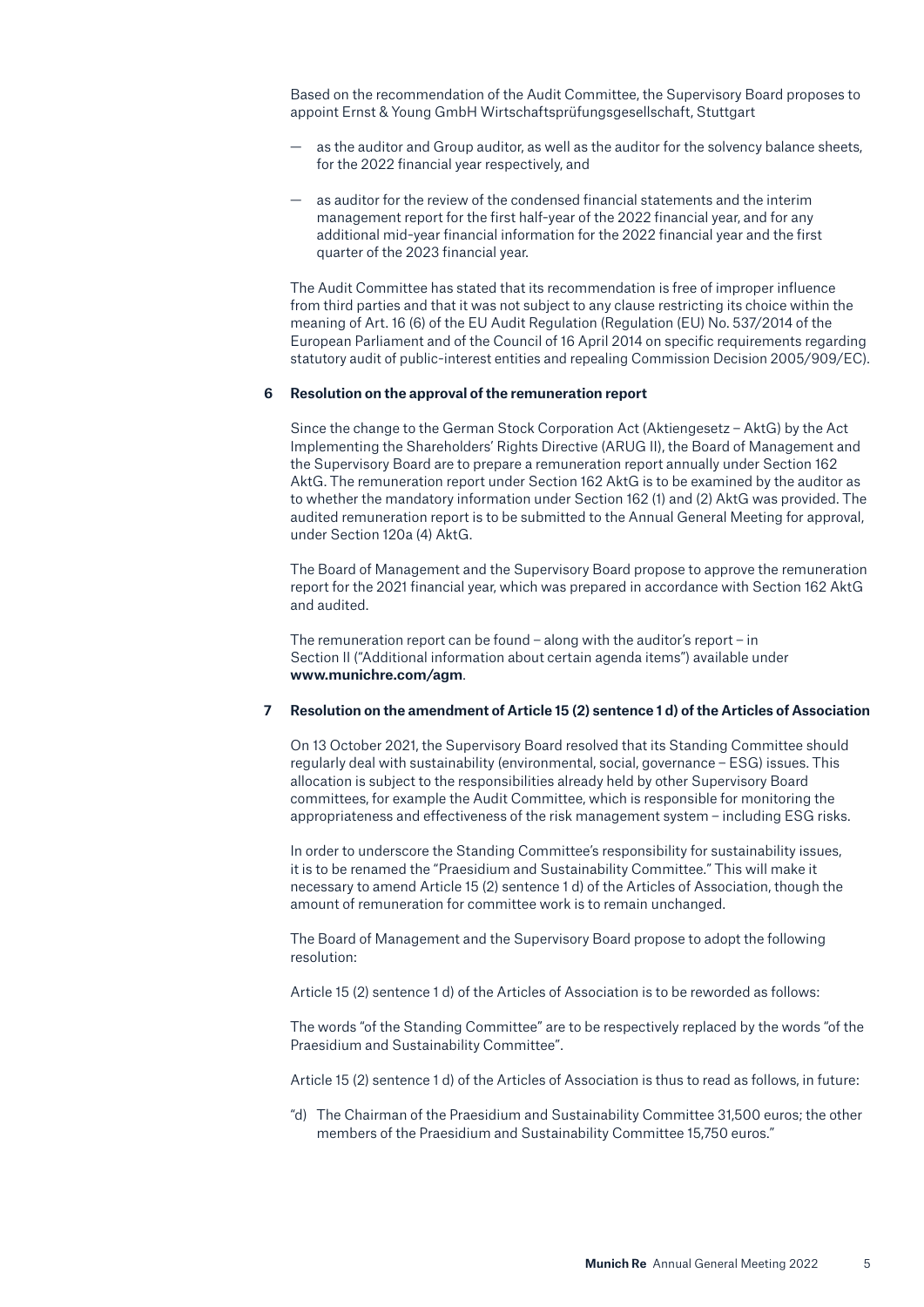Based on the recommendation of the Audit Committee, the Supervisory Board proposes to appoint Ernst & Young GmbH Wirtschaftsprüfungsgesellschaft, Stuttgart

- as the auditor and Group auditor, as well as the auditor for the solvency balance sheets, for the 2022 financial year respectively, and
- as auditor for the review of the condensed financial statements and the interim management report for the first half-year of the 2022 financial year, and for any additional mid-year financial information for the 2022 financial year and the first quarter of the 2023 financial year.

The Audit Committee has stated that its recommendation is free of improper influence from third parties and that it was not subject to any clause restricting its choice within the meaning of Art. 16 (6) of the EU Audit Regulation (Regulation (EU) No. 537/2014 of the European Parliament and of the Council of 16 April 2014 on specific requirements regarding statutory audit of public-interest entities and repealing Commission Decision 2005/909/EC).

### 6 Resolution on the approval of the remuneration report

Since the change to the German Stock Corporation Act (Aktiengesetz – AktG) by the Act Implementing the Shareholders' Rights Directive (ARUG II), the Board of Management and the Supervisory Board are to prepare a remuneration report annually under Section 162 AktG. The remuneration report under Section 162 AktG is to be examined by the auditor as to whether the mandatory information under Section 162 (1) and (2) AktG was provided. The audited remuneration report is to be submitted to the Annual General Meeting for approval, under Section 120a (4) AktG.

The Board of Management and the Supervisory Board propose to approve the remuneration report for the 2021 financial year, which was prepared in accordance with Section 162 AktG and audited.

The remuneration report can be found – along with the auditor's report – in Section II ("Additional information about certain agenda items") available under **www.munichre.com/agm**.

### 7 Resolution on the amendment of Article 15 (2) sentence 1 d) of the Articles of Association

On 13 October 2021, the Supervisory Board resolved that its Standing Committee should regularly deal with sustainability (environmental, social, governance – ESG) issues. This allocation is subject to the responsibilities already held by other Supervisory Board committees, for example the Audit Committee, which is responsible for monitoring the appropriateness and effectiveness of the risk management system – including ESG risks.

In order to underscore the Standing Committee's responsibility for sustainability issues, it is to be renamed the "Praesidium and Sustainability Committee." This will make it necessary to amend Article 15 (2) sentence 1 d) of the Articles of Association, though the amount of remuneration for committee work is to remain unchanged.

The Board of Management and the Supervisory Board propose to adopt the following resolution:

Article 15 (2) sentence 1 d) of the Articles of Association is to be reworded as follows:

The words "of the Standing Committee" are to be respectively replaced by the words "of the Praesidium and Sustainability Committee".

Article 15 (2) sentence 1 d) of the Articles of Association is thus to read as follows, in future:

"d) The Chairman of the Praesidium and Sustainability Committee 31,500 euros; the other members of the Praesidium and Sustainability Committee 15,750 euros."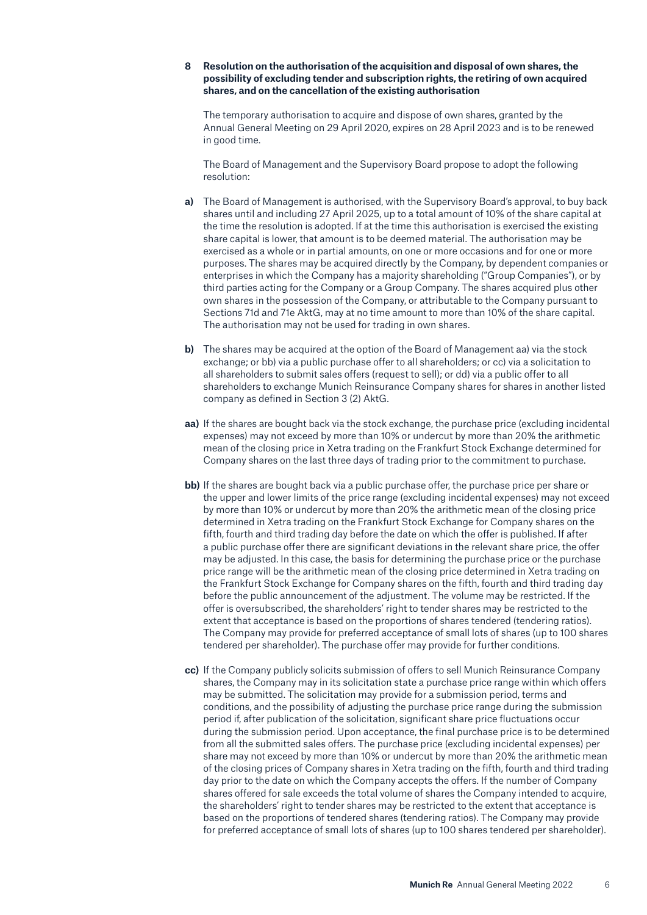**8 Resolution on the authorisation of the acquisition and disposal of own shares, the possibility of excluding tender and subscription rights, the retiring of own acquired shares, and on the cancellation of the existing authorisation**

The temporary authorisation to acquire and dispose of own shares, granted by the Annual General Meeting on 29 April 2020, expires on 28 April 2023 and is to be renewed in good time.

The Board of Management and the Supervisory Board propose to adopt the following resolution:

**a)** The Board of Management is authorised, with the Supervisory Board's approval, to buy back shares until and including 27 April 2025, up to a total amount of 10% of the share capital at the time the resolution is adopted. If at the time this authorisation is exercised the existing share capital is lower, that amount is to be deemed material. The authorisation may be exercised as a whole or in partial amounts, on one or more occasions and for one or more purposes. The shares may be acquired directly by the Company, by dependent companies or enterprises in which the Company has a majority shareholding ("Group Companies"), or by third parties acting for the Company or a Group Company. The shares acquired plus other own shares in the possession of the Company, or attributable to the Company pursuant to Sections 71d and 71e AktG, may at no time amount to more than 10% of the share capital. The authorisation may not be used for trading in own shares.

**b)** The shares may be acquired at the option of the Board of Management aa) via the stock exchange; or bb) via a public purchase offer to all shareholders; or cc) via a solicitation to all shareholders to submit sales offers (request to sell); or dd) via a public offer to all shareholders to exchange Munich Reinsurance Company shares for shares in another listed company as defined in Section 3 (2) AktG.

**aa)** If the shares are bought back via the stock exchange, the purchase price (excluding incidental expenses) may not exceed by more than 10% or undercut by more than 20% the arithmetic mean of the closing price in Xetra trading on the Frankfurt Stock Exchange determined for Company shares on the last three days of trading prior to the commitment to purchase.

**bb)** If the shares are bought back via a public purchase offer, the purchase price per share or the upper and lower limits of the price range (excluding incidental expenses) may not exceed by more than 10% or undercut by more than 20% the arithmetic mean of the closing price determined in Xetra trading on the Frankfurt Stock Exchange for Company shares on the fifth, fourth and third trading day before the date on which the offer is published. If after a public purchase offer there are significant deviations in the relevant share price, the offer may be adjusted. In this case, the basis for determining the purchase price or the purchase price range will be the arithmetic mean of the closing price determined in Xetra trading on the Frankfurt Stock Exchange for Company shares on the fifth, fourth and third trading day before the public announcement of the adjustment. The volume may be restricted. If the offer is oversubscribed, the shareholders' right to tender shares may be restricted to the extent that acceptance is based on the proportions of shares tendered (tendering ratios). The Company may provide for preferred acceptance of small lots of shares (up to 100 shares tendered per shareholder). The purchase offer may provide for further conditions.

**cc)** If the Company publicly solicits submission of offers to sell Munich Reinsurance Company shares, the Company may in its solicitation state a purchase price range within which offers may be submitted. The solicitation may provide for a submission period, terms and conditions, and the possibility of adjusting the purchase price range during the submission period if, after publication of the solicitation, significant share price fluctuations occur during the submission period. Upon acceptance, the final purchase price is to be determined from all the submitted sales offers. The purchase price (excluding incidental expenses) per share may not exceed by more than 10% or undercut by more than 20% the arithmetic mean of the closing prices of Company shares in Xetra trading on the fifth, fourth and third trading day prior to the date on which the Company accepts the offers. If the number of Company shares offered for sale exceeds the total volume of shares the Company intended to acquire, the shareholders' right to tender shares may be restricted to the extent that acceptance is based on the proportions of tendered shares (tendering ratios). The Company may provide for preferred acceptance of small lots of shares (up to 100 shares tendered per shareholder).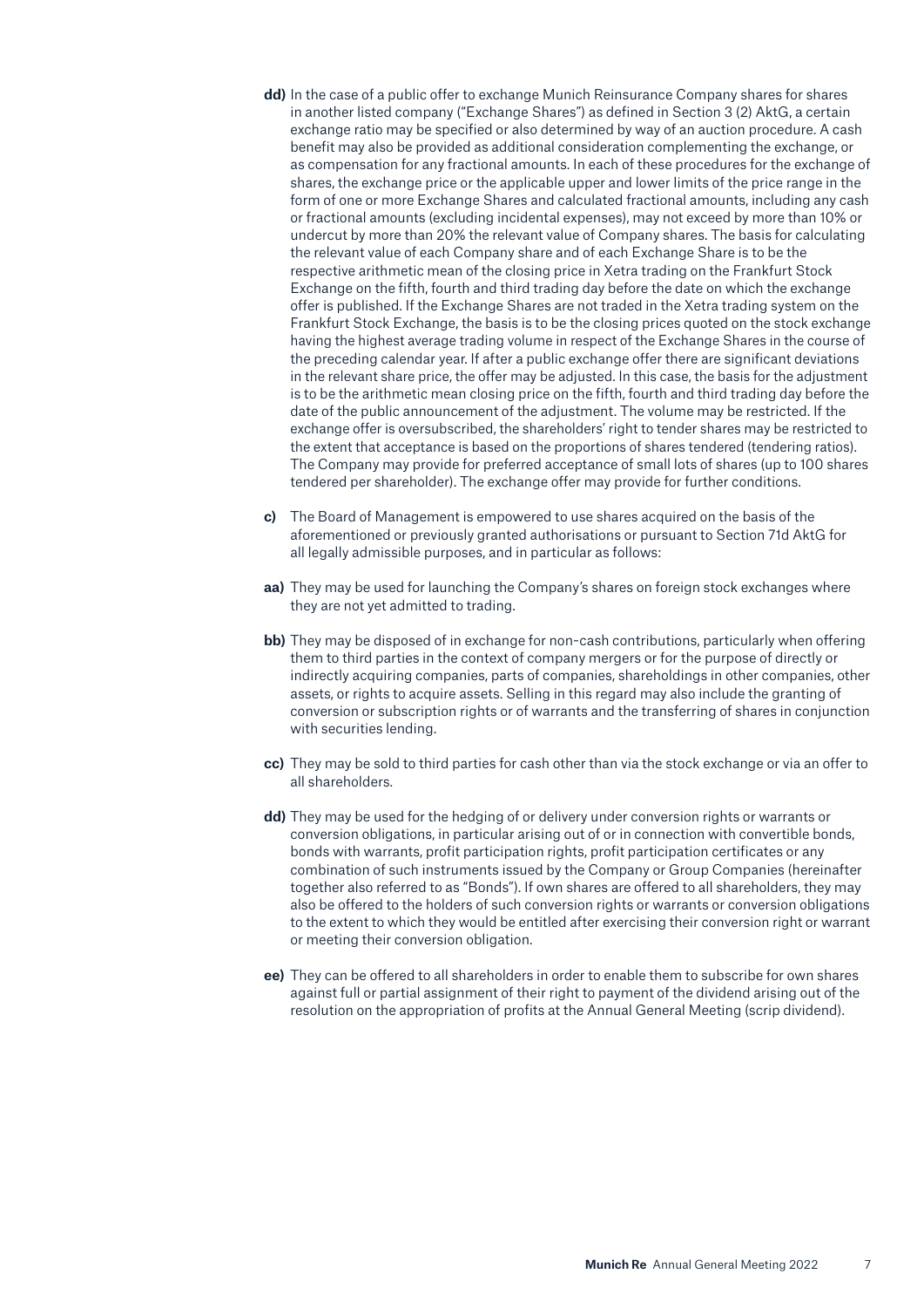**dd)** In the case of a public offer to exchange Munich Reinsurance Company shares for shares in another listed company ("Exchange Shares") as defined in Section 3 (2) AktG, a certain exchange ratio may be specified or also determined by way of an auction procedure. A cash benefit may also be provided as additional consideration complementing the exchange, or as compensation for any fractional amounts. In each of these procedures for the exchange of shares, the exchange price or the applicable upper and lower limits of the price range in the form of one or more Exchange Shares and calculated fractional amounts, including any cash or fractional amounts (excluding incidental expenses), may not exceed by more than 10% or undercut by more than 20% the relevant value of Company shares. The basis for calculating the relevant value of each Company share and of each Exchange Share is to be the respective arithmetic mean of the closing price in Xetra trading on the Frankfurt Stock Exchange on the fifth, fourth and third trading day before the date on which the exchange offer is published. If the Exchange Shares are not traded in the Xetra trading system on the Frankfurt Stock Exchange, the basis is to be the closing prices quoted on the stock exchange having the highest average trading volume in respect of the Exchange Shares in the course of the preceding calendar year. If after a public exchange offer there are significant deviations in the relevant share price, the offer may be adjusted. In this case, the basis for the adjustment is to be the arithmetic mean closing price on the fifth, fourth and third trading day before the date of the public announcement of the adjustment. The volume may be restricted. If the exchange offer is oversubscribed, the shareholders' right to tender shares may be restricted to the extent that acceptance is based on the proportions of shares tendered (tendering ratios). The Company may provide for preferred acceptance of small lots of shares (up to 100 shares tendered per shareholder). The exchange offer may provide for further conditions.

**c)** The Board of Management is empowered to use shares acquired on the basis of the aforementioned or previously granted authorisations or pursuant to Section 71d AktG for all legally admissible purposes, and in particular as follows:

**aa)** They may be used for launching the Company's shares on foreign stock exchanges where they are not yet admitted to trading.

**bb)** They may be disposed of in exchange for non-cash contributions, particularly when offering them to third parties in the context of company mergers or for the purpose of directly or indirectly acquiring companies, parts of companies, shareholdings in other companies, other assets, or rights to acquire assets. Selling in this regard may also include the granting of conversion or subscription rights or of warrants and the transferring of shares in conjunction with securities lending.

**cc)** They may be sold to third parties for cash other than via the stock exchange or via an offer to all shareholders.

**dd)** They may be used for the hedging of or delivery under conversion rights or warrants or conversion obligations, in particular arising out of or in connection with convertible bonds, bonds with warrants, profit participation rights, profit participation certificates or any combination of such instruments issued by the Company or Group Companies (hereinafter together also referred to as "Bonds"). If own shares are offered to all shareholders, they may also be offered to the holders of such conversion rights or warrants or conversion obligations to the extent to which they would be entitled after exercising their conversion right or warrant or meeting their conversion obligation.

**ee)** They can be offered to all shareholders in order to enable them to subscribe for own shares against full or partial assignment of their right to payment of the dividend arising out of the resolution on the appropriation of profits at the Annual General Meeting (scrip dividend).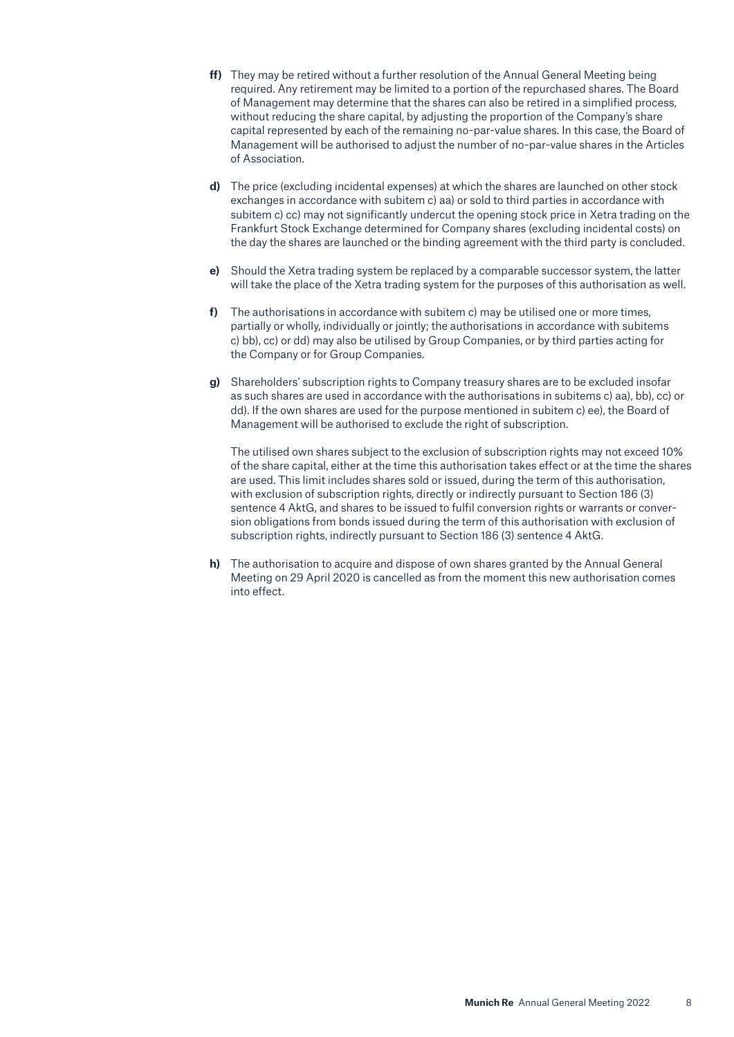**ff)** They may be retired without a further resolution of the Annual General Meeting being required. Any retirement may be limited to a portion of the repurchased shares. The Board of Management may determine that the shares can also be retired in a simplified process, without reducing the share capital, by adjusting the proportion of the Company's share capital represented by each of the remaining no-par-value shares. In this case, the Board of Management will be authorised to adjust the number of no-par-value shares in the Articles of Association.

**d)** The price (excluding incidental expenses) at which the shares are launched on other stock exchanges in accordance with subitem c) aa) or sold to third parties in accordance with subitem c) cc) may not significantly undercut the opening stock price in Xetra trading on the Frankfurt Stock Exchange determined for Company shares (excluding incidental costs) on the day the shares are launched or the binding agreement with the third party is concluded.

**e)** Should the Xetra trading system be replaced by a comparable successor system, the latter will take the place of the Xetra trading system for the purposes of this authorisation as well.

**f)** The authorisations in accordance with subitem c) may be utilised one or more times, partially or wholly, individually or jointly; the authorisations in accordance with subitems c) bb), cc) or dd) may also be utilised by Group Companies, or by third parties acting for the Company or for Group Companies.

**g)** Shareholders' subscription rights to Company treasury shares are to be excluded insofar as such shares are used in accordance with the authorisations in subitems c) aa), bb), cc) or dd). If the own shares are used for the purpose mentioned in subitem c) ee), the Board of Management will be authorised to exclude the right of subscription.

The utilised own shares subject to the exclusion of subscription rights may not exceed 10% of the share capital, either at the time this authorisation takes effect or at the time the shares are used. This limit includes shares sold or issued, during the term of this authorisation, with exclusion of subscription rights, directly or indirectly pursuant to Section 186 (3) sentence 4 AktG, and shares to be issued to fulfil conversion rights or warrants or conversion obligations from bonds issued during the term of this authorisation with exclusion of subscription rights, indirectly pursuant to Section 186 (3) sentence 4 AktG.

**h)** The authorisation to acquire and dispose of own shares granted by the Annual General Meeting on 29 April 2020 is cancelled as from the moment this new authorisation comes into effect.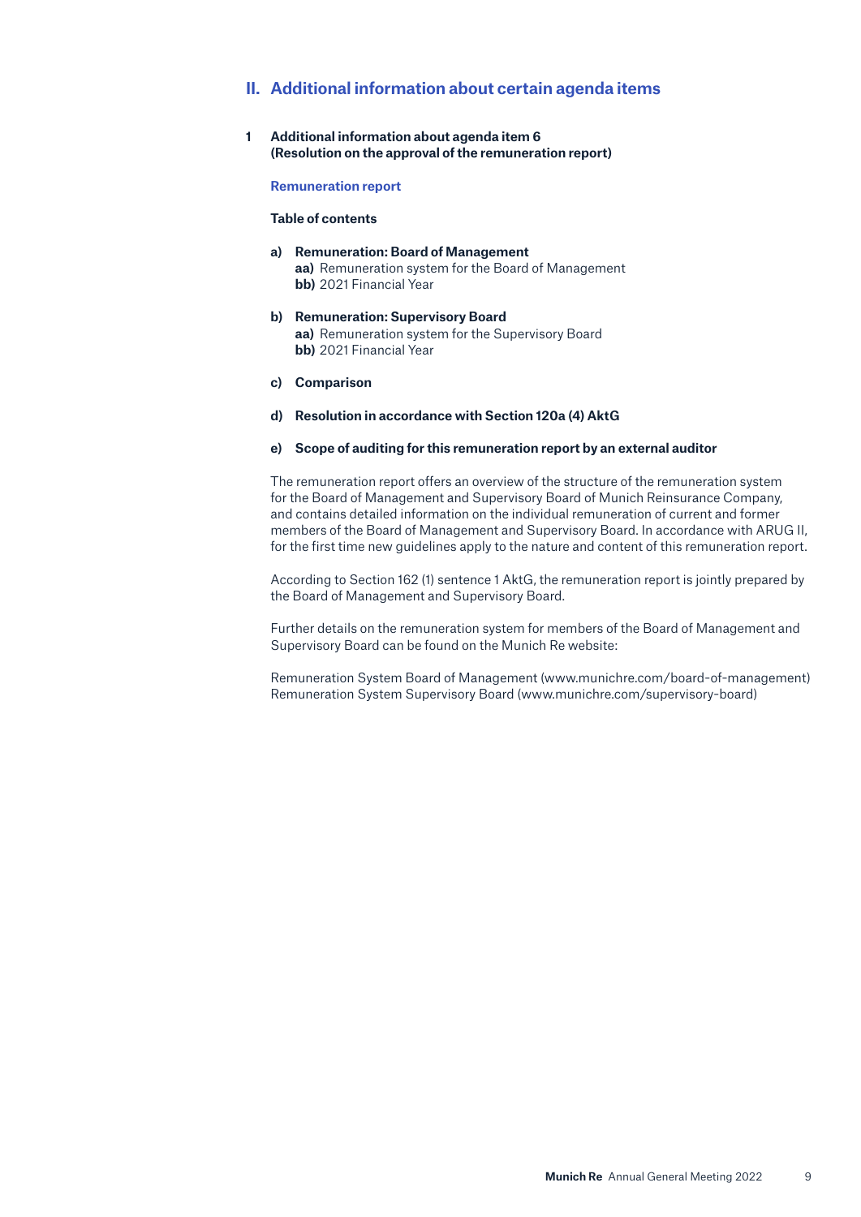## II. Additional information about certain agenda items

### 1 Additional information about agenda item 6 (Resolution on the approval of the remuneration report)

#### Remuneration report

**Table of contents**

**a) Remuneration: Board of Management**
**aa)** Remuneration system for the Board of Management
**bb)** 2021 Financial Year

**b) Remuneration: Supervisory Board**
**aa)** Remuneration system for the Supervisory Board
**bb)** 2021 Financial Year

**c) Comparison**

**d) Resolution in accordance with Section 120a (4) AktG**

**e) Scope of auditing for this remuneration report by an external auditor**

The remuneration report offers an overview of the structure of the remuneration system for the Board of Management and Supervisory Board of Munich Reinsurance Company, and contains detailed information on the individual remuneration of current and former members of the Board of Management and Supervisory Board. In accordance with ARUG II, for the first time new guidelines apply to the nature and content of this remuneration report.

According to Section 162 (1) sentence 1 AktG, the remuneration report is jointly prepared by the Board of Management and Supervisory Board.

Further details on the remuneration system for members of the Board of Management and Supervisory Board can be found on the Munich Re website:

Remuneration System Board of Management (www.munichre.com/board-of-management)
Remuneration System Supervisory Board (www.munichre.com/supervisory-board)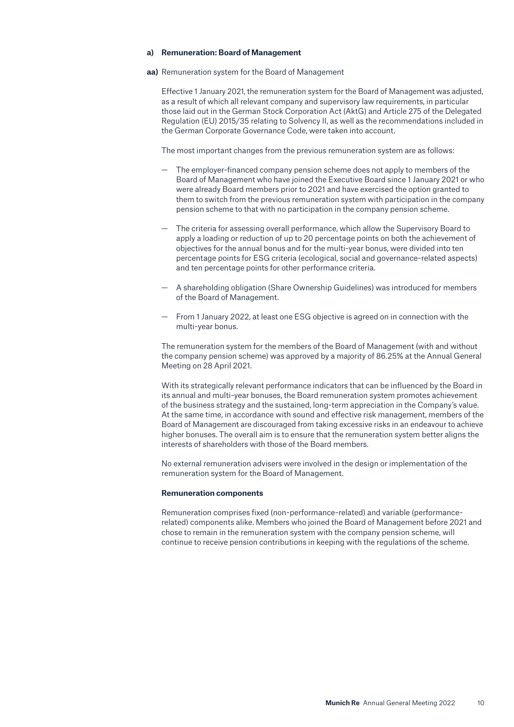**a) Remuneration: Board of Management**

**aa)** Remuneration system for the Board of Management

Effective 1 January 2021, the remuneration system for the Board of Management was adjusted, as a result of which all relevant company and supervisory law requirements, in particular those laid out in the German Stock Corporation Act (AktG) and Article 275 of the Delegated Regulation (EU) 2015/35 relating to Solvency II, as well as the recommendations included in the German Corporate Governance Code, were taken into account.

The most important changes from the previous remuneration system are as follows:

— The employer-financed company pension scheme does not apply to members of the Board of Management who have joined the Executive Board since 1 January 2021 or who were already Board members prior to 2021 and have exercised the option granted to them to switch from the previous remuneration system with participation in the company pension scheme to that with no participation in the company pension scheme.

— The criteria for assessing overall performance, which allow the Supervisory Board to apply a loading or reduction of up to 20 percentage points on both the achievement of objectives for the annual bonus and for the multi-year bonus, were divided into ten percentage points for ESG criteria (ecological, social and governance-related aspects) and ten percentage points for other performance criteria.

— A shareholding obligation (Share Ownership Guidelines) was introduced for members of the Board of Management.

— From 1 January 2022, at least one ESG objective is agreed on in connection with the multi-year bonus.

The remuneration system for the members of the Board of Management (with and without the company pension scheme) was approved by a majority of 86.25% at the Annual General Meeting on 28 April 2021.

With its strategically relevant performance indicators that can be influenced by the Board in its annual and multi-year bonuses, the Board remuneration system promotes achievement of the business strategy and the sustained, long-term appreciation in the Company's value. At the same time, in accordance with sound and effective risk management, members of the Board of Management are discouraged from taking excessive risks in an endeavour to achieve higher bonuses. The overall aim is to ensure that the remuneration system better aligns the interests of shareholders with those of the Board members.

No external remuneration advisers were involved in the design or implementation of the remuneration system for the Board of Management.

**Remuneration components**

Remuneration comprises fixed (non-performance-related) and variable (performance-related) components alike. Members who joined the Board of Management before 2021 and chose to remain in the remuneration system with the company pension scheme, will continue to receive pension contributions in keeping with the regulations of the scheme.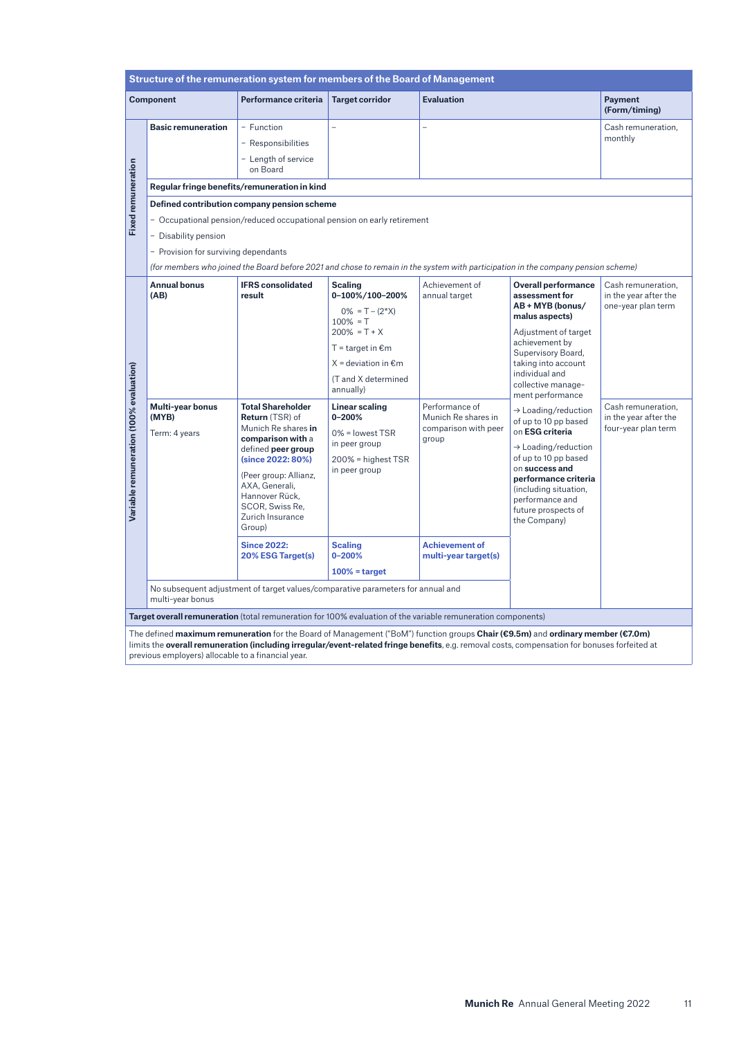**Structure of the remuneration system for members of the Board of Management**

| | Component | Performance criteria | Target corridor | Evaluation | | Payment (Form/timing) |
|---|---|---|---|---|---|---|
| **Fixed remuneration** | **Basic remuneration** | – Function<br>– Responsibilities<br>– Length of service on Board | – | – | | Cash remuneration, monthly |
| | **Regular fringe benefits/remuneration in kind** | | | | | |
| | **Defined contribution company pension scheme**<br>– Occupational pension/reduced occupational pension on early retirement<br>– Disability pension<br>– Provision for surviving dependants<br>*(for members who joined the Board before 2021 and chose to remain in the system with participation in the company pension scheme)* | | | | | |
| **Variable remuneration (100% evaluation)** | **Annual bonus (AB)** | **IFRS consolidated result** | **Scaling 0–100%/100–200%**<br>0% = T – (2*X)<br>100% = T<br>200% = T + X<br>T = target in €m<br>X = deviation in €m<br>(T and X determined annually) | Achievement of annual target | **Overall performance assessment for AB + MYB (bonus/malus aspects)**<br>Adjustment of target achievement by Supervisory Board, taking into account individual and collective management performance<br>→ Loading/reduction of up to 10 pp based on **ESG criteria**<br>→ Loading/reduction of up to 10 pp based on **success and performance criteria** (including situation, performance and future prospects of the Company) | Cash remuneration, in the year after the one-year plan term |
| | **Multi-year bonus (MYB)**<br>Term: 4 years | **Total Shareholder Return** (TSR) of Munich Re shares **in comparison with** a defined **peer group (since 2022: 80%)**<br>(Peer group: Allianz, AXA, Generali, Hannover Rück, SCOR, Swiss Re, Zurich Insurance Group) | **Linear scaling 0–200%**<br>0% = lowest TSR in peer group<br>200% = highest TSR in peer group | Performance of Munich Re shares in comparison with peer group | | Cash remuneration, in the year after the four-year plan term |
| | | **Since 2022: 20% ESG Target(s)** | **Scaling 0–200%**<br>**100% = target** | **Achievement of multi-year target(s)** | | |
| | No subsequent adjustment of target values/comparative parameters for annual and multi-year bonus | | | | | |

**Target overall remuneration** (total remuneration for 100% evaluation of the variable remuneration components)

The defined **maximum remuneration** for the Board of Management ("BoM") function groups **Chair (€9.5m)** and **ordinary member (€7.0m)** limits the **overall remuneration (including irregular/event-related fringe benefits**, e.g. removal costs, compensation for bonuses forfeited at previous employers) allocable to a financial year.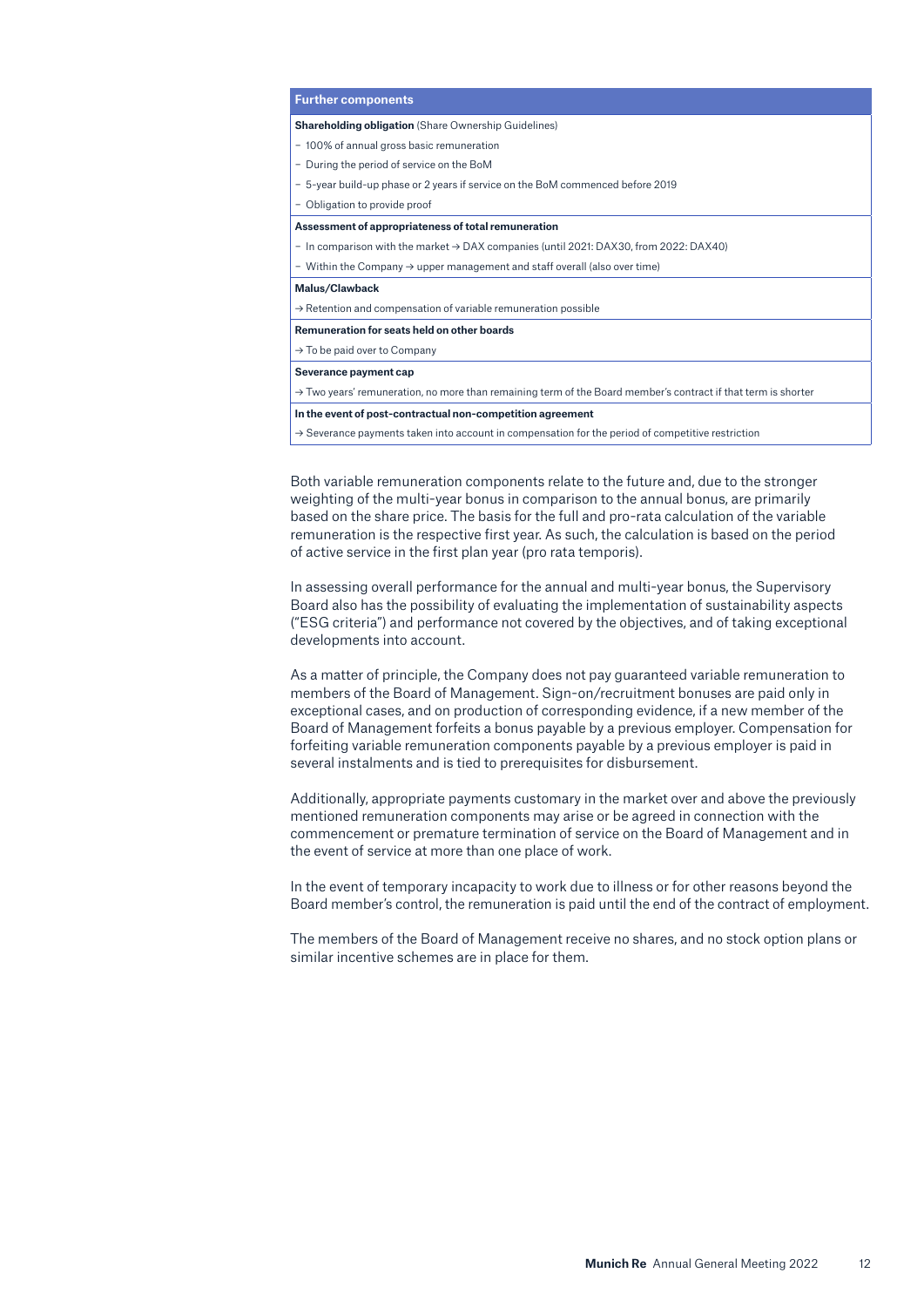| Further components |
|---|
| **Shareholding obligation** (Share Ownership Guidelines) |
| – 100% of annual gross basic remuneration |
| – During the period of service on the BoM |
| – 5-year build-up phase or 2 years if service on the BoM commenced before 2019 |
| – Obligation to provide proof |
| **Assessment of appropriateness of total remuneration** |
| – In comparison with the market → DAX companies (until 2021: DAX30, from 2022: DAX40) |
| – Within the Company → upper management and staff overall (also over time) |
| **Malus/Clawback** |
| → Retention and compensation of variable remuneration possible |
| **Remuneration for seats held on other boards** |
| → To be paid over to Company |
| **Severance payment cap** |
| → Two years' remuneration, no more than remaining term of the Board member's contract if that term is shorter |
| **In the event of post-contractual non-competition agreement** |
| → Severance payments taken into account in compensation for the period of competitive restriction |

Both variable remuneration components relate to the future and, due to the stronger weighting of the multi-year bonus in comparison to the annual bonus, are primarily based on the share price. The basis for the full and pro-rata calculation of the variable remuneration is the respective first year. As such, the calculation is based on the period of active service in the first plan year (pro rata temporis).

In assessing overall performance for the annual and multi-year bonus, the Supervisory Board also has the possibility of evaluating the implementation of sustainability aspects ("ESG criteria") and performance not covered by the objectives, and of taking exceptional developments into account.

As a matter of principle, the Company does not pay guaranteed variable remuneration to members of the Board of Management. Sign-on/recruitment bonuses are paid only in exceptional cases, and on production of corresponding evidence, if a new member of the Board of Management forfeits a bonus payable by a previous employer. Compensation for forfeiting variable remuneration components payable by a previous employer is paid in several instalments and is tied to prerequisites for disbursement.

Additionally, appropriate payments customary in the market over and above the previously mentioned remuneration components may arise or be agreed in connection with the commencement or premature termination of service on the Board of Management and in the event of service at more than one place of work.

In the event of temporary incapacity to work due to illness or for other reasons beyond the Board member's control, the remuneration is paid until the end of the contract of employment.

The members of the Board of Management receive no shares, and no stock option plans or similar incentive schemes are in place for them.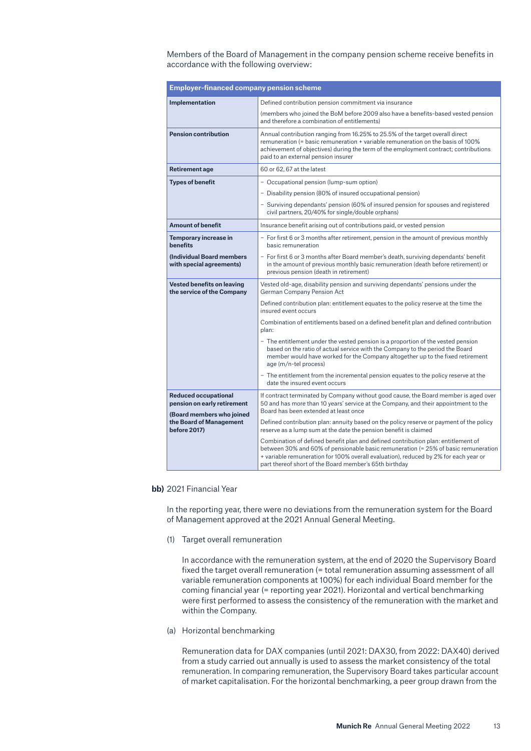Members of the Board of Management in the company pension scheme receive benefits in accordance with the following overview:

| Employer-financed company pension scheme | |
|---|---|
| **Implementation** | Defined contribution pension commitment via insurance<br>(members who joined the BoM before 2009 also have a benefits-based vested pension and therefore a combination of entitlements) |
| **Pension contribution** | Annual contribution ranging from 16.25% to 25.5% of the target overall direct remuneration (= basic remuneration + variable remuneration on the basis of 100% achievement of objectives) during the term of the employment contract; contributions paid to an external pension insurer |
| **Retirement age** | 60 or 62, 67 at the latest |
| **Types of benefit** | – Occupational pension (lump-sum option)<br>– Disability pension (80% of insured occupational pension)<br>– Surviving dependants' pension (60% of insured pension for spouses and registered civil partners, 20/40% for single/double orphans) |
| **Amount of benefit** | Insurance benefit arising out of contributions paid, or vested pension |
| **Temporary increase in benefits**<br>**(Individual Board members with special agreements)** | – For first 6 or 3 months after retirement, pension in the amount of previous monthly basic remuneration<br>– For first 6 or 3 months after Board member's death, surviving dependants' benefit in the amount of previous monthly basic remuneration (death before retirement) or previous pension (death in retirement) |
| **Vested benefits on leaving the service of the Company** | Vested old-age, disability pension and surviving dependants' pensions under the German Company Pension Act<br>Defined contribution plan: entitlement equates to the policy reserve at the time the insured event occurs<br>Combination of entitlements based on a defined benefit plan and defined contribution plan:<br>– The entitlement under the vested pension is a proportion of the vested pension based on the ratio of actual service with the Company to the period the Board member would have worked for the Company altogether up to the fixed retirement age (m/n-tel process)<br>– The entitlement from the incremental pension equates to the policy reserve at the date the insured event occurs |
| **Reduced occupational pension on early retirement**<br>**(Board members who joined the Board of Management before 2017)** | If contract terminated by Company without good cause, the Board member is aged over 50 and has more than 10 years' service at the Company, and their appointment to the Board has been extended at least once<br>Defined contribution plan: annuity based on the policy reserve or payment of the policy reserve as a lump sum at the date the pension benefit is claimed<br>Combination of defined benefit plan and defined contribution plan: entitlement of between 30% and 60% of pensionable basic remuneration (= 25% of basic remuneration + variable remuneration for 100% overall evaluation), reduced by 2% for each year or part thereof short of the Board member's 65th birthday |

**bb)** 2021 Financial Year

In the reporting year, there were no deviations from the remuneration system for the Board of Management approved at the 2021 Annual General Meeting.

(1) Target overall remuneration

In accordance with the remuneration system, at the end of 2020 the Supervisory Board fixed the target overall remuneration (= total remuneration assuming assessment of all variable remuneration components at 100%) for each individual Board member for the coming financial year (= reporting year 2021). Horizontal and vertical benchmarking were first performed to assess the consistency of the remuneration with the market and within the Company.

(a) Horizontal benchmarking

Remuneration data for DAX companies (until 2021: DAX30, from 2022: DAX40) derived from a study carried out annually is used to assess the market consistency of the total remuneration. In comparing remuneration, the Supervisory Board takes particular account of market capitalisation. For the horizontal benchmarking, a peer group drawn from the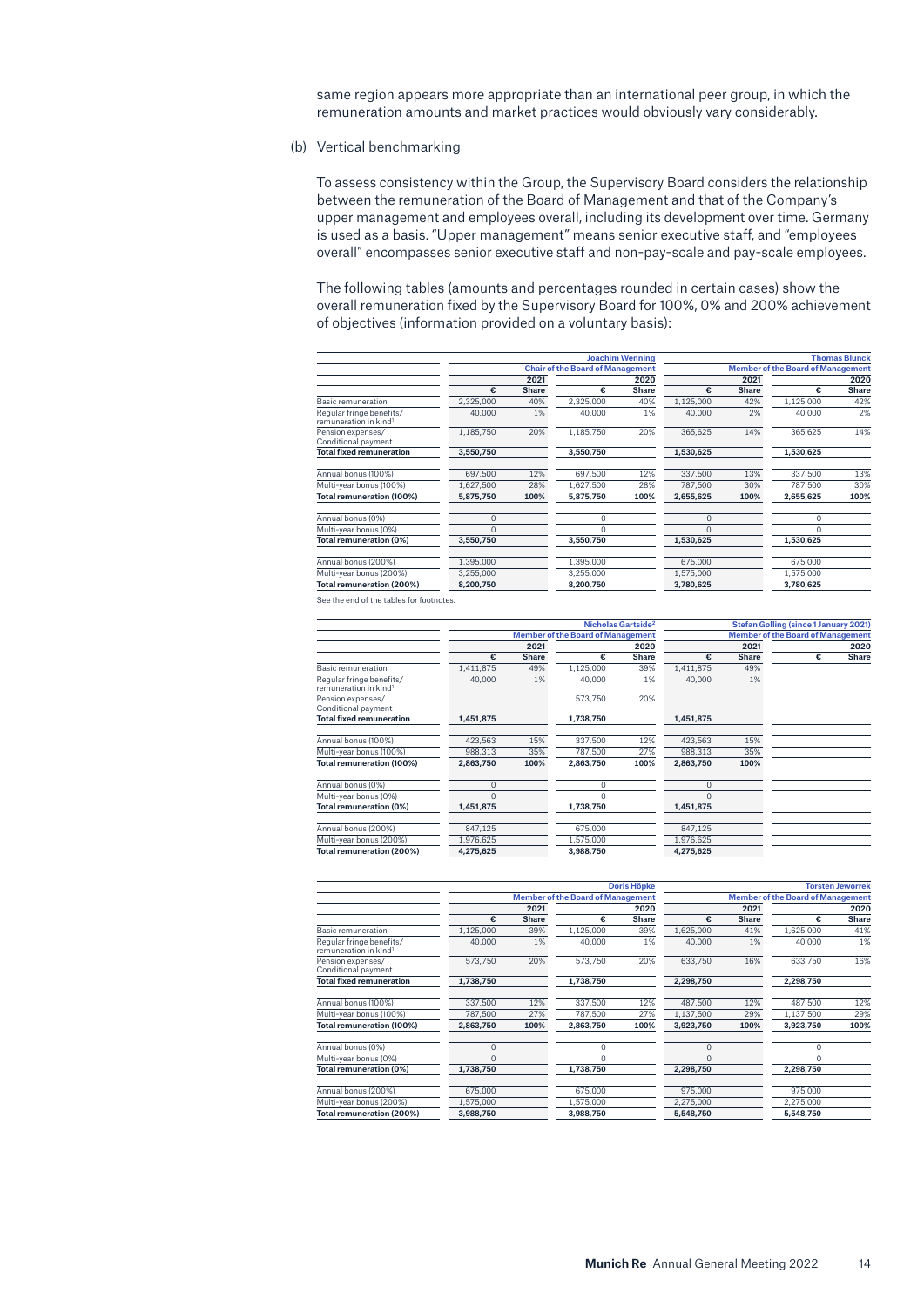same region appears more appropriate than an international peer group, in which the remuneration amounts and market practices would obviously vary considerably.

(b) Vertical benchmarking

To assess consistency within the Group, the Supervisory Board considers the relationship between the remuneration of the Board of Management and that of the Company's upper management and employees overall, including its development over time. Germany is used as a basis. "Upper management" means senior executive staff, and "employees overall" encompasses senior executive staff and non-pay-scale and pay-scale employees.

The following tables (amounts and percentages rounded in certain cases) show the overall remuneration fixed by the Supervisory Board for 100%, 0% and 200% achievement of objectives (information provided on a voluntary basis):

| | Joachim Wenning | | | | Thomas Blunck | | | |
|---|---|---|---|---|---|---|---|---|
| | Chair of the Board of Management | | | | Member of the Board of Management | | | |
| | 2021 | | 2020 | | 2021 | | 2020 | |
| | € | Share | € | Share | € | Share | € | Share |
| Basic remuneration | 2,325,000 | 40% | 2,325,000 | 40% | 1,125,000 | 42% | 1,125,000 | 42% |
| Regular fringe benefits/ remuneration in kind[1] | 40,000 | 1% | 40,000 | 1% | 40,000 | 2% | 40,000 | 2% |
| Pension expenses/ Conditional payment | 1,185,750 | 20% | 1,185,750 | 20% | 365,625 | 14% | 365,625 | 14% |
| **Total fixed remuneration** | **3,550,750** | | **3,550,750** | | **1,530,625** | | **1,530,625** | |
| Annual bonus (100%) | 697,500 | 12% | 697,500 | 12% | 337,500 | 13% | 337,500 | 13% |
| Multi-year bonus (100%) | 1,627,500 | 28% | 1,627,500 | 28% | 787,500 | 30% | 787,500 | 30% |
| **Total remuneration (100%)** | **5,875,750** | **100%** | **5,875,750** | **100%** | **2,655,625** | **100%** | **2,655,625** | **100%** |
| Annual bonus (0%) | 0 | | 0 | | 0 | | 0 | |
| Multi-year bonus (0%) | 0 | | 0 | | 0 | | 0 | |
| **Total remuneration (0%)** | **3,550,750** | | **3,550,750** | | **1,530,625** | | **1,530,625** | |
| Annual bonus (200%) | 1,395,000 | | 1,395,000 | | 675,000 | | 675,000 | |
| Multi-year bonus (200%) | 3,255,000 | | 3,255,000 | | 1,575,000 | | 1,575,000 | |
| **Total remuneration (200%)** | **8,200,750** | | **8,200,750** | | **3,780,625** | | **3,780,625** | |

See the end of the tables for footnotes.

| | Nicholas Gartside[2] | | | | Stefan Golling (since 1 January 2021) | | | |
|---|---|---|---|---|---|---|---|---|
| | Member of the Board of Management | | | | Member of the Board of Management | | | |
| | 2021 | | 2020 | | 2021 | | 2020 | |
| | € | Share | € | Share | € | Share | € | Share |
| Basic remuneration | 1,411,875 | 49% | 1,125,000 | 39% | 1,411,875 | 49% | | |
| Regular fringe benefits/ remuneration in kind[1] | 40,000 | 1% | 40,000 | 1% | 40,000 | 1% | | |
| Pension expenses/ Conditional payment | | | 573,750 | 20% | | | | |
| **Total fixed remuneration** | **1,451,875** | | **1,738,750** | | **1,451,875** | | | |
| Annual bonus (100%) | 423,563 | 15% | 337,500 | 12% | 423,563 | 15% | | |
| Multi-year bonus (100%) | 988,313 | 35% | 787,500 | 27% | 988,313 | 35% | | |
| **Total remuneration (100%)** | **2,863,750** | **100%** | **2,863,750** | **100%** | **2,863,750** | **100%** | | |
| Annual bonus (0%) | 0 | | 0 | | 0 | | | |
| Multi-year bonus (0%) | 0 | | 0 | | 0 | | | |
| **Total remuneration (0%)** | **1,451,875** | | **1,738,750** | | **1,451,875** | | | |
| Annual bonus (200%) | 847,125 | | 675,000 | | 847,125 | | | |
| Multi-year bonus (200%) | 1,976,625 | | 1,575,000 | | 1,976,625 | | | |
| **Total remuneration (200%)** | **4,275,625** | | **3,988,750** | | **4,275,625** | | | |

| | Doris Höpke | | | | Torsten Jeworrek | | | |
|---|---|---|---|---|---|---|---|---|
| | Member of the Board of Management | | | | Member of the Board of Management | | | |
| | 2021 | | 2020 | | 2021 | | 2020 | |
| | € | Share | € | Share | € | Share | € | Share |
| Basic remuneration | 1,125,000 | 39% | 1,125,000 | 39% | 1,625,000 | 41% | 1,625,000 | 41% |
| Regular fringe benefits/ remuneration in kind[1] | 40,000 | 1% | 40,000 | 1% | 40,000 | 1% | 40,000 | 1% |
| Pension expenses/ Conditional payment | 573,750 | 20% | 573,750 | 20% | 633,750 | 16% | 633,750 | 16% |
| **Total fixed remuneration** | **1,738,750** | | **1,738,750** | | **2,298,750** | | **2,298,750** | |
| Annual bonus (100%) | 337,500 | 12% | 337,500 | 12% | 487,500 | 12% | 487,500 | 12% |
| Multi-year bonus (100%) | 787,500 | 27% | 787,500 | 27% | 1,137,500 | 29% | 1,137,500 | 29% |
| **Total remuneration (100%)** | **2,863,750** | **100%** | **2,863,750** | **100%** | **3,923,750** | **100%** | **3,923,750** | **100%** |
| Annual bonus (0%) | 0 | | 0 | | 0 | | 0 | |
| Multi-year bonus (0%) | 0 | | 0 | | 0 | | 0 | |
| **Total remuneration (0%)** | **1,738,750** | | **1,738,750** | | **2,298,750** | | **2,298,750** | |
| Annual bonus (200%) | 675,000 | | 675,000 | | 975,000 | | 975,000 | |
| Multi-year bonus (200%) | 1,575,000 | | 1,575,000 | | 2,275,000 | | 2,275,000 | |
| **Total remuneration (200%)** | **3,988,750** | | **3,988,750** | | **5,548,750** | | **5,548,750** | |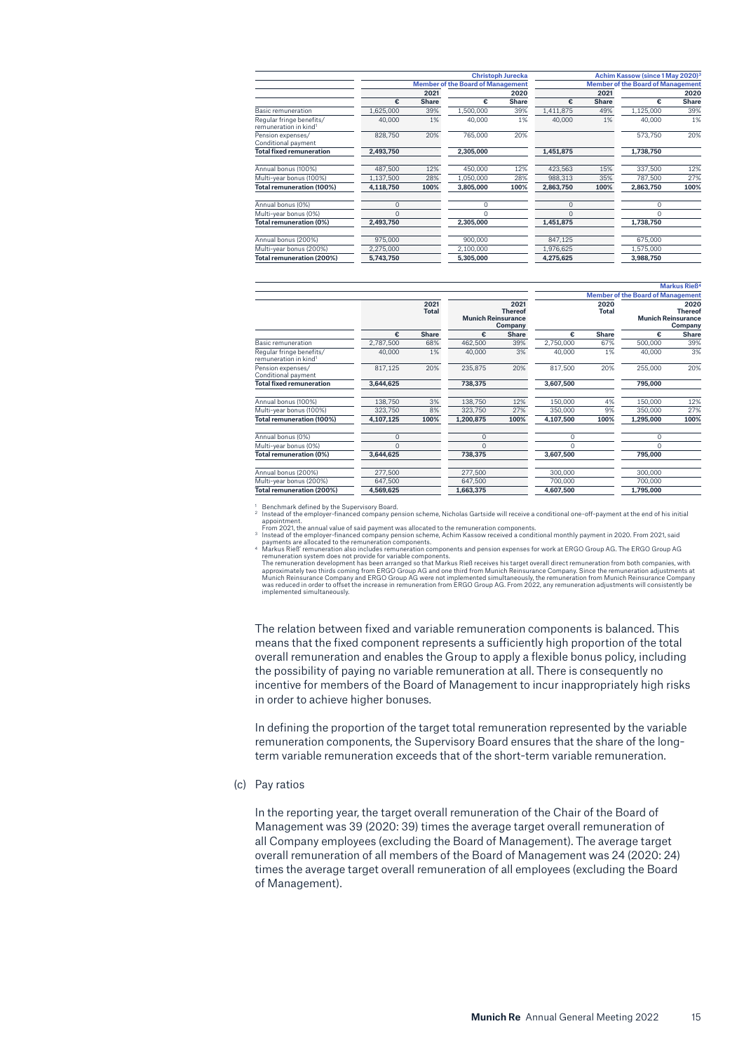| | Christoph Jurecka | | | | Achim Kassow (since 1 May 2020)[3] | | | |
|---|---|---|---|---|---|---|---|---|
| | Member of the Board of Management | | | | Member of the Board of Management | | | |
| | 2021 | | 2020 | | 2021 | | 2020 | |
| | € | Share | € | Share | € | Share | € | Share |
| Basic remuneration | 1,625,000 | 39% | 1,500,000 | 39% | 1,411,875 | 49% | 1,125,000 | 39% |
| Regular fringe benefits/ remuneration in kind[1] | 40,000 | 1% | 40,000 | 1% | 40,000 | 1% | 40,000 | 1% |
| Pension expenses/ Conditional payment | 828,750 | 20% | 765,000 | 20% | | | 573,750 | 20% |
| **Total fixed remuneration** | **2,493,750** | | **2,305,000** | | **1,451,875** | | **1,738,750** | |
| Annual bonus (100%) | 487,500 | 12% | 450,000 | 12% | 423,563 | 15% | 337,500 | 12% |
| Multi-year bonus (100%) | 1,137,500 | 28% | 1,050,000 | 28% | 988,313 | 35% | 787,500 | 27% |
| **Total remuneration (100%)** | **4,118,750** | **100%** | **3,805,000** | **100%** | **2,863,750** | **100%** | **2,863,750** | **100%** |
| Annual bonus (0%) | 0 | | 0 | | 0 | | 0 | |
| Multi-year bonus (0%) | 0 | | 0 | | 0 | | 0 | |
| **Total remuneration (0%)** | **2,493,750** | | **2,305,000** | | **1,451,875** | | **1,738,750** | |
| Annual bonus (200%) | 975,000 | | 900,000 | | 847,125 | | 675,000 | |
| Multi-year bonus (200%) | 2,275,000 | | 2,100,000 | | 1,976,625 | | 1,575,000 | |
| **Total remuneration (200%)** | **5,743,750** | | **5,305,000** | | **4,275,625** | | **3,988,750** | |

| | Markus Rieß[4] | | | | | | | |
|---|---|---|---|---|---|---|---|---|
| | | | | | Member of the Board of Management | | | |
| | 2021 Total | | 2021 Thereof Munich Reinsurance Company | | 2020 Total | | 2020 Thereof Munich Reinsurance Company | |
| | € | Share | € | Share | € | Share | € | Share |
| Basic remuneration | 2,787,500 | 68% | 462,500 | 39% | 2,750,000 | 67% | 500,000 | 39% |
| Regular fringe benefits/ remuneration in kind[1] | 40,000 | 1% | 40,000 | 3% | 40,000 | 1% | 40,000 | 3% |
| Pension expenses/ Conditional payment | 817,125 | 20% | 235,875 | 20% | 817,500 | 20% | 255,000 | 20% |
| **Total fixed remuneration** | **3,644,625** | | **738,375** | | **3,607,500** | | **795,000** | |
| Annual bonus (100%) | 138,750 | 3% | 138,750 | 12% | 150,000 | 4% | 150,000 | 12% |
| Multi-year bonus (100%) | 323,750 | 8% | 323,750 | 27% | 350,000 | 9% | 350,000 | 27% |
| **Total remuneration (100%)** | **4,107,125** | **100%** | **1,200,875** | **100%** | **4,107,500** | **100%** | **1,295,000** | **100%** |
| Annual bonus (0%) | 0 | | 0 | | 0 | | 0 | |
| Multi-year bonus (0%) | 0 | | 0 | | 0 | | 0 | |
| **Total remuneration (0%)** | **3,644,625** | | **738,375** | | **3,607,500** | | **795,000** | |
| Annual bonus (200%) | 277,500 | | 277,500 | | 300,000 | | 300,000 | |
| Multi-year bonus (200%) | 647,500 | | 647,500 | | 700,000 | | 700,000 | |
| **Total remuneration (200%)** | **4,569,625** | | **1,663,375** | | **4,607,500** | | **1,795,000** | |

[1] Benchmark defined by the Supervisory Board.
[2] Instead of the employer-financed company pension scheme, Nicholas Gartside will receive a conditional one-off-payment at the end of his initial appointment.
From 2021, the annual value of said payment was allocated to the remuneration components.
[3] Instead of the employer-financed company pension scheme, Achim Kassow received a conditional monthly payment in 2020. From 2021, said payments are allocated to the remuneration components.
[4] Markus Rieß' remuneration also includes remuneration components and pension expenses for work at ERGO Group AG. The ERGO Group AG remuneration system does not provide for variable components.
The remuneration development has been arranged so that Markus Rieß receives his target overall direct remuneration from both companies, with approximately two thirds coming from ERGO Group AG and one third from Munich Reinsurance Company. Since the remuneration adjustments at Munich Reinsurance Company and ERGO Group AG were not implemented simultaneously, the remuneration from Munich Reinsurance Company was reduced in order to offset the increase in remuneration from ERGO Group AG. From 2022, any remuneration adjustments will consistently be implemented simultaneously.

The relation between fixed and variable remuneration components is balanced. This means that the fixed component represents a sufficiently high proportion of the total overall remuneration and enables the Group to apply a flexible bonus policy, including the possibility of paying no variable remuneration at all. There is consequently no incentive for members of the Board of Management to incur inappropriately high risks in order to achieve higher bonuses.

In defining the proportion of the target total remuneration represented by the variable remuneration components, the Supervisory Board ensures that the share of the long-term variable remuneration exceeds that of the short-term variable remuneration.

(c) Pay ratios

In the reporting year, the target overall remuneration of the Chair of the Board of Management was 39 (2020: 39) times the average target overall remuneration of all Company employees (excluding the Board of Management). The average target overall remuneration of all members of the Board of Management was 24 (2020: 24) times the average target overall remuneration of all employees (excluding the Board of Management).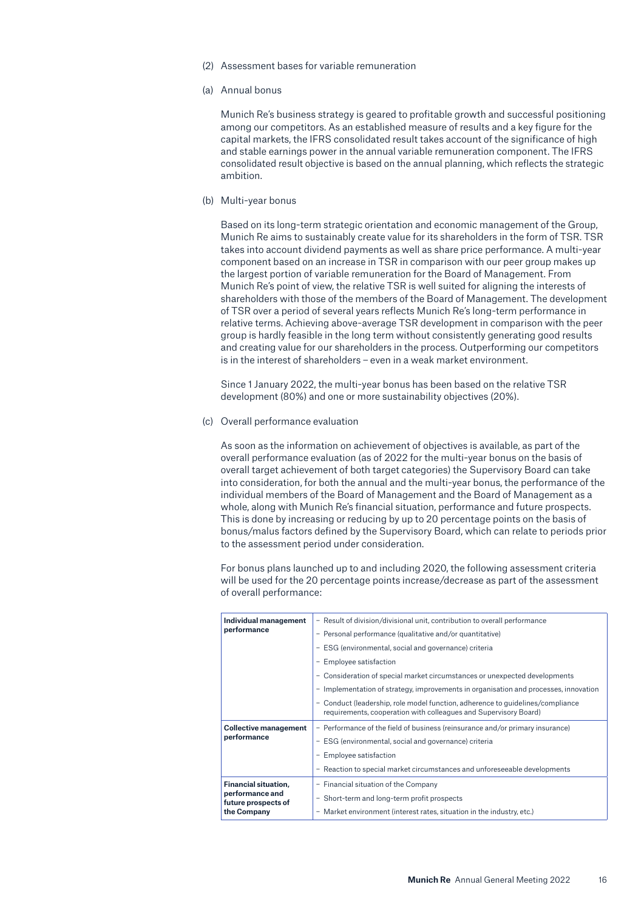(2) Assessment bases for variable remuneration

(a) Annual bonus

Munich Re's business strategy is geared to profitable growth and successful positioning among our competitors. As an established measure of results and a key figure for the capital markets, the IFRS consolidated result takes account of the significance of high and stable earnings power in the annual variable remuneration component. The IFRS consolidated result objective is based on the annual planning, which reflects the strategic ambition.

(b) Multi-year bonus

Based on its long-term strategic orientation and economic management of the Group, Munich Re aims to sustainably create value for its shareholders in the form of TSR. TSR takes into account dividend payments as well as share price performance. A multi-year component based on an increase in TSR in comparison with our peer group makes up the largest portion of variable remuneration for the Board of Management. From Munich Re's point of view, the relative TSR is well suited for aligning the interests of shareholders with those of the members of the Board of Management. The development of TSR over a period of several years reflects Munich Re's long-term performance in relative terms. Achieving above-average TSR development in comparison with the peer group is hardly feasible in the long term without consistently generating good results and creating value for our shareholders in the process. Outperforming our competitors is in the interest of shareholders – even in a weak market environment.

Since 1 January 2022, the multi-year bonus has been based on the relative TSR development (80%) and one or more sustainability objectives (20%).

(c) Overall performance evaluation

As soon as the information on achievement of objectives is available, as part of the overall performance evaluation (as of 2022 for the multi-year bonus on the basis of overall target achievement of both target categories) the Supervisory Board can take into consideration, for both the annual and the multi-year bonus, the performance of the individual members of the Board of Management and the Board of Management as a whole, along with Munich Re's financial situation, performance and future prospects. This is done by increasing or reducing by up to 20 percentage points on the basis of bonus/malus factors defined by the Supervisory Board, which can relate to periods prior to the assessment period under consideration.

For bonus plans launched up to and including 2020, the following assessment criteria will be used for the 20 percentage points increase/decrease as part of the assessment of overall performance:

| | |
|---|---|
| **Individual management performance** | – Result of division/divisional unit, contribution to overall performance<br>– Personal performance (qualitative and/or quantitative)<br>– ESG (environmental, social and governance) criteria<br>– Employee satisfaction<br>– Consideration of special market circumstances or unexpected developments<br>– Implementation of strategy, improvements in organisation and processes, innovation<br>– Conduct (leadership, role model function, adherence to guidelines/compliance requirements, cooperation with colleagues and Supervisory Board) |
| **Collective management performance** | – Performance of the field of business (reinsurance and/or primary insurance)<br>– ESG (environmental, social and governance) criteria<br>– Employee satisfaction<br>– Reaction to special market circumstances and unforeseeable developments |
| **Financial situation, performance and future prospects of the Company** | – Financial situation of the Company<br>– Short-term and long-term profit prospects<br>– Market environment (interest rates, situation in the industry, etc.) |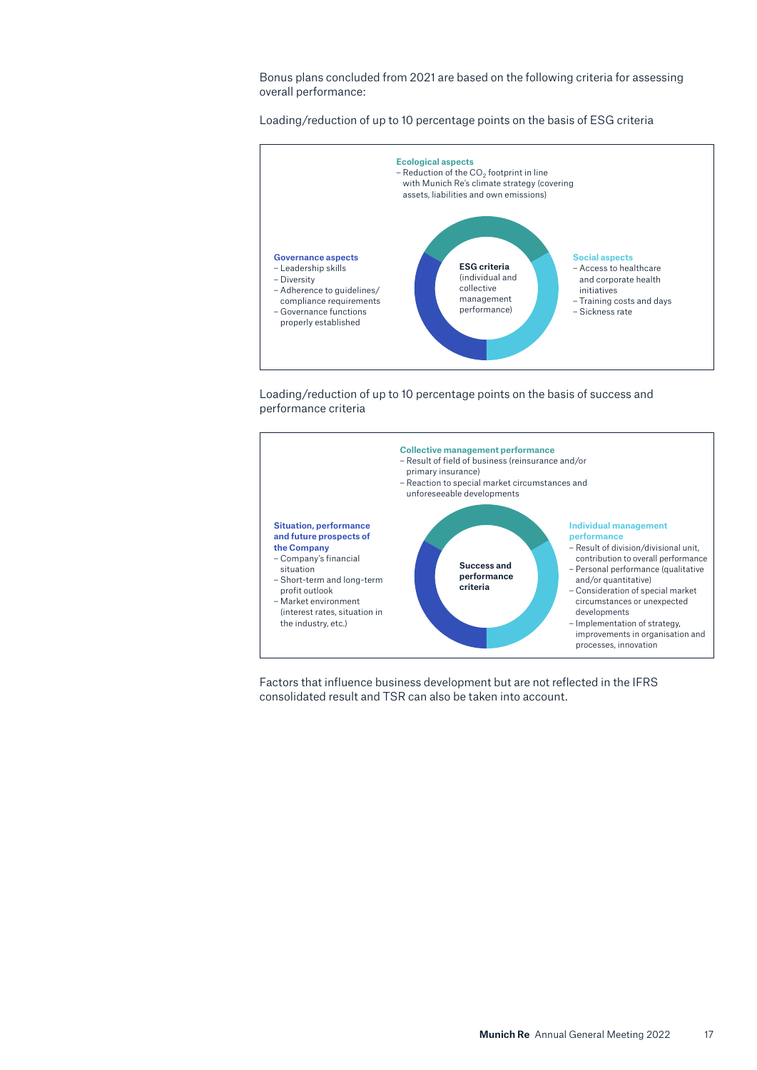Bonus plans concluded from 2021 are based on the following criteria for assessing overall performance:

Loading/reduction of up to 10 percentage points on the basis of ESG criteria

**ESG criteria** (individual and collective management performance)

**Ecological aspects**
- Reduction of the $CO_2$ footprint in line with Munich Re's climate strategy (covering assets, liabilities and own emissions)

**Governance aspects**
- Leadership skills
- Diversity
- Adherence to guidelines/ compliance requirements
- Governance functions properly established

**Social aspects**
- Access to healthcare and corporate health initiatives
- Training costs and days
- Sickness rate

Loading/reduction of up to 10 percentage points on the basis of success and performance criteria

**Success and performance criteria**

**Collective management performance**
- Result of field of business (reinsurance and/or primary insurance)
- Reaction to special market circumstances and unforeseeable developments

**Situation, performance and future prospects of the Company**
- Company's financial situation
- Short-term and long-term profit outlook
- Market environment (interest rates, situation in the industry, etc.)

**Individual management performance**
- Result of division/divisional unit, contribution to overall performance
- Personal performance (qualitative and/or quantitative)
- Consideration of special market circumstances or unexpected developments
- Implementation of strategy, improvements in organisation and processes, innovation

Factors that influence business development but are not reflected in the IFRS consolidated result and TSR can also be taken into account.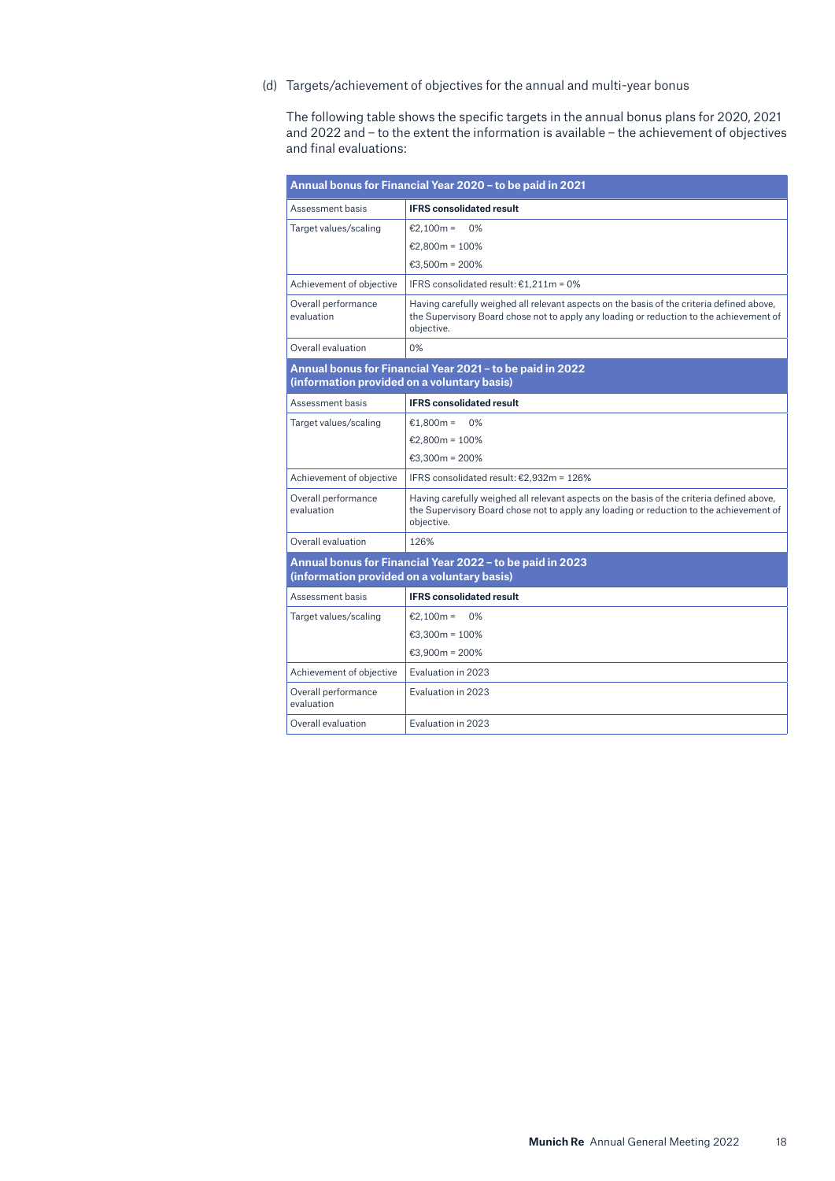(d) Targets/achievement of objectives for the annual and multi-year bonus

The following table shows the specific targets in the annual bonus plans for 2020, 2021 and 2022 and – to the extent the information is available – the achievement of objectives and final evaluations:

| **Annual bonus for Financial Year 2020 – to be paid in 2021** | |
|---|---|
| Assessment basis | **IFRS consolidated result** |
| Target values/scaling | €2,100m = 0%<br>€2,800m = 100%<br>€3,500m = 200% |
| Achievement of objective | IFRS consolidated result: €1,211m = 0% |
| Overall performance evaluation | Having carefully weighed all relevant aspects on the basis of the criteria defined above, the Supervisory Board chose not to apply any loading or reduction to the achievement of objective. |
| Overall evaluation | 0% |

| **Annual bonus for Financial Year 2021 – to be paid in 2022 (information provided on a voluntary basis)** | |
|---|---|
| Assessment basis | **IFRS consolidated result** |
| Target values/scaling | €1,800m = 0%<br>€2,800m = 100%<br>€3,300m = 200% |
| Achievement of objective | IFRS consolidated result: €2,932m = 126% |
| Overall performance evaluation | Having carefully weighed all relevant aspects on the basis of the criteria defined above, the Supervisory Board chose not to apply any loading or reduction to the achievement of objective. |
| Overall evaluation | 126% |

| **Annual bonus for Financial Year 2022 – to be paid in 2023 (information provided on a voluntary basis)** | |
|---|---|
| Assessment basis | **IFRS consolidated result** |
| Target values/scaling | €2,100m = 0%<br>€3,300m = 100%<br>€3,900m = 200% |
| Achievement of objective | Evaluation in 2023 |
| Overall performance evaluation | Evaluation in 2023 |
| Overall evaluation | Evaluation in 2023 |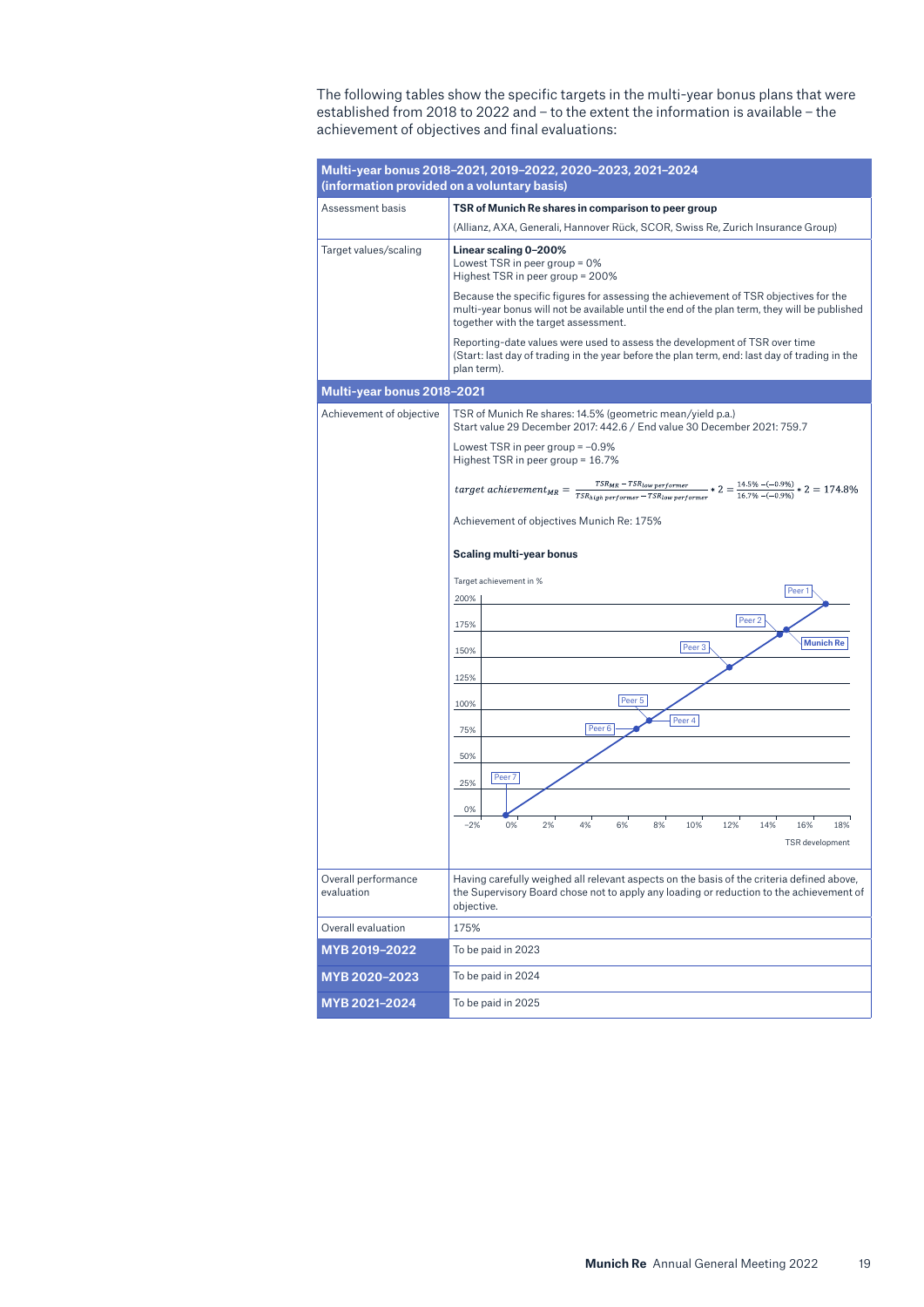The following tables show the specific targets in the multi-year bonus plans that were established from 2018 to 2022 and – to the extent the information is available – the achievement of objectives and final evaluations:

| Multi-year bonus 2018–2021, 2019–2022, 2020–2023, 2021–2024 (information provided on a voluntary basis) | |
|---|---|
| Assessment basis | **TSR of Munich Re shares in comparison to peer group**<br>(Allianz, AXA, Generali, Hannover Rück, SCOR, Swiss Re, Zurich Insurance Group) |
| Target values/scaling | **Linear scaling 0–200%**<br>Lowest TSR in peer group = 0%<br>Highest TSR in peer group = 200%<br>Because the specific figures for assessing the achievement of TSR objectives for the multi-year bonus will not be available until the end of the plan term, they will be published together with the target assessment.<br>Reporting-date values were used to assess the development of TSR over time (Start: last day of trading in the year before the plan term, end: last day of trading in the plan term). |
| **Multi-year bonus 2018–2021** | |
| Achievement of objective | TSR of Munich Re shares: 14.5% (geometric mean/yield p.a.)<br>Start value 29 December 2017: 442.6 / End value 30 December 2021: 759.7<br>Lowest TSR in peer group = −0.9%<br>Highest TSR in peer group = 16.7%<br>$target\ achievement_{MR} = \frac{TSR_{MR} - TSR_{low\ performer}}{TSR_{high\ performer} - TSR_{low\ performer}} * 2 = \frac{14.5\% - (-0.9\%)}{16.7\% - (-0.9\%)} * 2 = 174.8\%$<br>Achievement of objectives Munich Re: 175%<br>**Scaling multi-year bonus**<br>Target achievement in % (y-axis: 0%–200%); TSR development (x-axis: −2%–18%); Peer 1, Peer 2, Munich Re, Peer 3, Peer 4, Peer 5, Peer 6, Peer 7 |
| Overall performance evaluation | Having carefully weighed all relevant aspects on the basis of the criteria defined above, the Supervisory Board chose not to apply any loading or reduction to the achievement of objective. |
| Overall evaluation | 175% |
| **MYB 2019–2022** | To be paid in 2023 |
| **MYB 2020–2023** | To be paid in 2024 |
| **MYB 2021–2024** | To be paid in 2025 |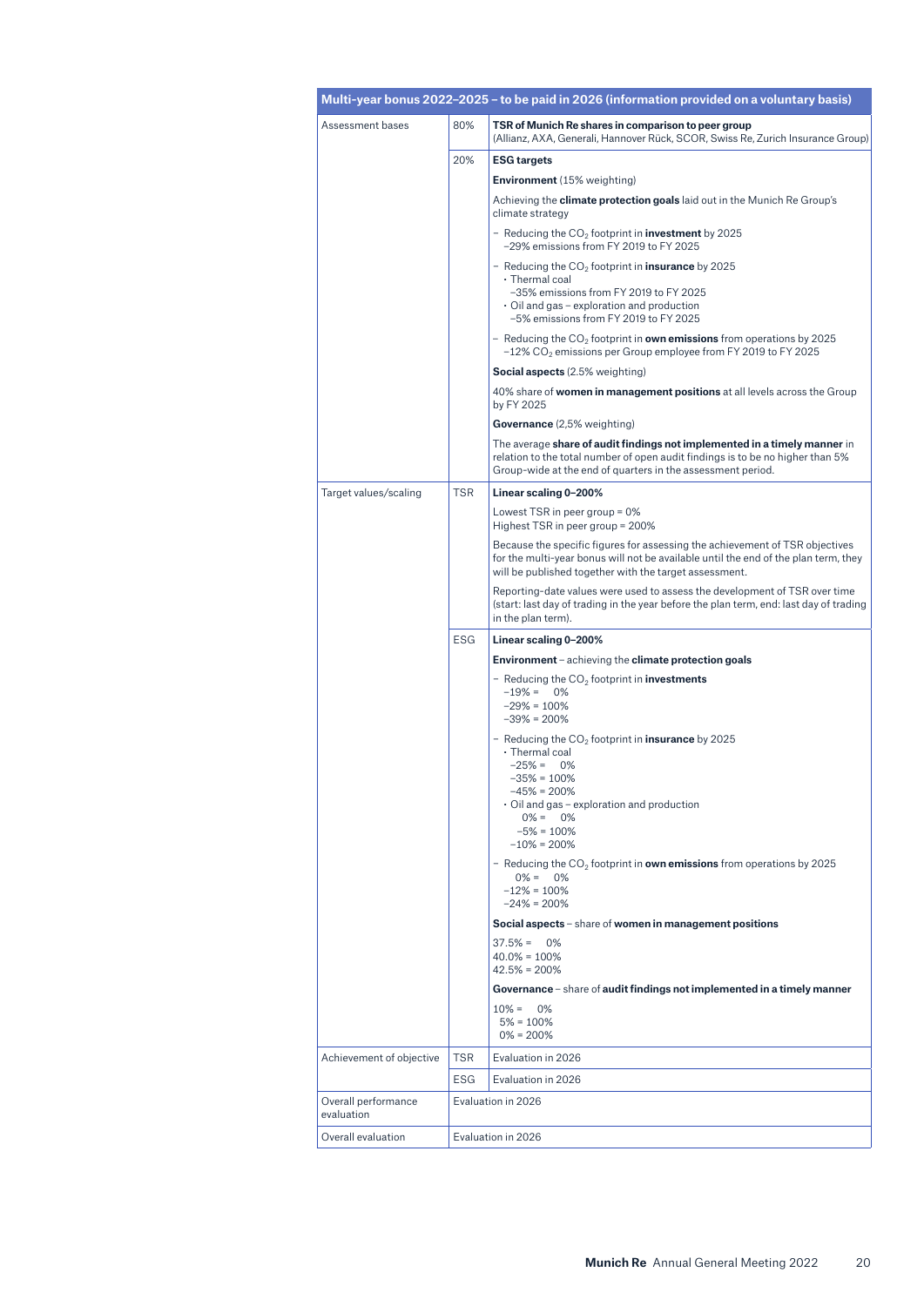| Multi-year bonus 2022–2025 – to be paid in 2026 (information provided on a voluntary basis) | | |
|---|---|---|
| Assessment bases | 80% | **TSR of Munich Re shares in comparison to peer group**<br>(Allianz, AXA, Generali, Hannover Rück, SCOR, Swiss Re, Zurich Insurance Group) |
| | 20% | **ESG targets**<br><br>**Environment** (15% weighting)<br><br>Achieving the **climate protection goals** laid out in the Munich Re Group's climate strategy<br><br>– Reducing the $CO_2$ footprint in **investment** by 2025<br>–29% emissions from FY 2019 to FY 2025<br><br>– Reducing the $CO_2$ footprint in **insurance** by 2025<br>• Thermal coal<br>–35% emissions from FY 2019 to FY 2025<br>• Oil and gas – exploration and production<br>–5% emissions from FY 2019 to FY 2025<br><br>– Reducing the $CO_2$ footprint in **own emissions** from operations by 2025<br>–12% $CO_2$ emissions per Group employee from FY 2019 to FY 2025<br><br>**Social aspects** (2.5% weighting)<br><br>40% share of **women in management positions** at all levels across the Group by FY 2025<br><br>**Governance** (2,5% weighting)<br><br>The average **share of audit findings not implemented in a timely manner** in relation to the total number of open audit findings is to be no higher than 5% Group-wide at the end of quarters in the assessment period. |
| Target values/scaling | TSR | **Linear scaling 0–200%**<br><br>Lowest TSR in peer group = 0%<br>Highest TSR in peer group = 200%<br><br>Because the specific figures for assessing the achievement of TSR objectives for the multi-year bonus will not be available until the end of the plan term, they will be published together with the target assessment.<br><br>Reporting-date values were used to assess the development of TSR over time (start: last day of trading in the year before the plan term, end: last day of trading in the plan term). |
| | ESG | **Linear scaling 0–200%**<br><br>**Environment** – achieving the **climate protection goals**<br><br>– Reducing the $CO_2$ footprint in **investments**<br>–19% = 0%<br>–29% = 100%<br>–39% = 200%<br><br>– Reducing the $CO_2$ footprint in **insurance** by 2025<br>• Thermal coal<br>–25% = 0%<br>–35% = 100%<br>–45% = 200%<br>• Oil and gas – exploration and production<br>0% = 0%<br>–5% = 100%<br>–10% = 200%<br><br>– Reducing the $CO_2$ footprint in **own emissions** from operations by 2025<br>0% = 0%<br>–12% = 100%<br>–24% = 200%<br><br>**Social aspects** – share of **women in management positions**<br><br>37.5% = 0%<br>40.0% = 100%<br>42.5% = 200%<br><br>**Governance** – share of **audit findings not implemented in a timely manner**<br><br>10% = 0%<br>5% = 100%<br>0% = 200% |
| Achievement of objective | TSR | Evaluation in 2026 |
| | ESG | Evaluation in 2026 |
| Overall performance evaluation | Evaluation in 2026 | |
| Overall evaluation | Evaluation in 2026 | |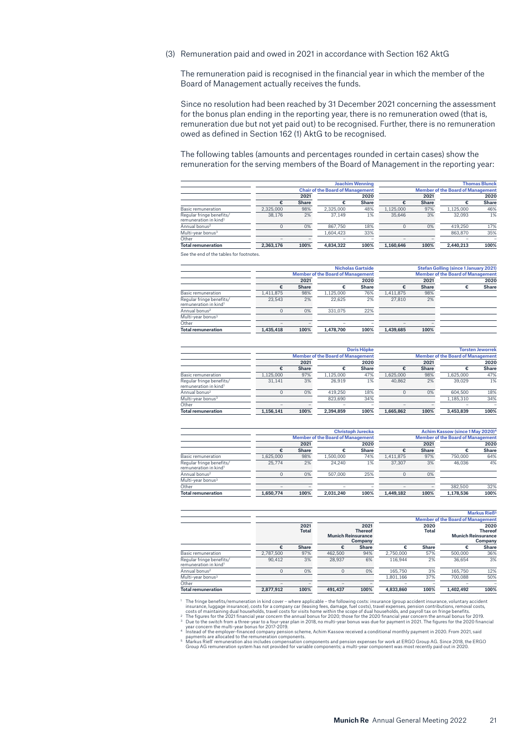(3) Remuneration paid and owed in 2021 in accordance with Section 162 AktG

The remuneration paid is recognised in the financial year in which the member of the Board of Management actually receives the funds.

Since no resolution had been reached by 31 December 2021 concerning the assessment for the bonus plan ending in the reporting year, there is no remuneration owed (that is, remuneration due but not yet paid out) to be recognised. Further, there is no remuneration owed as defined in Section 162 (1) AktG to be recognised.

The following tables (amounts and percentages rounded in certain cases) show the remuneration for the serving members of the Board of Management in the reporting year:

| | Joachim Wenning | | | | Thomas Blunck | | | |
|---|---|---|---|---|---|---|---|---|
| | Chair of the Board of Management | | | | Member of the Board of Management | | | |
| | 2021 | | 2020 | | 2021 | | 2020 | |
| | € | Share | € | Share | € | Share | € | Share |
| Basic remuneration | 2,325,000 | 98% | 2,325,000 | 48% | 1,125,000 | 97% | 1,125,000 | 46% |
| Regular fringe benefits/ remuneration in kind[1] | 38,176 | 2% | 37,149 | 1% | 35,646 | 3% | 32,093 | 1% |
| Annual bonus[2] | 0 | 0% | 867,750 | 18% | 0 | 0% | 419,250 | 17% |
| Multi-year bonus[3] | | | 1,604,423 | 33% | | | 863,870 | 35% |
| Other | – | – | – | – | – | – | – | – |
| **Total remuneration** | **2,363,176** | **100%** | **4,834,322** | **100%** | **1,160,646** | **100%** | **2,440,213** | **100%** |

See the end of the tables for footnotes.

| | Nicholas Gartside | | | | Stefan Golling (since 1 January 2021) | | | |
|---|---|---|---|---|---|---|---|---|
| | Member of the Board of Management | | | | Member of the Board of Management | | | |
| | 2021 | | 2020 | | 2021 | | 2020 | |
| | € | Share | € | Share | € | Share | € | Share |
| Basic remuneration | 1,411,875 | 98% | 1,125,000 | 76% | 1,411,875 | 98% | | |
| Regular fringe benefits/ remuneration in kind[1] | 23,543 | 2% | 22,625 | 2% | 27,810 | 2% | | |
| Annual bonus[2] | 0 | 0% | 331,075 | 22% | | | | |
| Multi-year bonus[3] | | | | | | | | |
| Other | – | – | – | – | – | – | | |
| **Total remuneration** | **1,435,418** | **100%** | **1,478,700** | **100%** | **1,439,685** | **100%** | | |

| | Doris Höpke | | | | Torsten Jeworrek | | | |
|---|---|---|---|---|---|---|---|---|
| | Member of the Board of Management | | | | Member of the Board of Management | | | |
| | 2021 | | 2020 | | 2021 | | 2020 | |
| | € | Share | € | Share | € | Share | € | Share |
| Basic remuneration | 1,125,000 | 97% | 1,125,000 | 47% | 1,625,000 | 98% | 1,625,000 | 47% |
| Regular fringe benefits/ remuneration in kind[1] | 31,141 | 3% | 26,919 | 1% | 40,862 | 2% | 39,029 | 1% |
| Annual bonus[2] | 0 | 0% | 419,250 | 18% | 0 | 0% | 604,500 | 18% |
| Multi-year bonus[3] | | | 823,690 | 34% | | | 1,185,310 | 34% |
| Other | – | – | – | – | – | – | – | – |
| **Total remuneration** | **1,156,141** | **100%** | **2,394,859** | **100%** | **1,665,862** | **100%** | **3,453,839** | **100%** |

| | Christoph Jurecka | | | | Achim Kassow (since 1 May 2020)[4] | | | |
|---|---|---|---|---|---|---|---|---|
| | Member of the Board of Management | | | | Member of the Board of Management | | | |
| | 2021 | | 2020 | | 2021 | | 2020 | |
| | € | Share | € | Share | € | Share | € | Share |
| Basic remuneration | 1,625,000 | 98% | 1,500,000 | 74% | 1,411,875 | 97% | 750,000 | 64% |
| Regular fringe benefits/ remuneration in kind[1] | 25,774 | 2% | 24,240 | 1% | 37,307 | 3% | 46,036 | 4% |
| Annual bonus[2] | 0 | 0% | 507,000 | 25% | 0 | 0% | | |
| Multi-year bonus[3] | | | | | | | | |
| Other | – | – | – | – | – | – | 382,500 | 32% |
| **Total remuneration** | **1,650,774** | **100%** | **2,031,240** | **100%** | **1,449,182** | **100%** | **1,178,536** | **100%** |

| | Markus Rieß[5] | | | | | | | |
|---|---|---|---|---|---|---|---|---|
| | Member of the Board of Management | | | | | | | |
| | 2021 Total | | 2021 Thereof Munich Reinsurance Company | | 2020 Total | | 2020 Thereof Munich Reinsurance Company | |
| | € | Share | € | Share | € | Share | € | Share |
| Basic remuneration | 2,787,500 | 97% | 462,500 | 94% | 2,750,000 | 57% | 500,000 | 36% |
| Regular fringe benefits/ remuneration in kind[1] | 90,412 | 3% | 28,937 | 6% | 116,944 | 2% | 36,654 | 3% |
| Annual bonus[2] | 0 | 0% | 0 | 0% | 165,750 | 3% | 165,750 | 12% |
| Multi-year bonus[3] | | | | | 1,801,166 | 37% | 700,088 | 50% |
| Other | – | – | – | – | – | – | – | – |
| **Total remuneration** | **2,877,912** | **100%** | **491,437** | **100%** | **4,833,860** | **100%** | **1,402,492** | **100%** |

[1] The fringe benefits/remuneration in kind cover – where applicable – the following costs: insurance (group accident insurance, voluntary accident insurance, luggage insurance), costs for a company car (leasing fees, damage, fuel costs), travel expenses, pension contributions, removal costs, costs of maintaining dual households, travel costs for visits home within the scope of dual households, and payroll tax on fringe benefits.
[2] The figures for the 2021 financial year concern the annual bonus for 2020; those for the 2020 financial year concern the annual bonus for 2019.
[3] Due to the switch from a three-year to a four-year plan in 2018, no multi-year bonus was due for payment in 2021. The figures for the 2020 financial year concern the multi-year bonus for 2017-2019.
[4] Instead of the employer-financed company pension scheme, Achim Kassow received a conditional monthly payment in 2020. From 2021, said payments are allocated to the remuneration components.
[5] Markus Rieß' remuneration also includes compensation components and pension expenses for work at ERGO Group AG. Since 2018, the ERGO Group AG remuneration system has not provided for variable components; a multi-year component was most recently paid out in 2020.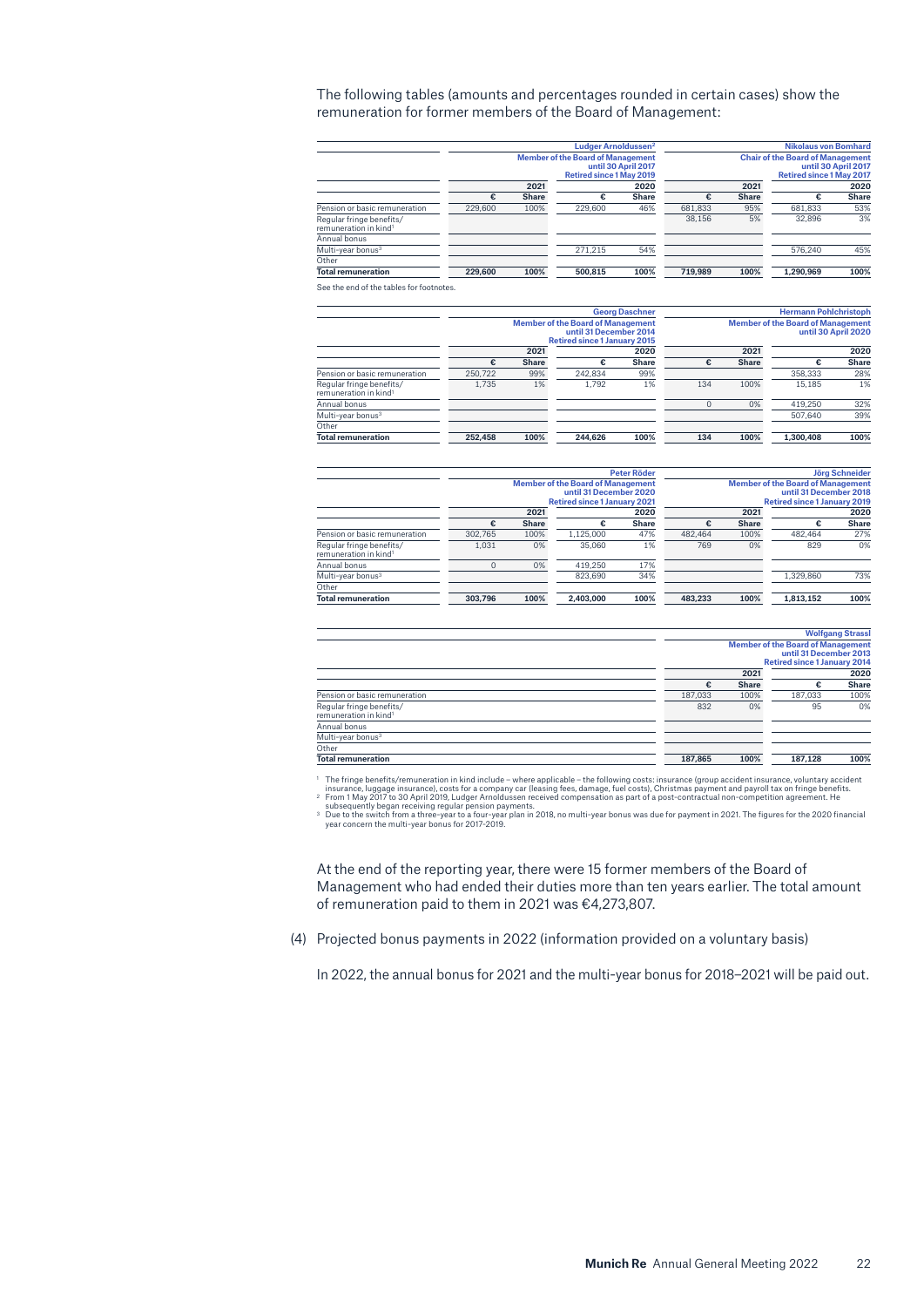The following tables (amounts and percentages rounded in certain cases) show the remuneration for former members of the Board of Management:

| | Ludger Arnoldussen[2] Member of the Board of Management until 30 April 2017 Retired since 1 May 2019 | | | | Nikolaus von Bomhard Chair of the Board of Management until 30 April 2017 Retired since 1 May 2017 | | | |
|---|---|---|---|---|---|---|---|---|
| | 2021 | | 2020 | | 2021 | | 2020 | |
| | € | Share | € | Share | € | Share | € | Share |
| Pension or basic remuneration | 229,600 | 100% | 229,600 | 46% | 681,833 | 95% | 681,833 | 53% |
| Regular fringe benefits/ remuneration in kind[1] | | | | | 38,156 | 5% | 32,896 | 3% |
| Annual bonus | | | | | | | | |
| Multi-year bonus[3] | | | 271,215 | 54% | | | 576,240 | 45% |
| Other | | | | | | | | |
| **Total remuneration** | **229,600** | **100%** | **500,815** | **100%** | **719,989** | **100%** | **1,290,969** | **100%** |

See the end of the tables for footnotes.

| | Georg Daschner Member of the Board of Management until 31 December 2014 Retired since 1 January 2015 | | | | Hermann Pohlchristoph Member of the Board of Management until 30 April 2020 | | | |
|---|---|---|---|---|---|---|---|---|
| | 2021 | | 2020 | | 2021 | | 2020 | |
| | € | Share | € | Share | € | Share | € | Share |
| Pension or basic remuneration | 250,722 | 99% | 242,834 | 99% | | | 358,333 | 28% |
| Regular fringe benefits/ remuneration in kind[1] | 1,735 | 1% | 1,792 | 1% | 134 | 100% | 15,185 | 1% |
| Annual bonus | | | | | 0 | 0% | 419,250 | 32% |
| Multi-year bonus[3] | | | | | | | 507,640 | 39% |
| Other | | | | | | | | |
| **Total remuneration** | **252,458** | **100%** | **244,626** | **100%** | **134** | **100%** | **1,300,408** | **100%** |

| | Peter Röder Member of the Board of Management until 31 December 2020 Retired since 1 January 2021 | | | | Jörg Schneider Member of the Board of Management until 31 December 2018 Retired since 1 January 2019 | | | |
|---|---|---|---|---|---|---|---|---|
| | 2021 | | 2020 | | 2021 | | 2020 | |
| | € | Share | € | Share | € | Share | € | Share |
| Pension or basic remuneration | 302,765 | 100% | 1,125,000 | 47% | 482,464 | 100% | 482,464 | 27% |
| Regular fringe benefits/ remuneration in kind[1] | 1,031 | 0% | 35,060 | 1% | 769 | 0% | 829 | 0% |
| Annual bonus | 0 | 0% | 419,250 | 17% | | | | |
| Multi-year bonus[3] | | | 823,690 | 34% | | | 1,329,860 | 73% |
| Other | | | | | | | | |
| **Total remuneration** | **303,796** | **100%** | **2,403,000** | **100%** | **483,233** | **100%** | **1,813,152** | **100%** |

| | Wolfgang Strassl Member of the Board of Management until 31 December 2013 Retired since 1 January 2014 | | | |
|---|---|---|---|---|
| | 2021 | | 2020 | |
| | € | Share | € | Share |
| Pension or basic remuneration | 187,033 | 100% | 187,033 | 100% |
| Regular fringe benefits/ remuneration in kind[1] | 832 | 0% | 95 | 0% |
| Annual bonus | | | | |
| Multi-year bonus[3] | | | | |
| Other | | | | |
| **Total remuneration** | **187,865** | **100%** | **187,128** | **100%** |

[1] The fringe benefits/remuneration in kind include – where applicable – the following costs: insurance (group accident insurance, voluntary accident insurance, luggage insurance), costs for a company car (leasing fees, damage, fuel costs), Christmas payment and payroll tax on fringe benefits.
[2] From 1 May 2017 to 30 April 2019, Ludger Arnoldussen received compensation as part of a post-contractual non-competition agreement. He subsequently began receiving regular pension payments.
[3] Due to the switch from a three-year to a four-year plan in 2018, no multi-year bonus was due for payment in 2021. The figures for the 2020 financial year concern the multi-year bonus for 2017-2019.

At the end of the reporting year, there were 15 former members of the Board of Management who had ended their duties more than ten years earlier. The total amount of remuneration paid to them in 2021 was €4,273,807.

(4) Projected bonus payments in 2022 (information provided on a voluntary basis)

In 2022, the annual bonus for 2021 and the multi-year bonus for 2018–2021 will be paid out.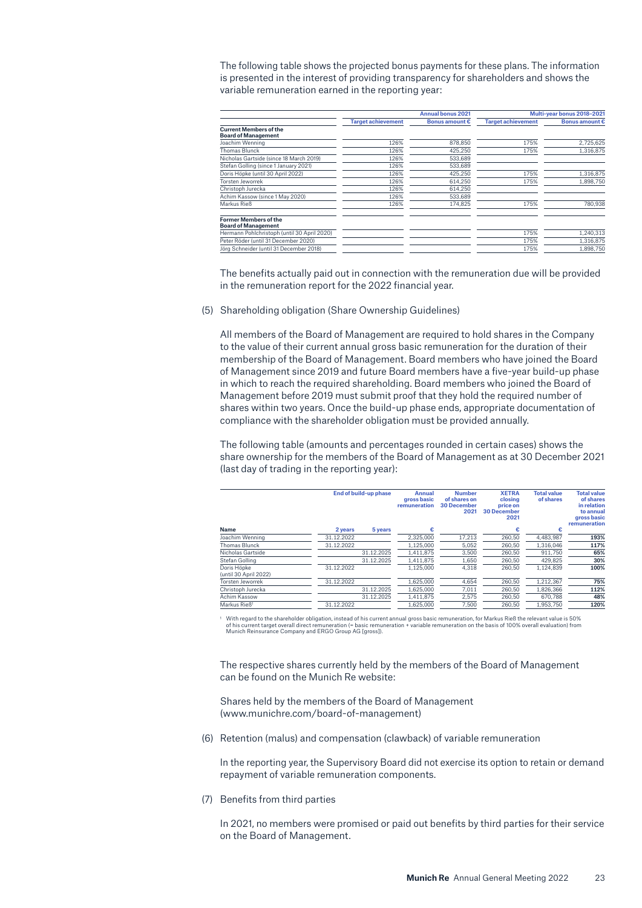The following table shows the projected bonus payments for these plans. The information is presented in the interest of providing transparency for shareholders and shows the variable remuneration earned in the reporting year:

| | Annual bonus 2021 | | Multi-year bonus 2018–2021 | |
|---|---|---|---|---|
| | Target achievement | Bonus amount € | Target achievement | Bonus amount € |
| **Current Members of the Board of Management** | | | | |
| Joachim Wenning | 126% | 878,850 | 175% | 2,725,625 |
| Thomas Blunck | 126% | 425,250 | 175% | 1,316,875 |
| Nicholas Gartside (since 18 March 2019) | 126% | 533,689 | | |
| Stefan Golling (since 1 January 2021) | 126% | 533,689 | | |
| Doris Höpke (until 30 April 2022) | 126% | 425,250 | 175% | 1,316,875 |
| Torsten Jeworrek | 126% | 614,250 | 175% | 1,898,750 |
| Christoph Jurecka | 126% | 614,250 | | |
| Achim Kassow (since 1 May 2020) | 126% | 533,689 | | |
| Markus Rieß | 126% | 174,825 | 175% | 780,938 |
| **Former Members of the Board of Management** | | | | |
| Hermann Pohlchristoph (until 30 April 2020) | | | 175% | 1,240,313 |
| Peter Röder (until 31 December 2020) | | | 175% | 1,316,875 |
| Jörg Schneider (until 31 December 2018) | | | 175% | 1,898,750 |

The benefits actually paid out in connection with the remuneration due will be provided in the remuneration report for the 2022 financial year.

(5) Shareholding obligation (Share Ownership Guidelines)

All members of the Board of Management are required to hold shares in the Company to the value of their current annual gross basic remuneration for the duration of their membership of the Board of Management. Board members who have joined the Board of Management since 2019 and future Board members have a five-year build-up phase in which to reach the required shareholding. Board members who joined the Board of Management before 2019 must submit proof that they hold the required number of shares within two years. Once the build-up phase ends, appropriate documentation of compliance with the shareholder obligation must be provided annually.

The following table (amounts and percentages rounded in certain cases) shows the share ownership for the members of the Board of Management as at 30 December 2021 (last day of trading in the reporting year):

| | End of build-up phase | | Annual gross basic remuneration | Number of shares on 30 December 2021 | XETRA closing price on 30 December 2021 | Total value of shares | Total value of shares in relation to annual gross basic remuneration |
|---|---|---|---|---|---|---|---|
| Name | 2 years | 5 years | € | | € | € | |
| Joachim Wenning | 31.12.2022 | | 2,325,000 | 17,213 | 260.50 | 4,483,987 | **193%** |
| Thomas Blunck | 31.12.2022 | | 1,125,000 | 5,052 | 260.50 | 1,316,046 | **117%** |
| Nicholas Gartside | | 31.12.2025 | 1,411,875 | 3,500 | 260.50 | 911,750 | **65%** |
| Stefan Golling | | 31.12.2025 | 1,411,875 | 1,650 | 260.50 | 429,825 | **30%** |
| Doris Höpke (until 30 April 2022) | 31.12.2022 | | 1,125,000 | 4,318 | 260.50 | 1,124,839 | **100%** |
| Torsten Jeworrek | 31.12.2022 | | 1,625,000 | 4,654 | 260.50 | 1,212,367 | **75%** |
| Christoph Jurecka | | 31.12.2025 | 1,625,000 | 7,011 | 260.50 | 1,826,366 | **112%** |
| Achim Kassow | | 31.12.2025 | 1,411,875 | 2,575 | 260.50 | 670,788 | **48%** |
| Markus Rieß[1] | 31.12.2022 | | 1,625,000 | 7,500 | 260.50 | 1,953,750 | **120%** |

[1] With regard to the shareholder obligation, instead of his current annual gross basic remuneration, for Markus Rieß the relevant value is 50% of his current target overall direct remuneration (= basic remuneration + variable remuneration on the basis of 100% overall evaluation) from Munich Reinsurance Company and ERGO Group AG (gross)).

The respective shares currently held by the members of the Board of Management can be found on the Munich Re website:

Shares held by the members of the Board of Management (www.munichre.com/board-of-management)

(6) Retention (malus) and compensation (clawback) of variable remuneration

In the reporting year, the Supervisory Board did not exercise its option to retain or demand repayment of variable remuneration components.

(7) Benefits from third parties

In 2021, no members were promised or paid out benefits by third parties for their service on the Board of Management.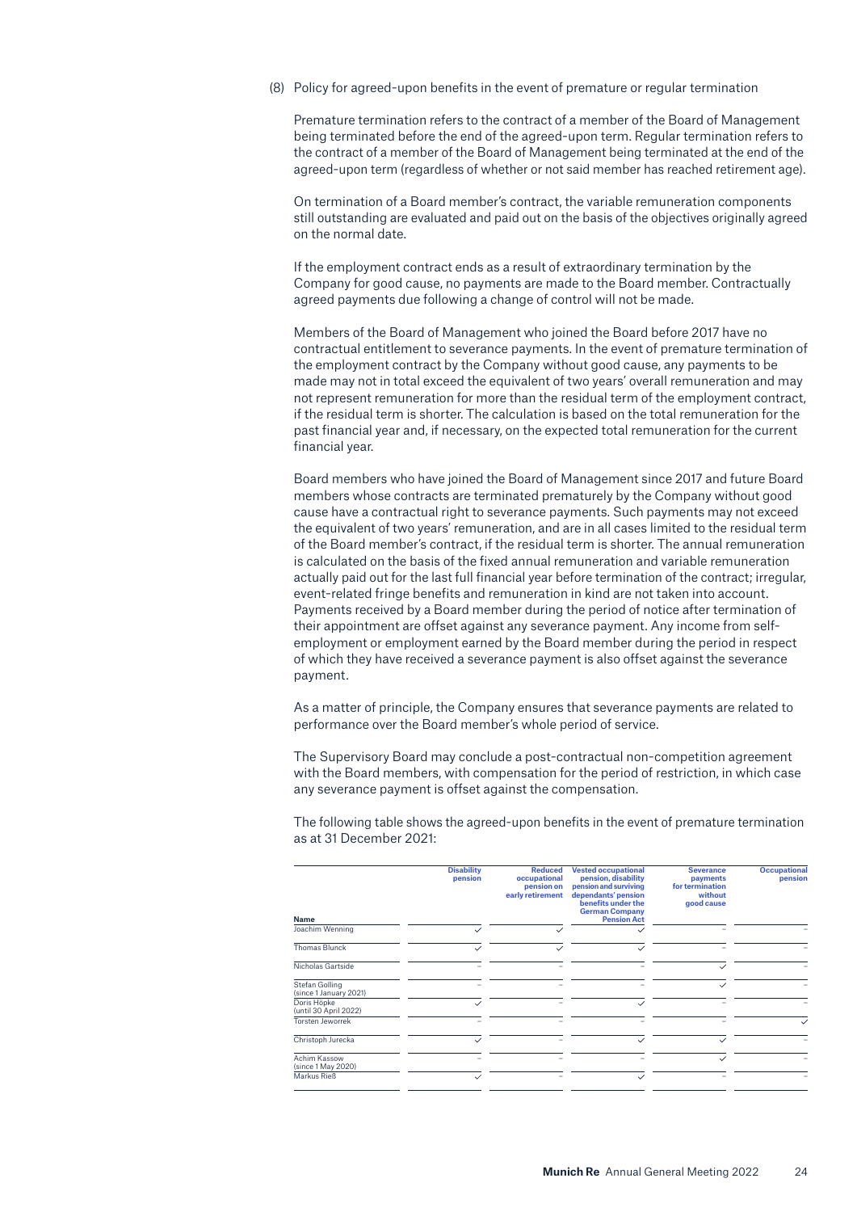(8) Policy for agreed-upon benefits in the event of premature or regular termination

Premature termination refers to the contract of a member of the Board of Management being terminated before the end of the agreed-upon term. Regular termination refers to the contract of a member of the Board of Management being terminated at the end of the agreed-upon term (regardless of whether or not said member has reached retirement age).

On termination of a Board member's contract, the variable remuneration components still outstanding are evaluated and paid out on the basis of the objectives originally agreed on the normal date.

If the employment contract ends as a result of extraordinary termination by the Company for good cause, no payments are made to the Board member. Contractually agreed payments due following a change of control will not be made.

Members of the Board of Management who joined the Board before 2017 have no contractual entitlement to severance payments. In the event of premature termination of the employment contract by the Company without good cause, any payments to be made may not in total exceed the equivalent of two years' overall remuneration and may not represent remuneration for more than the residual term of the employment contract, if the residual term is shorter. The calculation is based on the total remuneration for the past financial year and, if necessary, on the expected total remuneration for the current financial year.

Board members who have joined the Board of Management since 2017 and future Board members whose contracts are terminated prematurely by the Company without good cause have a contractual right to severance payments. Such payments may not exceed the equivalent of two years' remuneration, and are in all cases limited to the residual term of the Board member's contract, if the residual term is shorter. The annual remuneration is calculated on the basis of the fixed annual remuneration and variable remuneration actually paid out for the last full financial year before termination of the contract; irregular, event-related fringe benefits and remuneration in kind are not taken into account. Payments received by a Board member during the period of notice after termination of their appointment are offset against any severance payment. Any income from self-employment or employment earned by the Board member during the period in respect of which they have received a severance payment is also offset against the severance payment.

As a matter of principle, the Company ensures that severance payments are related to performance over the Board member's whole period of service.

The Supervisory Board may conclude a post-contractual non-competition agreement with the Board members, with compensation for the period of restriction, in which case any severance payment is offset against the compensation.

The following table shows the agreed-upon benefits in the event of premature termination as at 31 December 2021:

| Name | Disability pension | Reduced occupational pension on early retirement | Vested occupational pension, disability pension and surviving dependants' pension benefits under the German Company Pension Act | Severance payments for termination without good cause | Occupational pension |
|---|---|---|---|---|---|
| Joachim Wenning | ✓ | ✓ | ✓ | – | – |
| Thomas Blunck | ✓ | ✓ | ✓ | – | – |
| Nicholas Gartside | – | – | – | ✓ | – |
| Stefan Golling (since 1 January 2021) | – | – | – | ✓ | – |
| Doris Höpke (until 30 April 2022) | ✓ | – | ✓ | – | – |
| Torsten Jeworrek | – | – | – | – | ✓ |
| Christoph Jurecka | ✓ | – | ✓ | ✓ | – |
| Achim Kassow (since 1 May 2020) | – | – | – | ✓ | – |
| Markus Rieß | ✓ | – | ✓ | – | – |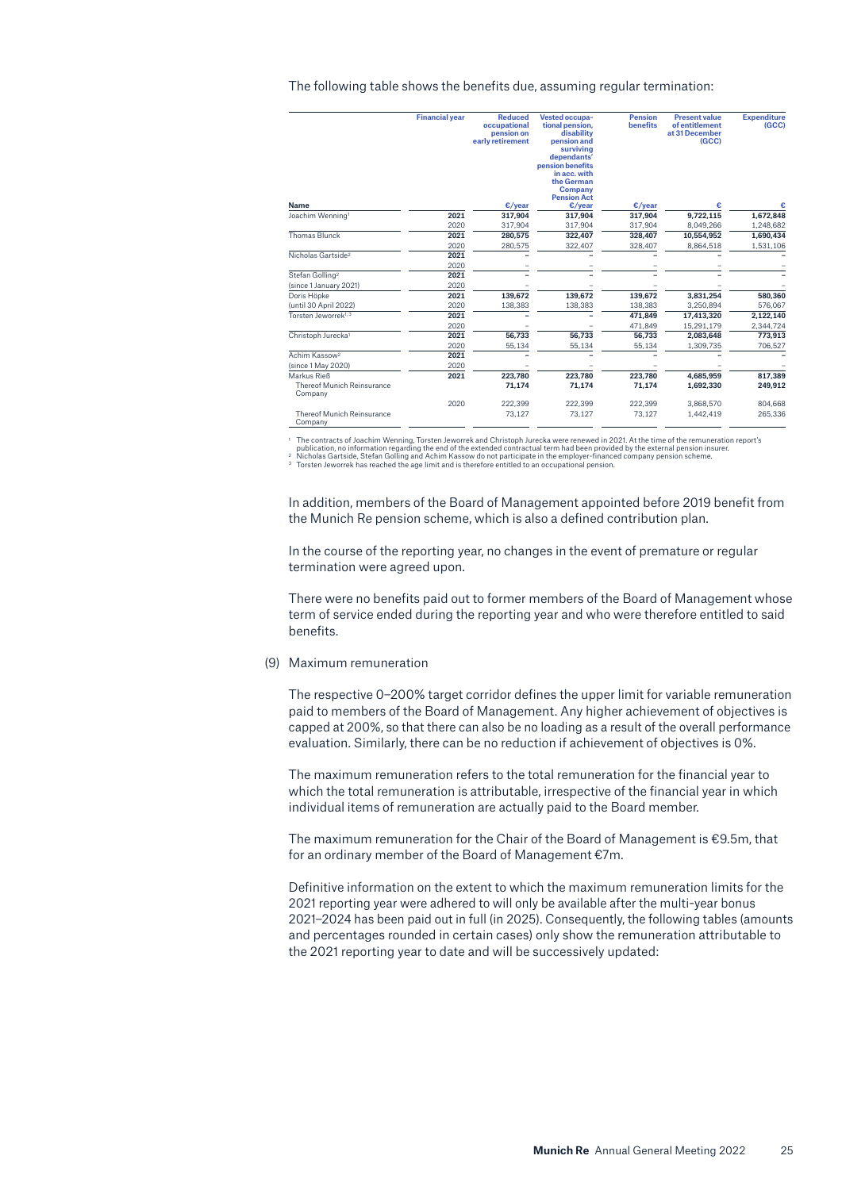The following table shows the benefits due, assuming regular termination:

| Name | Financial year | Reduced occupational pension on early retirement €/year | Vested occupational pension, disability pension and surviving dependants' pension benefits in acc. with the German Company Pension Act €/year | Pension benefits €/year | Present value of entitlement at 31 December (GCC) € | Expenditure (GCC) € |
|---|---|---|---|---|---|---|
| Joachim Wenning[1] | **2021** | **317,904** | **317,904** | **317,904** | **9,722,115** | **1,672,848** |
| | 2020 | 317,904 | 317,904 | 317,904 | 8,049,266 | 1,248,682 |
| Thomas Blunck | **2021** | **280,575** | **322,407** | **328,407** | **10,554,952** | **1,690,434** |
| | 2020 | 280,575 | 322,407 | 328,407 | 8,864,518 | 1,531,106 |
| Nicholas Gartside[2] | **2021** | **–** | **–** | **–** | **–** | **–** |
| | 2020 | – | – | – | – | – |
| Stefan Golling[2] | **2021** | **–** | **–** | **–** | **–** | **–** |
| (since 1 January 2021) | 2020 | – | – | – | – | – |
| Doris Höpke | **2021** | **139,672** | **139,672** | **139,672** | **3,831,254** | **580,360** |
| (until 30 April 2022) | 2020 | 138,383 | 138,383 | 138,383 | 3,250,894 | 576,067 |
| Torsten Jeworrek[1,3] | **2021** | **–** | **–** | **471,849** | **17,413,320** | **2,122,140** |
| | 2020 | – | – | 471,849 | 15,291,179 | 2,344,724 |
| Christoph Jurecka[1] | **2021** | **56,733** | **56,733** | **56,733** | **2,083,648** | **773,913** |
| | 2020 | 55,134 | 55,134 | 55,134 | 1,309,735 | 706,527 |
| Achim Kassow[2] | **2021** | **–** | **–** | **–** | **–** | **–** |
| (since 1 May 2020) | 2020 | – | – | – | – | – |
| Markus Rieß | **2021** | **223,780** | **223,780** | **223,780** | **4,685,959** | **817,389** |
| Thereof Munich Reinsurance Company | | **71,174** | **71,174** | **71,174** | **1,692,330** | **249,912** |
| | 2020 | 222,399 | 222,399 | 222,399 | 3,868,570 | 804,668 |
| Thereof Munich Reinsurance Company | | 73,127 | 73,127 | 73,127 | 1,442,419 | 265,336 |

[1] The contracts of Joachim Wenning, Torsten Jeworrek and Christoph Jurecka were renewed in 2021. At the time of the remuneration report's publication, no information regarding the end of the extended contractual term had been provided by the external pension insurer.
[2] Nicholas Gartside, Stefan Golling and Achim Kassow do not participate in the employer-financed company pension scheme.
[3] Torsten Jeworrek has reached the age limit and is therefore entitled to an occupational pension.

In addition, members of the Board of Management appointed before 2019 benefit from the Munich Re pension scheme, which is also a defined contribution plan.

In the course of the reporting year, no changes in the event of premature or regular termination were agreed upon.

There were no benefits paid out to former members of the Board of Management whose term of service ended during the reporting year and who were therefore entitled to said benefits.

(9) Maximum remuneration

The respective 0–200% target corridor defines the upper limit for variable remuneration paid to members of the Board of Management. Any higher achievement of objectives is capped at 200%, so that there can also be no loading as a result of the overall performance evaluation. Similarly, there can be no reduction if achievement of objectives is 0%.

The maximum remuneration refers to the total remuneration for the financial year to which the total remuneration is attributable, irrespective of the financial year in which individual items of remuneration are actually paid to the Board member.

The maximum remuneration for the Chair of the Board of Management is €9.5m, that for an ordinary member of the Board of Management €7m.

Definitive information on the extent to which the maximum remuneration limits for the 2021 reporting year were adhered to will only be available after the multi-year bonus 2021–2024 has been paid out in full (in 2025). Consequently, the following tables (amounts and percentages rounded in certain cases) only show the remuneration attributable to the 2021 reporting year to date and will be successively updated: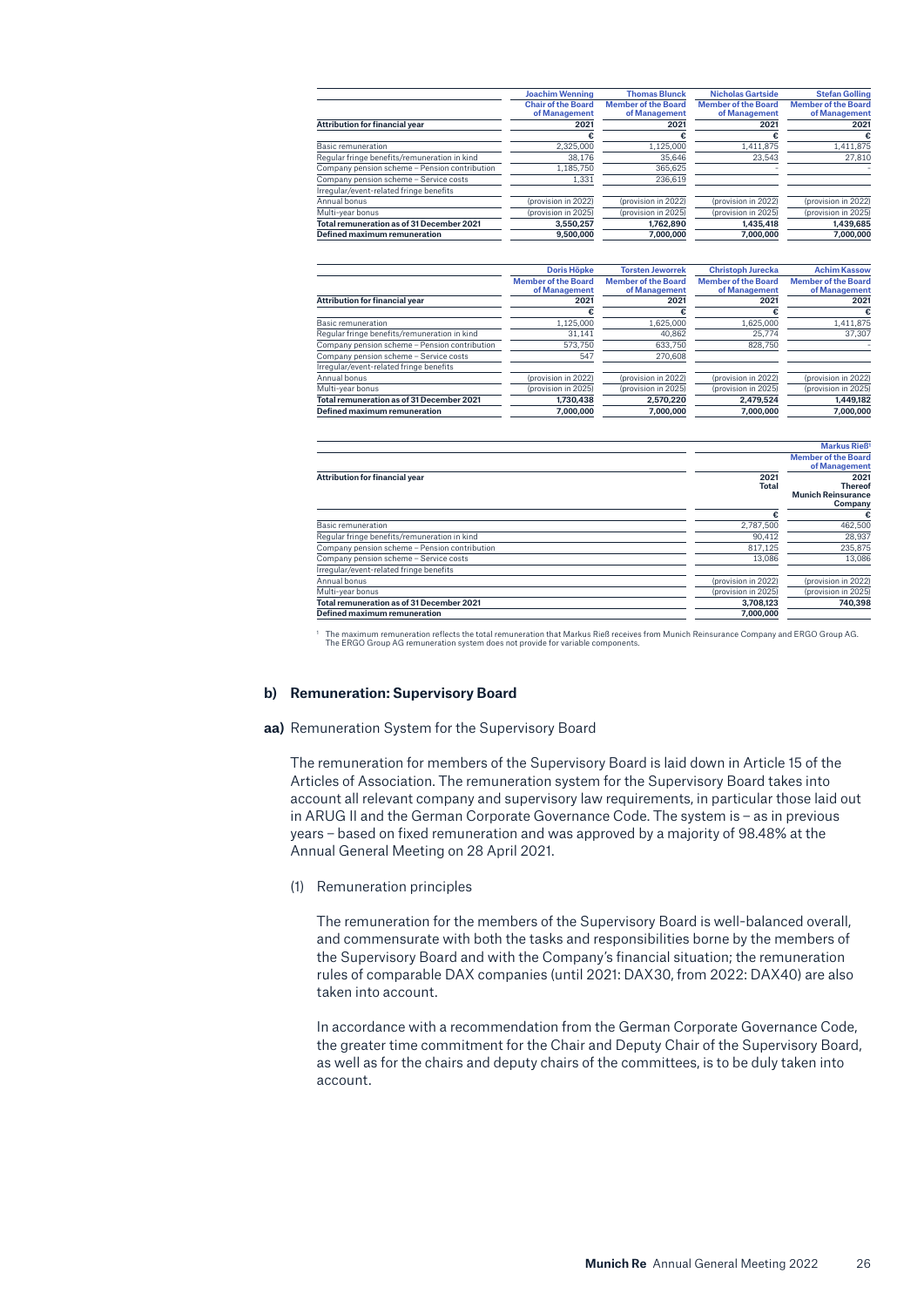| Attribution for financial year | Joachim Wenning<br>Chair of the Board of Management<br>2021 | Thomas Blunck<br>Member of the Board of Management<br>2021 | Nicholas Gartside<br>Member of the Board of Management<br>2021 | Stefan Golling<br>Member of the Board of Management<br>2021 |
|---|---|---|---|---|
| | € | € | € | € |
| Basic remuneration | 2,325,000 | 1,125,000 | 1,411,875 | 1,411,875 |
| Regular fringe benefits/remuneration in kind | 38,176 | 35,646 | 23,543 | 27,810 |
| Company pension scheme – Pension contribution | 1,185,750 | 365,625 | - | - |
| Company pension scheme – Service costs | 1,331 | 236,619 | | |
| Irregular/event-related fringe benefits | | | | |
| Annual bonus | (provision in 2022) | (provision in 2022) | (provision in 2022) | (provision in 2022) |
| Multi-year bonus | (provision in 2025) | (provision in 2025) | (provision in 2025) | (provision in 2025) |
| **Total remuneration as of 31 December 2021** | **3,550,257** | **1,762,890** | **1,435,418** | **1,439,685** |
| **Defined maximum remuneration** | **9,500,000** | **7,000,000** | **7,000,000** | **7,000,000** |

| Attribution for financial year | Doris Höpke<br>Member of the Board of Management<br>2021 | Torsten Jeworrek<br>Member of the Board of Management<br>2021 | Christoph Jurecka<br>Member of the Board of Management<br>2021 | Achim Kassow<br>Member of the Board of Management<br>2021 |
|---|---|---|---|---|
| | € | € | € | € |
| Basic remuneration | 1,125,000 | 1,625,000 | 1,625,000 | 1,411,875 |
| Regular fringe benefits/remuneration in kind | 31,141 | 40,862 | 25,774 | 37,307 |
| Company pension scheme – Pension contribution | 573,750 | 633,750 | 828,750 | - |
| Company pension scheme – Service costs | 547 | 270,608 | | |
| Irregular/event-related fringe benefits | | | | |
| Annual bonus | (provision in 2022) | (provision in 2022) | (provision in 2022) | (provision in 2022) |
| Multi-year bonus | (provision in 2025) | (provision in 2025) | (provision in 2025) | (provision in 2025) |
| **Total remuneration as of 31 December 2021** | **1,730,438** | **2,570,220** | **2,479,524** | **1,449,182** |
| **Defined maximum remuneration** | **7,000,000** | **7,000,000** | **7,000,000** | **7,000,000** |

| | Markus Rieß[1]<br>Member of the Board of Management | |
|---|---|---|
| **Attribution for financial year** | **2021<br>Total** | **2021<br>Thereof<br>Munich Reinsurance Company** |
| | € | € |
| Basic remuneration | 2,787,500 | 462,500 |
| Regular fringe benefits/remuneration in kind | 90,412 | 28,937 |
| Company pension scheme – Pension contribution | 817,125 | 235,875 |
| Company pension scheme – Service costs | 13,086 | 13,086 |
| Irregular/event-related fringe benefits | | |
| Annual bonus | (provision in 2022) | (provision in 2022) |
| Multi-year bonus | (provision in 2025) | (provision in 2025) |
| **Total remuneration as of 31 December 2021** | **3,708,123** | **740,398** |
| **Defined maximum remuneration** | **7,000,000** | |

[1] The maximum remuneration reflects the total remuneration that Markus Rieß receives from Munich Reinsurance Company and ERGO Group AG. The ERGO Group AG remuneration system does not provide for variable components.

### b) Remuneration: Supervisory Board

**aa)** Remuneration System for the Supervisory Board

The remuneration for members of the Supervisory Board is laid down in Article 15 of the Articles of Association. The remuneration system for the Supervisory Board takes into account all relevant company and supervisory law requirements, in particular those laid out in ARUG II and the German Corporate Governance Code. The system is – as in previous years – based on fixed remuneration and was approved by a majority of 98.48% at the Annual General Meeting on 28 April 2021.

(1) Remuneration principles

The remuneration for the members of the Supervisory Board is well-balanced overall, and commensurate with both the tasks and responsibilities borne by the members of the Supervisory Board and with the Company's financial situation; the remuneration rules of comparable DAX companies (until 2021: DAX30, from 2022: DAX40) are also taken into account.

In accordance with a recommendation from the German Corporate Governance Code, the greater time commitment for the Chair and Deputy Chair of the Supervisory Board, as well as for the chairs and deputy chairs of the committees, is to be duly taken into account.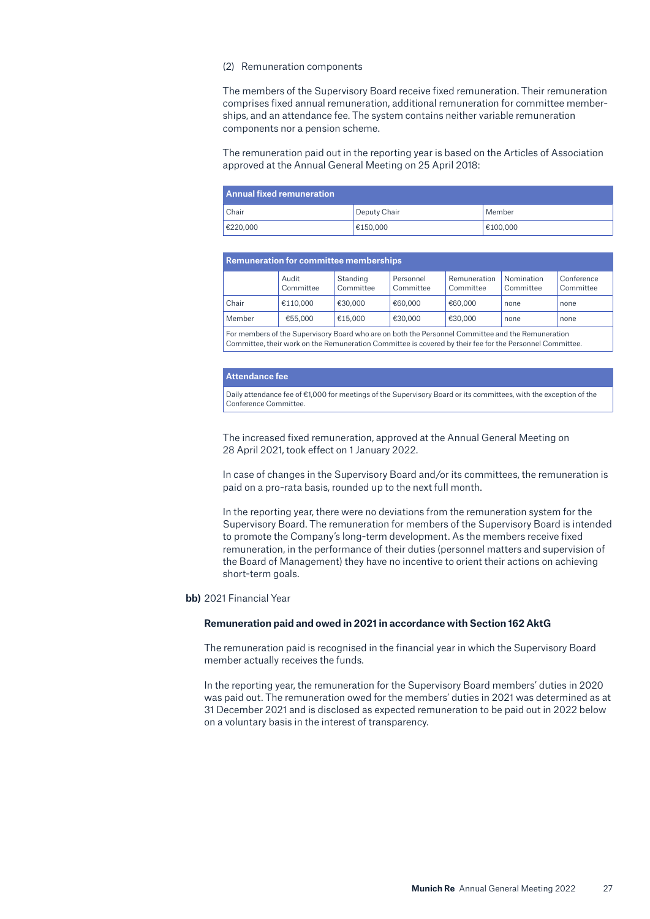(2) Remuneration components

The members of the Supervisory Board receive fixed remuneration. Their remuneration comprises fixed annual remuneration, additional remuneration for committee memberships, and an attendance fee. The system contains neither variable remuneration components nor a pension scheme.

The remuneration paid out in the reporting year is based on the Articles of Association approved at the Annual General Meeting on 25 April 2018:

| Annual fixed remuneration | | |
|---|---|---|
| Chair | Deputy Chair | Member |
| €220,000 | €150,000 | €100,000 |

| Remuneration for committee memberships | | | | | | |
|---|---|---|---|---|---|---|
| | Audit Committee | Standing Committee | Personnel Committee | Remuneration Committee | Nomination Committee | Conference Committee |
| Chair | €110,000 | €30,000 | €60,000 | €60,000 | none | none |
| Member | €55,000 | €15,000 | €30,000 | €30,000 | none | none |
| For members of the Supervisory Board who are on both the Personnel Committee and the Remuneration Committee, their work on the Remuneration Committee is covered by their fee for the Personnel Committee. | | | | | | |

| Attendance fee |
|---|
| Daily attendance fee of €1,000 for meetings of the Supervisory Board or its committees, with the exception of the Conference Committee. |

The increased fixed remuneration, approved at the Annual General Meeting on 28 April 2021, took effect on 1 January 2022.

In case of changes in the Supervisory Board and/or its committees, the remuneration is paid on a pro-rata basis, rounded up to the next full month.

In the reporting year, there were no deviations from the remuneration system for the Supervisory Board. The remuneration for members of the Supervisory Board is intended to promote the Company's long-term development. As the members receive fixed remuneration, in the performance of their duties (personnel matters and supervision of the Board of Management) they have no incentive to orient their actions on achieving short-term goals.

**bb)** 2021 Financial Year

**Remuneration paid and owed in 2021 in accordance with Section 162 AktG**

The remuneration paid is recognised in the financial year in which the Supervisory Board member actually receives the funds.

In the reporting year, the remuneration for the Supervisory Board members' duties in 2020 was paid out. The remuneration owed for the members' duties in 2021 was determined as at 31 December 2021 and is disclosed as expected remuneration to be paid out in 2022 below on a voluntary basis in the interest of transparency.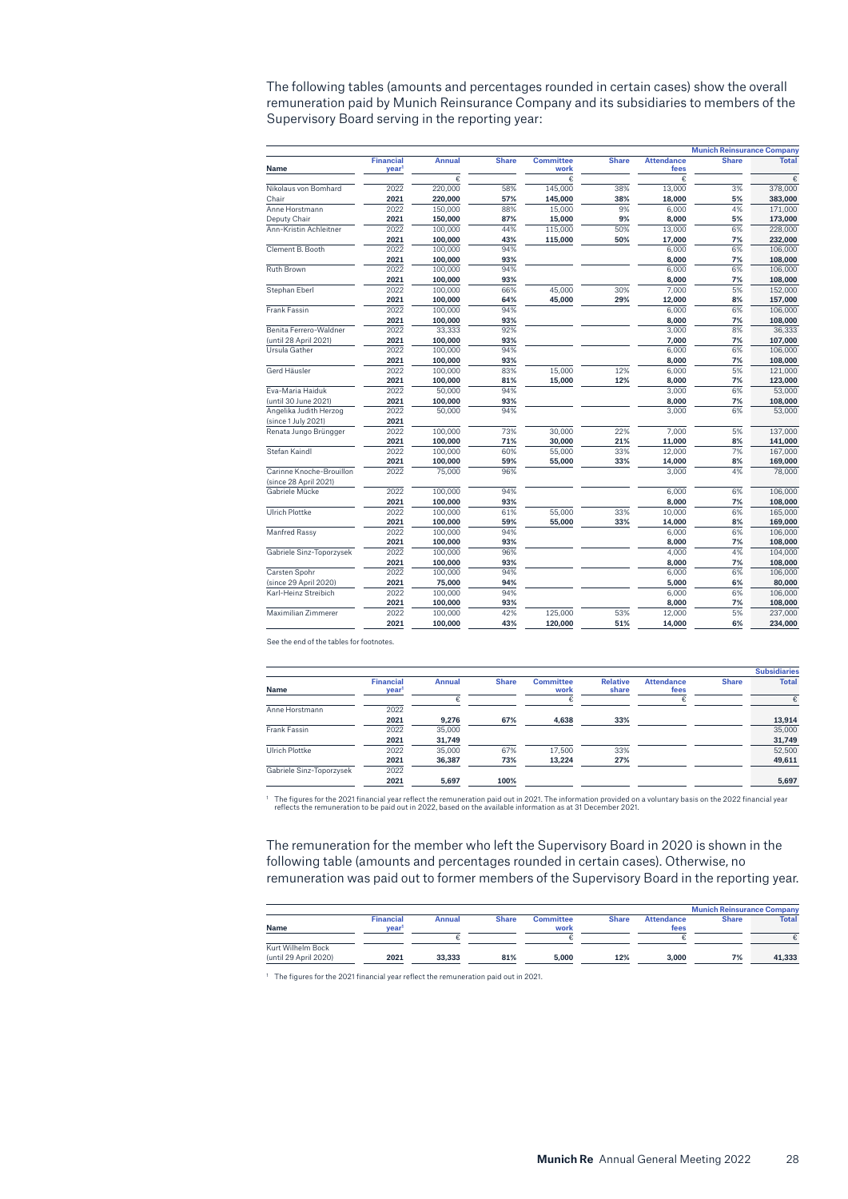The following tables (amounts and percentages rounded in certain cases) show the overall remuneration paid by Munich Reinsurance Company and its subsidiaries to members of the Supervisory Board serving in the reporting year:

| | | | | | | | Munich Reinsurance Company | |
|---|---|---|---|---|---|---|---|---|
| Name | Financial year[1] | Annual | Share | Committee work | Share | Attendance fees | Share | Total |
| | | € | | € | | € | | € |
| Nikolaus von Bomhard | 2022 | 220,000 | 58% | 145,000 | 38% | 13,000 | 3% | 378,000 |
| Chair | **2021** | **220,000** | **57%** | **145,000** | **38%** | **18,000** | **5%** | **383,000** |
| Anne Horstmann | 2022 | 150,000 | 88% | 15,000 | 9% | 6,000 | 4% | 171,000 |
| Deputy Chair | **2021** | **150,000** | **87%** | **15,000** | **9%** | **8,000** | **5%** | **173,000** |
| Ann-Kristin Achleitner | 2022 | 100,000 | 44% | 115,000 | 50% | 13,000 | 6% | 228,000 |
| | **2021** | **100,000** | **43%** | **115,000** | **50%** | **17,000** | **7%** | **232,000** |
| Clement B. Booth | 2022 | 100,000 | 94% | | | 6,000 | 6% | 106,000 |
| | **2021** | **100,000** | **93%** | | | **8,000** | **7%** | **108,000** |
| Ruth Brown | 2022 | 100,000 | 94% | | | 6,000 | 6% | 106,000 |
| | **2021** | **100,000** | **93%** | | | **8,000** | **7%** | **108,000** |
| Stephan Eberl | 2022 | 100,000 | 66% | 45,000 | 30% | 7,000 | 5% | 152,000 |
| | **2021** | **100,000** | **64%** | **45,000** | **29%** | **12,000** | **8%** | **157,000** |
| Frank Fassin | 2022 | 100,000 | 94% | | | 6,000 | 6% | 106,000 |
| | **2021** | **100,000** | **93%** | | | **8,000** | **7%** | **108,000** |
| Benita Ferrero-Waldner | 2022 | 33,333 | 92% | | | 3,000 | 8% | 36,333 |
| (until 28 April 2021) | **2021** | **100,000** | **93%** | | | **7,000** | **7%** | **107,000** |
| Ursula Gather | 2022 | 100,000 | 94% | | | 6,000 | 6% | 106,000 |
| | **2021** | **100,000** | **93%** | | | **8,000** | **7%** | **108,000** |
| Gerd Häusler | 2022 | 100,000 | 83% | 15,000 | 12% | 6,000 | 5% | 121,000 |
| | **2021** | **100,000** | **81%** | **15,000** | **12%** | **8,000** | **7%** | **123,000** |
| Eva-Maria Haiduk | 2022 | 50,000 | 94% | | | 3,000 | 6% | 53,000 |
| (until 30 June 2021) | **2021** | **100,000** | **93%** | | | **8,000** | **7%** | **108,000** |
| Angelika Judith Herzog | 2022 | 50,000 | 94% | | | 3,000 | 6% | 53,000 |
| (since 1 July 2021) | **2021** | | | | | | | |
| Renata Jungo Brüngger | 2022 | 100,000 | 73% | 30,000 | 22% | 7,000 | 5% | 137,000 |
| | **2021** | **100,000** | **71%** | **30,000** | **21%** | **11,000** | **8%** | **141,000** |
| Stefan Kaindl | 2022 | 100,000 | 60% | 55,000 | 33% | 12,000 | 7% | 167,000 |
| | **2021** | **100,000** | **59%** | **55,000** | **33%** | **14,000** | **8%** | **169,000** |
| Carinne Knoche-Brouillon (since 28 April 2021) | 2022 | 75,000 | 96% | | | 3,000 | 4% | 78,000 |
| Gabriele Mücke | 2022 | 100,000 | 94% | | | 6,000 | 6% | 106,000 |
| | **2021** | **100,000** | **93%** | | | **8,000** | **7%** | **108,000** |
| Ulrich Plottke | 2022 | 100,000 | 61% | 55,000 | 33% | 10,000 | 6% | 165,000 |
| | **2021** | **100,000** | **59%** | **55,000** | **33%** | **14,000** | **8%** | **169,000** |
| Manfred Rassy | 2022 | 100,000 | 94% | | | 6,000 | 6% | 106,000 |
| | **2021** | **100,000** | **93%** | | | **8,000** | **7%** | **108,000** |
| Gabriele Sinz-Toporzysek | 2022 | 100,000 | 96% | | | 4,000 | 4% | 104,000 |
| | **2021** | **100,000** | **93%** | | | **8,000** | **7%** | **108,000** |
| Carsten Spohr | 2022 | 100,000 | 94% | | | 6,000 | 6% | 106,000 |
| (since 29 April 2020) | **2021** | **75,000** | **94%** | | | **5,000** | **6%** | **80,000** |
| Karl-Heinz Streibich | 2022 | 100,000 | 94% | | | 6,000 | 6% | 106,000 |
| | **2021** | **100,000** | **93%** | | | **8,000** | **7%** | **108,000** |
| Maximilian Zimmerer | 2022 | 100,000 | 42% | 125,000 | 53% | 12,000 | 5% | 237,000 |
| | **2021** | **100,000** | **43%** | **120,000** | **51%** | **14,000** | **6%** | **234,000** |

See the end of the tables for footnotes.

| | | | | | | | Subsidiaries | |
|---|---|---|---|---|---|---|---|---|
| Name | Financial year[1] | Annual | Share | Committee work | Relative share | Attendance fees | Share | Total |
| | | € | | € | | € | | € |
| Anne Horstmann | 2022 | | | | | | | |
| | **2021** | **9,276** | **67%** | **4,638** | **33%** | | | **13,914** |
| Frank Fassin | 2022 | 35,000 | | | | | | 35,000 |
| | **2021** | **31,749** | | | | | | **31,749** |
| Ulrich Plottke | 2022 | 35,000 | 67% | 17,500 | 33% | | | 52,500 |
| | **2021** | **36,387** | **73%** | **13,224** | **27%** | | | **49,611** |
| Gabriele Sinz-Toporzysek | 2022 | | | | | | | |
| | **2021** | **5,697** | **100%** | | | | | **5,697** |

[1] The figures for the 2021 financial year reflect the remuneration paid out in 2021. The information provided on a voluntary basis on the 2022 financial year reflects the remuneration to be paid out in 2022, based on the available information as at 31 December 2021.

The remuneration for the member who left the Supervisory Board in 2020 is shown in the following table (amounts and percentages rounded in certain cases). Otherwise, no remuneration was paid out to former members of the Supervisory Board in the reporting year.

| | | | | | | | Munich Reinsurance Company | |
|---|---|---|---|---|---|---|---|---|
| Name | Financial year[1] | Annual | Share | Committee work | Share | Attendance fees | Share | Total |
| | | € | | € | | € | | € |
| Kurt Wilhelm Bock (until 29 April 2020) | **2021** | **33,333** | **81%** | **5,000** | **12%** | **3,000** | **7%** | **41,333** |

[1] The figures for the 2021 financial year reflect the remuneration paid out in 2021.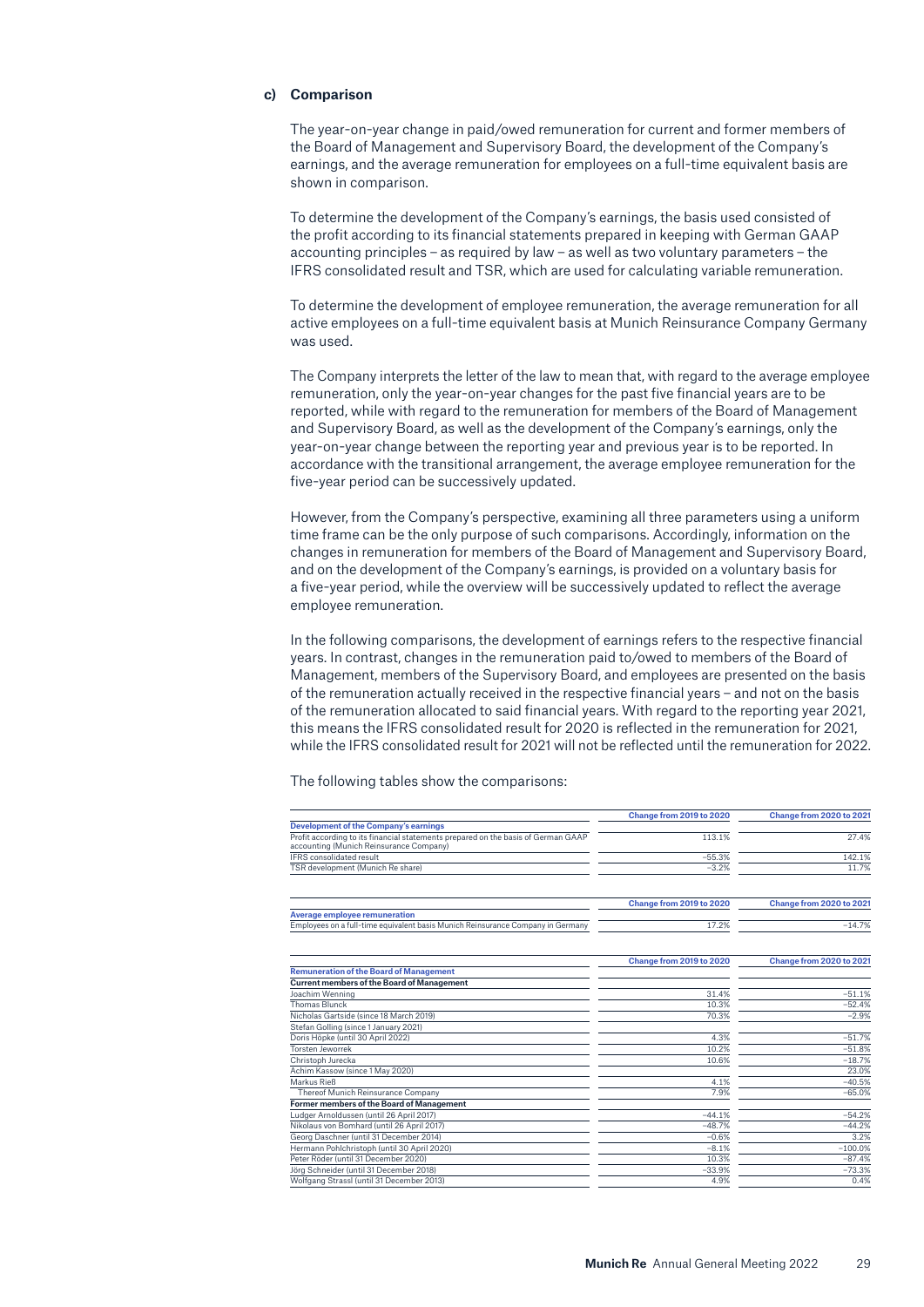### c) Comparison

The year-on-year change in paid/owed remuneration for current and former members of the Board of Management and Supervisory Board, the development of the Company's earnings, and the average remuneration for employees on a full-time equivalent basis are shown in comparison.

To determine the development of the Company's earnings, the basis used consisted of the profit according to its financial statements prepared in keeping with German GAAP accounting principles – as required by law – as well as two voluntary parameters – the IFRS consolidated result and TSR, which are used for calculating variable remuneration.

To determine the development of employee remuneration, the average remuneration for all active employees on a full-time equivalent basis at Munich Reinsurance Company Germany was used.

The Company interprets the letter of the law to mean that, with regard to the average employee remuneration, only the year-on-year changes for the past five financial years are to be reported, while with regard to the remuneration for members of the Board of Management and Supervisory Board, as well as the development of the Company's earnings, only the year-on-year change between the reporting year and previous year is to be reported. In accordance with the transitional arrangement, the average employee remuneration for the five-year period can be successively updated.

However, from the Company's perspective, examining all three parameters using a uniform time frame can be the only purpose of such comparisons. Accordingly, information on the changes in remuneration for members of the Board of Management and Supervisory Board, and on the development of the Company's earnings, is provided on a voluntary basis for a five-year period, while the overview will be successively updated to reflect the average employee remuneration.

In the following comparisons, the development of earnings refers to the respective financial years. In contrast, changes in the remuneration paid to/owed to members of the Board of Management, members of the Supervisory Board, and employees are presented on the basis of the remuneration actually received in the respective financial years – and not on the basis of the remuneration allocated to said financial years. With regard to the reporting year 2021, this means the IFRS consolidated result for 2020 is reflected in the remuneration for 2021, while the IFRS consolidated result for 2021 will not be reflected until the remuneration for 2022.

The following tables show the comparisons:

| | Change from 2019 to 2020 | Change from 2020 to 2021 |
|---|---|---|
| **Development of the Company's earnings** | | |
| Profit according to its financial statements prepared on the basis of German GAAP accounting (Munich Reinsurance Company) | 113.1% | 27.4% |
| IFRS consolidated result | –55.3% | 142.1% |
| TSR development (Munich Re share) | –3.2% | 11.7% |

| | Change from 2019 to 2020 | Change from 2020 to 2021 |
|---|---|---|
| **Average employee remuneration** | | |
| Employees on a full-time equivalent basis Munich Reinsurance Company in Germany | 17.2% | –14.7% |

| | Change from 2019 to 2020 | Change from 2020 to 2021 |
|---|---|---|
| **Remuneration of the Board of Management** | | |
| **Current members of the Board of Management** | | |
| Joachim Wenning | 31.4% | –51.1% |
| Thomas Blunck | 10.3% | –52.4% |
| Nicholas Gartside (since 18 March 2019) | 70.3% | –2.9% |
| Stefan Golling (since 1 January 2021) | | |
| Doris Höpke (until 30 April 2022) | 4.3% | –51.7% |
| Torsten Jeworrek | 10.2% | –51.8% |
| Christoph Jurecka | 10.6% | –18.7% |
| Achim Kassow (since 1 May 2020) | | 23.0% |
| Markus Rieß | 4.1% | –40.5% |
| Thereof Munich Reinsurance Company | 7.9% | –65.0% |
| **Former members of the Board of Management** | | |
| Ludger Arnoldussen (until 26 April 2017) | –44.1% | –54.2% |
| Nikolaus von Bomhard (until 26 April 2017) | –48.7% | –44.2% |
| Georg Daschner (until 31 December 2014) | –0.6% | 3.2% |
| Hermann Pohlchristoph (until 30 April 2020) | –8.1% | –100.0% |
| Peter Röder (until 31 December 2020) | 10.3% | –87.4% |
| Jörg Schneider (until 31 December 2018) | –33.9% | –73.3% |
| Wolfgang Strassl (until 31 December 2013) | 4.9% | 0.4% |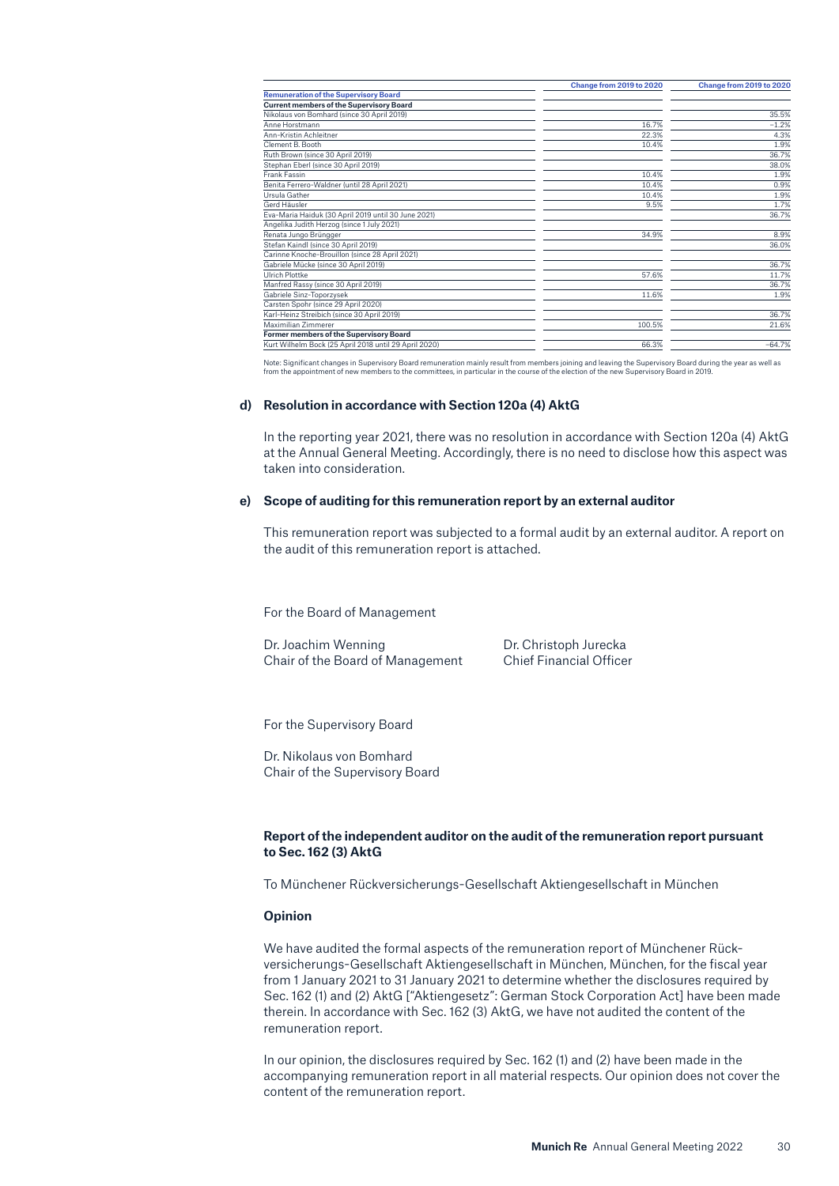| | Change from 2019 to 2020 | Change from 2019 to 2020 |
|---|---|---|
| **Remuneration of the Supervisory Board** | | |
| **Current members of the Supervisory Board** | | |
| Nikolaus von Bomhard (since 30 April 2019) | | 35.5% |
| Anne Horstmann | 16.7% | –1.2% |
| Ann-Kristin Achleitner | 22.3% | 4.3% |
| Clement B. Booth | 10.4% | 1.9% |
| Ruth Brown (since 30 April 2019) | | 36.7% |
| Stephan Eberl (since 30 April 2019) | | 38.0% |
| Frank Fassin | 10.4% | 1.9% |
| Benita Ferrero-Waldner (until 28 April 2021) | 10.4% | 0.9% |
| Ursula Gather | 10.4% | 1.9% |
| Gerd Häusler | 9.5% | 1.7% |
| Eva-Maria Haiduk (30 April 2019 until 30 June 2021) | | 36.7% |
| Angelika Judith Herzog (since 1 July 2021) | | |
| Renata Jungo Brüngger | 34.9% | 8.9% |
| Stefan Kaindl (since 30 April 2019) | | 36.0% |
| Carinne Knoche-Brouillon (since 28 April 2021) | | |
| Gabriele Mücke (since 30 April 2019) | | 36.7% |
| Ulrich Plottke | 57.6% | 11.7% |
| Manfred Rassy (since 30 April 2019) | | 36.7% |
| Gabriele Sinz-Toporzysek | 11.6% | 1.9% |
| Carsten Spohr (since 29 April 2020) | | |
| Karl-Heinz Streibich (since 30 April 2019) | | 36.7% |
| Maximilian Zimmerer | 100.5% | 21.6% |
| **Former members of the Supervisory Board** | | |
| Kurt Wilhelm Bock (25 April 2018 until 29 April 2020) | 66.3% | –64.7% |

Note: Significant changes in Supervisory Board remuneration mainly result from members joining and leaving the Supervisory Board during the year as well as from the appointment of new members to the committees, in particular in the course of the election of the new Supervisory Board in 2019.

**d) Resolution in accordance with Section 120a (4) AktG**

In the reporting year 2021, there was no resolution in accordance with Section 120a (4) AktG at the Annual General Meeting. Accordingly, there is no need to disclose how this aspect was taken into consideration.

**e) Scope of auditing for this remuneration report by an external auditor**

This remuneration report was subjected to a formal audit by an external auditor. A report on the audit of this remuneration report is attached.

For the Board of Management

Dr. Joachim Wenning
Chair of the Board of Management

Dr. Christoph Jurecka
Chief Financial Officer

For the Supervisory Board

Dr. Nikolaus von Bomhard
Chair of the Supervisory Board

**Report of the independent auditor on the audit of the remuneration report pursuant to Sec. 162 (3) AktG**

To Münchener Rückversicherungs-Gesellschaft Aktiengesellschaft in München

**Opinion**

We have audited the formal aspects of the remuneration report of Münchener Rückversicherungs-Gesellschaft Aktiengesellschaft in München, München, for the fiscal year from 1 January 2021 to 31 January 2021 to determine whether the disclosures required by Sec. 162 (1) and (2) AktG ["Aktiengesetz": German Stock Corporation Act] have been made therein. In accordance with Sec. 162 (3) AktG, we have not audited the content of the remuneration report.

In our opinion, the disclosures required by Sec. 162 (1) and (2) have been made in the accompanying remuneration report in all material respects. Our opinion does not cover the content of the remuneration report.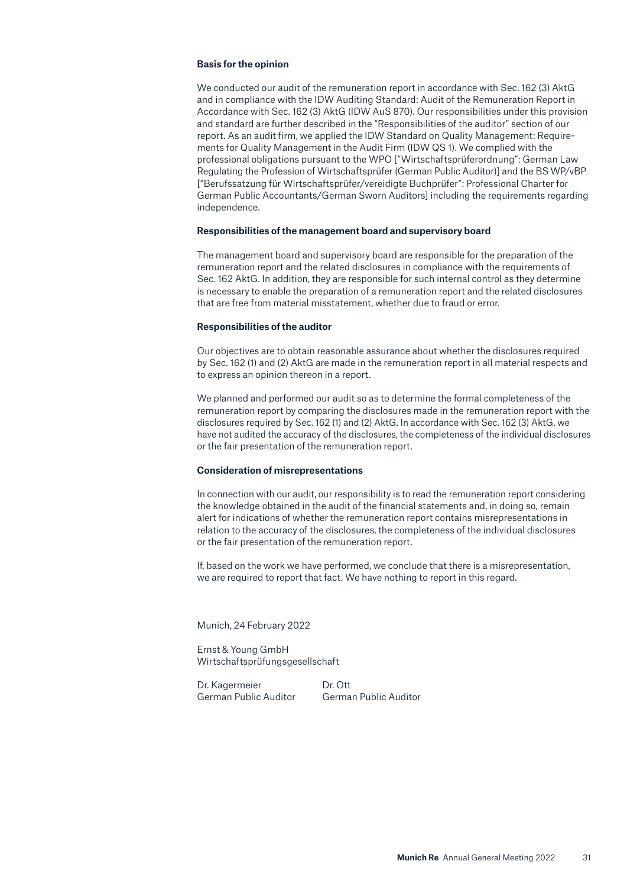**Basis for the opinion**

We conducted our audit of the remuneration report in accordance with Sec. 162 (3) AktG and in compliance with the IDW Auditing Standard: Audit of the Remuneration Report in Accordance with Sec. 162 (3) AktG (IDW AuS 870). Our responsibilities under this provision and standard are further described in the "Responsibilities of the auditor" section of our report. As an audit firm, we applied the IDW Standard on Quality Management: Requirements for Quality Management in the Audit Firm (IDW QS 1). We complied with the professional obligations pursuant to the WPO ["Wirtschaftsprüferordnung": German Law Regulating the Profession of Wirtschaftsprüfer (German Public Auditor)] and the BS WP/vBP ["Berufssatzung für Wirtschaftsprüfer/vereidigte Buchprüfer": Professional Charter for German Public Accountants/German Sworn Auditors] including the requirements regarding independence.

**Responsibilities of the management board and supervisory board**

The management board and supervisory board are responsible for the preparation of the remuneration report and the related disclosures in compliance with the requirements of Sec. 162 AktG. In addition, they are responsible for such internal control as they determine is necessary to enable the preparation of a remuneration report and the related disclosures that are free from material misstatement, whether due to fraud or error.

**Responsibilities of the auditor**

Our objectives are to obtain reasonable assurance about whether the disclosures required by Sec. 162 (1) and (2) AktG are made in the remuneration report in all material respects and to express an opinion thereon in a report.

We planned and performed our audit so as to determine the formal completeness of the remuneration report by comparing the disclosures made in the remuneration report with the disclosures required by Sec. 162 (1) and (2) AktG. In accordance with Sec. 162 (3) AktG, we have not audited the accuracy of the disclosures, the completeness of the individual disclosures or the fair presentation of the remuneration report.

**Consideration of misrepresentations**

In connection with our audit, our responsibility is to read the remuneration report considering the knowledge obtained in the audit of the financial statements and, in doing so, remain alert for indications of whether the remuneration report contains misrepresentations in relation to the accuracy of the disclosures, the completeness of the individual disclosures or the fair presentation of the remuneration report.

If, based on the work we have performed, we conclude that there is a misrepresentation, we are required to report that fact. We have nothing to report in this regard.

Munich, 24 February 2022

Ernst & Young GmbH
Wirtschaftsprüfungsgesellschaft

Dr. Kagermeier
German Public Auditor

Dr. Ott
German Public Auditor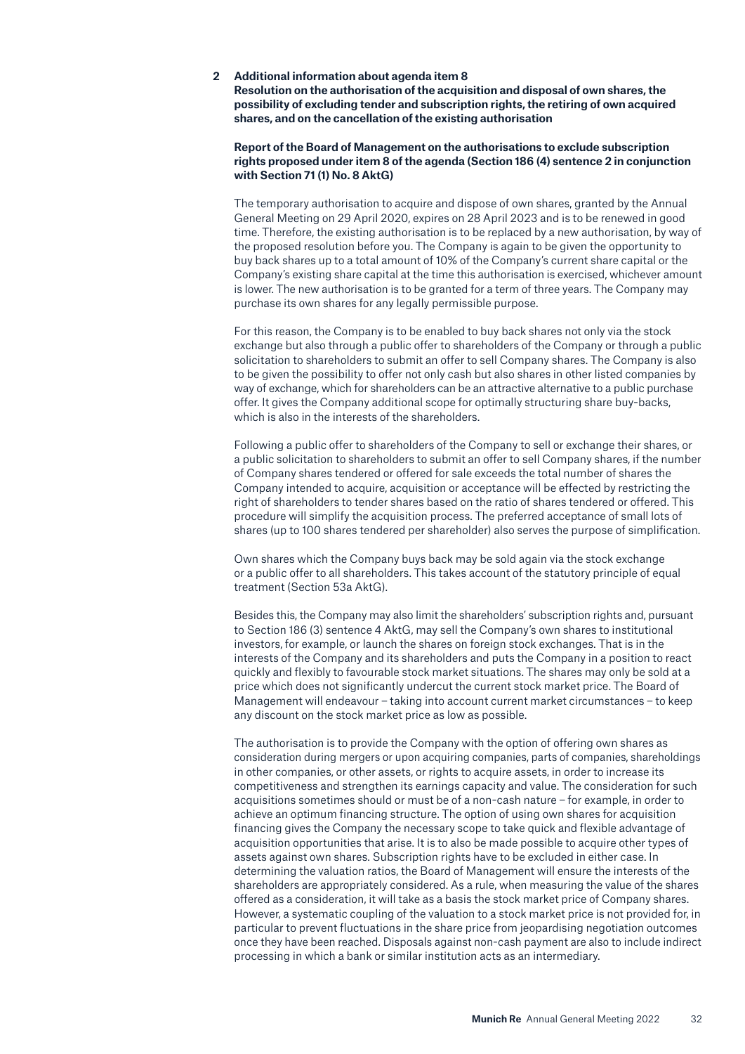## 2 Additional information about agenda item 8

**Resolution on the authorisation of the acquisition and disposal of own shares, the possibility of excluding tender and subscription rights, the retiring of own acquired shares, and on the cancellation of the existing authorisation**

**Report of the Board of Management on the authorisations to exclude subscription rights proposed under item 8 of the agenda (Section 186 (4) sentence 2 in conjunction with Section 71 (1) No. 8 AktG)**

The temporary authorisation to acquire and dispose of own shares, granted by the Annual General Meeting on 29 April 2020, expires on 28 April 2023 and is to be renewed in good time. Therefore, the existing authorisation is to be replaced by a new authorisation, by way of the proposed resolution before you. The Company is again to be given the opportunity to buy back shares up to a total amount of 10% of the Company's current share capital or the Company's existing share capital at the time this authorisation is exercised, whichever amount is lower. The new authorisation is to be granted for a term of three years. The Company may purchase its own shares for any legally permissible purpose.

For this reason, the Company is to be enabled to buy back shares not only via the stock exchange but also through a public offer to shareholders of the Company or through a public solicitation to shareholders to submit an offer to sell Company shares. The Company is also to be given the possibility to offer not only cash but also shares in other listed companies by way of exchange, which for shareholders can be an attractive alternative to a public purchase offer. It gives the Company additional scope for optimally structuring share buy-backs, which is also in the interests of the shareholders.

Following a public offer to shareholders of the Company to sell or exchange their shares, or a public solicitation to shareholders to submit an offer to sell Company shares, if the number of Company shares tendered or offered for sale exceeds the total number of shares the Company intended to acquire, acquisition or acceptance will be effected by restricting the right of shareholders to tender shares based on the ratio of shares tendered or offered. This procedure will simplify the acquisition process. The preferred acceptance of small lots of shares (up to 100 shares tendered per shareholder) also serves the purpose of simplification.

Own shares which the Company buys back may be sold again via the stock exchange or a public offer to all shareholders. This takes account of the statutory principle of equal treatment (Section 53a AktG).

Besides this, the Company may also limit the shareholders' subscription rights and, pursuant to Section 186 (3) sentence 4 AktG, may sell the Company's own shares to institutional investors, for example, or launch the shares on foreign stock exchanges. That is in the interests of the Company and its shareholders and puts the Company in a position to react quickly and flexibly to favourable stock market situations. The shares may only be sold at a price which does not significantly undercut the current stock market price. The Board of Management will endeavour – taking into account current market circumstances – to keep any discount on the stock market price as low as possible.

The authorisation is to provide the Company with the option of offering own shares as consideration during mergers or upon acquiring companies, parts of companies, shareholdings in other companies, or other assets, or rights to acquire assets, in order to increase its competitiveness and strengthen its earnings capacity and value. The consideration for such acquisitions sometimes should or must be of a non-cash nature – for example, in order to achieve an optimum financing structure. The option of using own shares for acquisition financing gives the Company the necessary scope to take quick and flexible advantage of acquisition opportunities that arise. It is to also be made possible to acquire other types of assets against own shares. Subscription rights have to be excluded in either case. In determining the valuation ratios, the Board of Management will ensure the interests of the shareholders are appropriately considered. As a rule, when measuring the value of the shares offered as a consideration, it will take as a basis the stock market price of Company shares. However, a systematic coupling of the valuation to a stock market price is not provided for, in particular to prevent fluctuations in the share price from jeopardising negotiation outcomes once they have been reached. Disposals against non-cash payment are also to include indirect processing in which a bank or similar institution acts as an intermediary.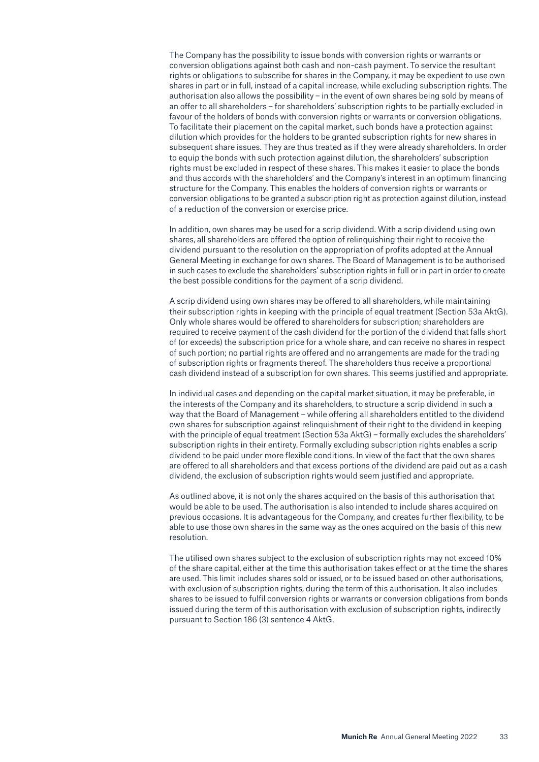The Company has the possibility to issue bonds with conversion rights or warrants or conversion obligations against both cash and non-cash payment. To service the resultant rights or obligations to subscribe for shares in the Company, it may be expedient to use own shares in part or in full, instead of a capital increase, while excluding subscription rights. The authorisation also allows the possibility – in the event of own shares being sold by means of an offer to all shareholders – for shareholders' subscription rights to be partially excluded in favour of the holders of bonds with conversion rights or warrants or conversion obligations. To facilitate their placement on the capital market, such bonds have a protection against dilution which provides for the holders to be granted subscription rights for new shares in subsequent share issues. They are thus treated as if they were already shareholders. In order to equip the bonds with such protection against dilution, the shareholders' subscription rights must be excluded in respect of these shares. This makes it easier to place the bonds and thus accords with the shareholders' and the Company's interest in an optimum financing structure for the Company. This enables the holders of conversion rights or warrants or conversion obligations to be granted a subscription right as protection against dilution, instead of a reduction of the conversion or exercise price.

In addition, own shares may be used for a scrip dividend. With a scrip dividend using own shares, all shareholders are offered the option of relinquishing their right to receive the dividend pursuant to the resolution on the appropriation of profits adopted at the Annual General Meeting in exchange for own shares. The Board of Management is to be authorised in such cases to exclude the shareholders' subscription rights in full or in part in order to create the best possible conditions for the payment of a scrip dividend.

A scrip dividend using own shares may be offered to all shareholders, while maintaining their subscription rights in keeping with the principle of equal treatment (Section 53a AktG). Only whole shares would be offered to shareholders for subscription; shareholders are required to receive payment of the cash dividend for the portion of the dividend that falls short of (or exceeds) the subscription price for a whole share, and can receive no shares in respect of such portion; no partial rights are offered and no arrangements are made for the trading of subscription rights or fragments thereof. The shareholders thus receive a proportional cash dividend instead of a subscription for own shares. This seems justified and appropriate.

In individual cases and depending on the capital market situation, it may be preferable, in the interests of the Company and its shareholders, to structure a scrip dividend in such a way that the Board of Management – while offering all shareholders entitled to the dividend own shares for subscription against relinquishment of their right to the dividend in keeping with the principle of equal treatment (Section 53a AktG) – formally excludes the shareholders' subscription rights in their entirety. Formally excluding subscription rights enables a scrip dividend to be paid under more flexible conditions. In view of the fact that the own shares are offered to all shareholders and that excess portions of the dividend are paid out as a cash dividend, the exclusion of subscription rights would seem justified and appropriate.

As outlined above, it is not only the shares acquired on the basis of this authorisation that would be able to be used. The authorisation is also intended to include shares acquired on previous occasions. It is advantageous for the Company, and creates further flexibility, to be able to use those own shares in the same way as the ones acquired on the basis of this new resolution.

The utilised own shares subject to the exclusion of subscription rights may not exceed 10% of the share capital, either at the time this authorisation takes effect or at the time the shares are used. This limit includes shares sold or issued, or to be issued based on other authorisations, with exclusion of subscription rights, during the term of this authorisation. It also includes shares to be issued to fulfil conversion rights or warrants or conversion obligations from bonds issued during the term of this authorisation with exclusion of subscription rights, indirectly pursuant to Section 186 (3) sentence 4 AktG.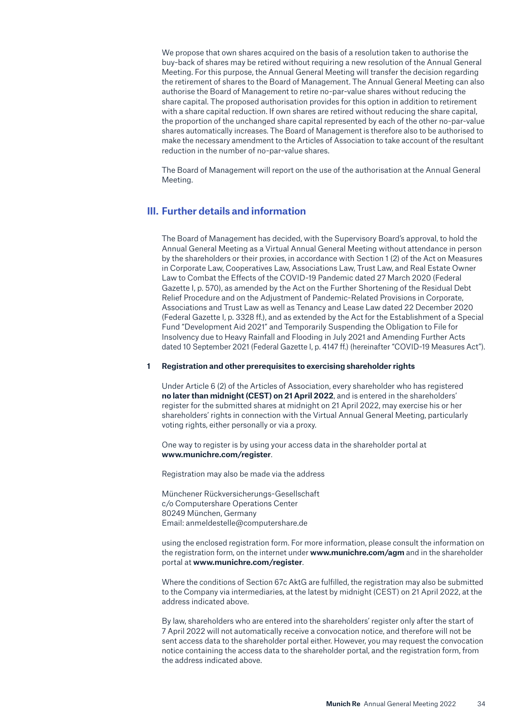We propose that own shares acquired on the basis of a resolution taken to authorise the buy-back of shares may be retired without requiring a new resolution of the Annual General Meeting. For this purpose, the Annual General Meeting will transfer the decision regarding the retirement of shares to the Board of Management. The Annual General Meeting can also authorise the Board of Management to retire no-par-value shares without reducing the share capital. The proposed authorisation provides for this option in addition to retirement with a share capital reduction. If own shares are retired without reducing the share capital, the proportion of the unchanged share capital represented by each of the other no-par-value shares automatically increases. The Board of Management is therefore also to be authorised to make the necessary amendment to the Articles of Association to take account of the resultant reduction in the number of no-par-value shares.

The Board of Management will report on the use of the authorisation at the Annual General Meeting.

## III. Further details and information

The Board of Management has decided, with the Supervisory Board's approval, to hold the Annual General Meeting as a Virtual Annual General Meeting without attendance in person by the shareholders or their proxies, in accordance with Section 1 (2) of the Act on Measures in Corporate Law, Cooperatives Law, Associations Law, Trust Law, and Real Estate Owner Law to Combat the Effects of the COVID-19 Pandemic dated 27 March 2020 (Federal Gazette I, p. 570), as amended by the Act on the Further Shortening of the Residual Debt Relief Procedure and on the Adjustment of Pandemic-Related Provisions in Corporate, Associations and Trust Law as well as Tenancy and Lease Law dated 22 December 2020 (Federal Gazette I, p. 3328 ff.), and as extended by the Act for the Establishment of a Special Fund "Development Aid 2021" and Temporarily Suspending the Obligation to File for Insolvency due to Heavy Rainfall and Flooding in July 2021 and Amending Further Acts dated 10 September 2021 (Federal Gazette I, p. 4147 ff.) (hereinafter "COVID-19 Measures Act").

### 1 Registration and other prerequisites to exercising shareholder rights

Under Article 6 (2) of the Articles of Association, every shareholder who has registered **no later than midnight (CEST) on 21 April 2022**, and is entered in the shareholders' register for the submitted shares at midnight on 21 April 2022, may exercise his or her shareholders' rights in connection with the Virtual Annual General Meeting, particularly voting rights, either personally or via a proxy.

One way to register is by using your access data in the shareholder portal at **www.munichre.com/register**.

Registration may also be made via the address

Münchener Rückversicherungs-Gesellschaft
c/o Computershare Operations Center
80249 München, Germany
Email: anmeldestelle@computershare.de

using the enclosed registration form. For more information, please consult the information on the registration form, on the internet under **www.munichre.com/agm** and in the shareholder portal at **www.munichre.com/register**.

Where the conditions of Section 67c AktG are fulfilled, the registration may also be submitted to the Company via intermediaries, at the latest by midnight (CEST) on 21 April 2022, at the address indicated above.

By law, shareholders who are entered into the shareholders' register only after the start of 7 April 2022 will not automatically receive a convocation notice, and therefore will not be sent access data to the shareholder portal either. However, you may request the convocation notice containing the access data to the shareholder portal, and the registration form, from the address indicated above.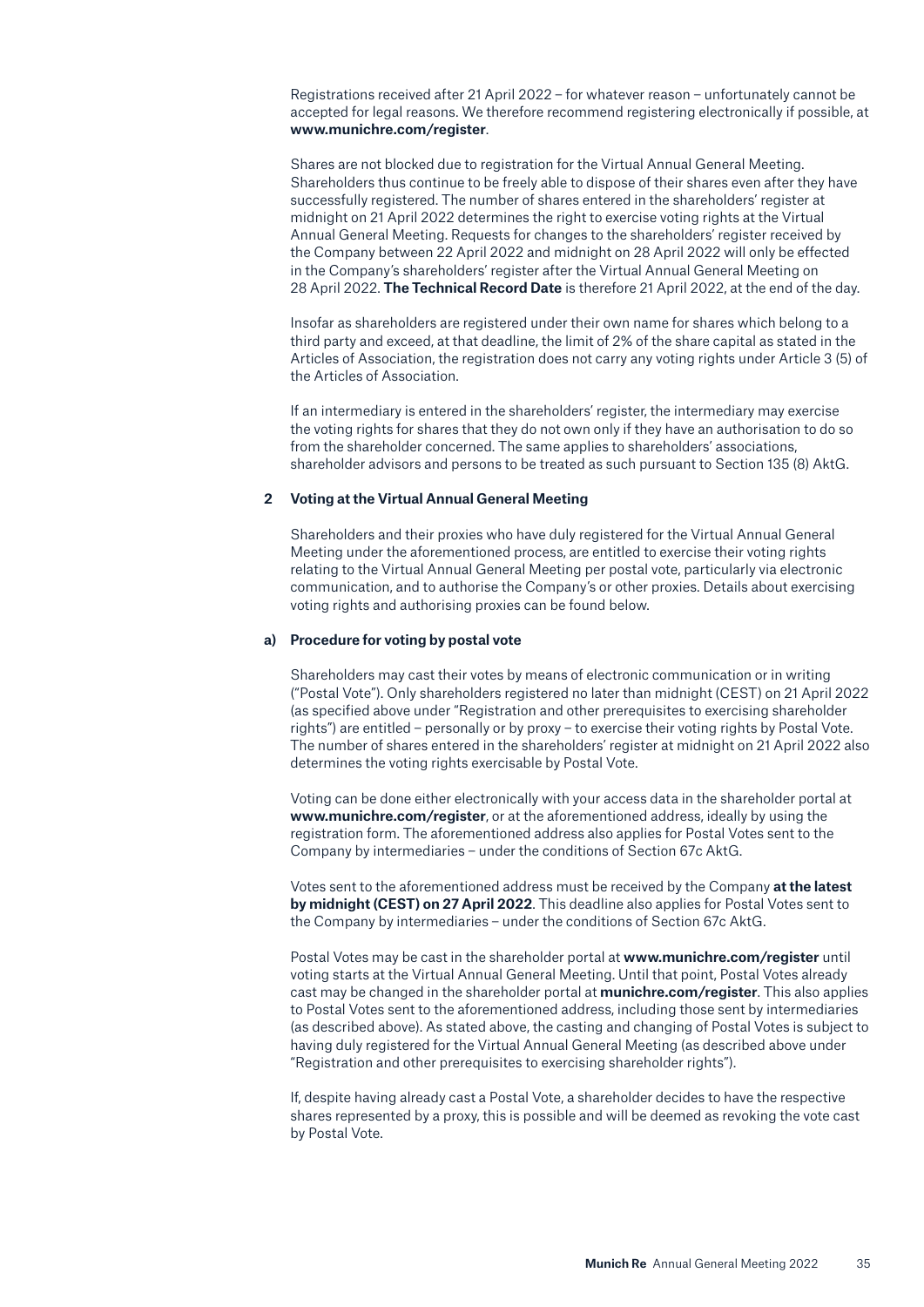Registrations received after 21 April 2022 – for whatever reason – unfortunately cannot be accepted for legal reasons. We therefore recommend registering electronically if possible, at **www.munichre.com/register**.

Shares are not blocked due to registration for the Virtual Annual General Meeting. Shareholders thus continue to be freely able to dispose of their shares even after they have successfully registered. The number of shares entered in the shareholders' register at midnight on 21 April 2022 determines the right to exercise voting rights at the Virtual Annual General Meeting. Requests for changes to the shareholders' register received by the Company between 22 April 2022 and midnight on 28 April 2022 will only be effected in the Company's shareholders' register after the Virtual Annual General Meeting on 28 April 2022. **The Technical Record Date** is therefore 21 April 2022, at the end of the day.

Insofar as shareholders are registered under their own name for shares which belong to a third party and exceed, at that deadline, the limit of 2% of the share capital as stated in the Articles of Association, the registration does not carry any voting rights under Article 3 (5) of the Articles of Association.

If an intermediary is entered in the shareholders' register, the intermediary may exercise the voting rights for shares that they do not own only if they have an authorisation to do so from the shareholder concerned. The same applies to shareholders' associations, shareholder advisors and persons to be treated as such pursuant to Section 135 (8) AktG.

## 2 Voting at the Virtual Annual General Meeting

Shareholders and their proxies who have duly registered for the Virtual Annual General Meeting under the aforementioned process, are entitled to exercise their voting rights relating to the Virtual Annual General Meeting per postal vote, particularly via electronic communication, and to authorise the Company's or other proxies. Details about exercising voting rights and authorising proxies can be found below.

### a) Procedure for voting by postal vote

Shareholders may cast their votes by means of electronic communication or in writing ("Postal Vote"). Only shareholders registered no later than midnight (CEST) on 21 April 2022 (as specified above under "Registration and other prerequisites to exercising shareholder rights") are entitled – personally or by proxy – to exercise their voting rights by Postal Vote. The number of shares entered in the shareholders' register at midnight on 21 April 2022 also determines the voting rights exercisable by Postal Vote.

Voting can be done either electronically with your access data in the shareholder portal at **www.munichre.com/register**, or at the aforementioned address, ideally by using the registration form. The aforementioned address also applies for Postal Votes sent to the Company by intermediaries – under the conditions of Section 67c AktG.

Votes sent to the aforementioned address must be received by the Company **at the latest by midnight (CEST) on 27 April 2022**. This deadline also applies for Postal Votes sent to the Company by intermediaries – under the conditions of Section 67c AktG.

Postal Votes may be cast in the shareholder portal at **www.munichre.com/register** until voting starts at the Virtual Annual General Meeting. Until that point, Postal Votes already cast may be changed in the shareholder portal at **munichre.com/register**. This also applies to Postal Votes sent to the aforementioned address, including those sent by intermediaries (as described above). As stated above, the casting and changing of Postal Votes is subject to having duly registered for the Virtual Annual General Meeting (as described above under "Registration and other prerequisites to exercising shareholder rights").

If, despite having already cast a Postal Vote, a shareholder decides to have the respective shares represented by a proxy, this is possible and will be deemed as revoking the vote cast by Postal Vote.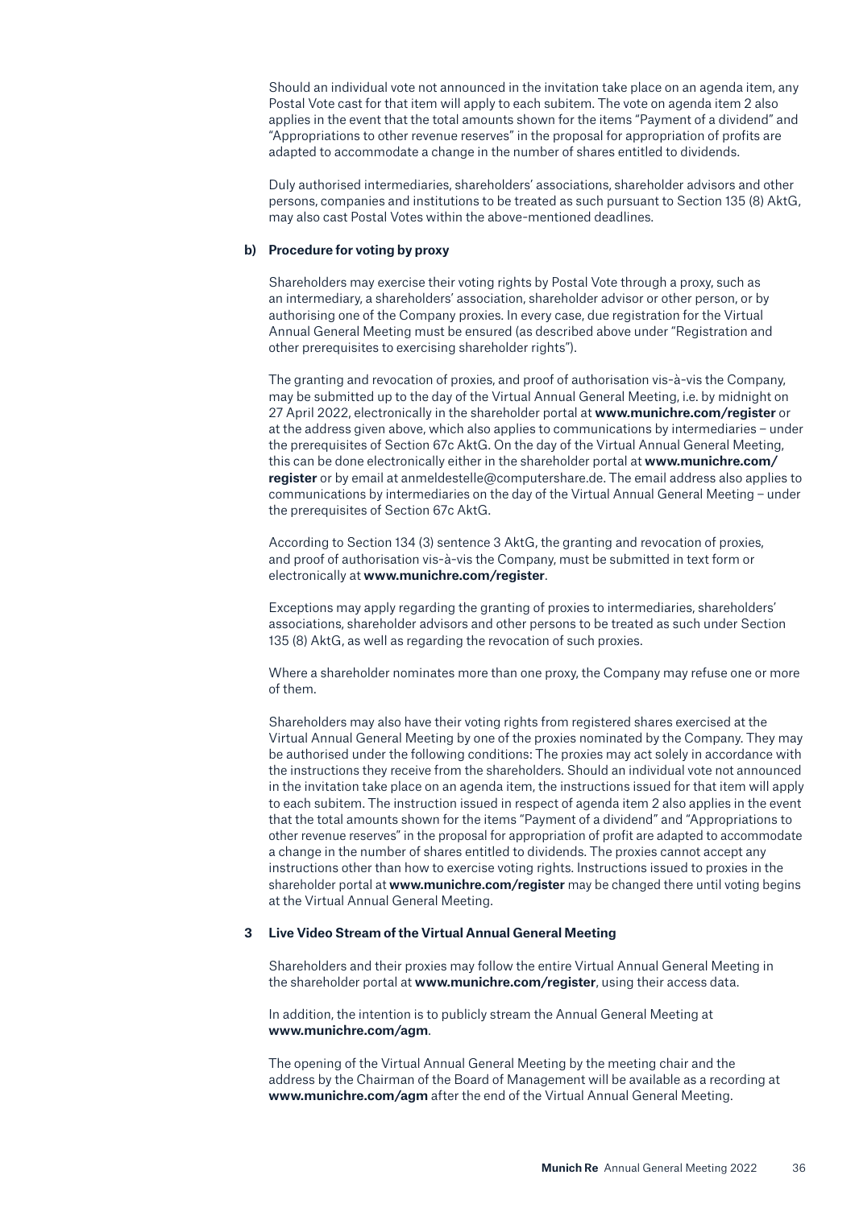Should an individual vote not announced in the invitation take place on an agenda item, any Postal Vote cast for that item will apply to each subitem. The vote on agenda item 2 also applies in the event that the total amounts shown for the items "Payment of a dividend" and "Appropriations to other revenue reserves" in the proposal for appropriation of profits are adapted to accommodate a change in the number of shares entitled to dividends.

Duly authorised intermediaries, shareholders' associations, shareholder advisors and other persons, companies and institutions to be treated as such pursuant to Section 135 (8) AktG, may also cast Postal Votes within the above-mentioned deadlines.

### b) Procedure for voting by proxy

Shareholders may exercise their voting rights by Postal Vote through a proxy, such as an intermediary, a shareholders' association, shareholder advisor or other person, or by authorising one of the Company proxies. In every case, due registration for the Virtual Annual General Meeting must be ensured (as described above under "Registration and other prerequisites to exercising shareholder rights").

The granting and revocation of proxies, and proof of authorisation vis-à-vis the Company, may be submitted up to the day of the Virtual Annual General Meeting, i.e. by midnight on 27 April 2022, electronically in the shareholder portal at **www.munichre.com/register** or at the address given above, which also applies to communications by intermediaries – under the prerequisites of Section 67c AktG. On the day of the Virtual Annual General Meeting, this can be done electronically either in the shareholder portal at **www.munichre.com/register** or by email at anmeldestelle@computershare.de. The email address also applies to communications by intermediaries on the day of the Virtual Annual General Meeting – under the prerequisites of Section 67c AktG.

According to Section 134 (3) sentence 3 AktG, the granting and revocation of proxies, and proof of authorisation vis-à-vis the Company, must be submitted in text form or electronically at **www.munichre.com/register**.

Exceptions may apply regarding the granting of proxies to intermediaries, shareholders' associations, shareholder advisors and other persons to be treated as such under Section 135 (8) AktG, as well as regarding the revocation of such proxies.

Where a shareholder nominates more than one proxy, the Company may refuse one or more of them.

Shareholders may also have their voting rights from registered shares exercised at the Virtual Annual General Meeting by one of the proxies nominated by the Company. They may be authorised under the following conditions: The proxies may act solely in accordance with the instructions they receive from the shareholders. Should an individual vote not announced in the invitation take place on an agenda item, the instructions issued for that item will apply to each subitem. The instruction issued in respect of agenda item 2 also applies in the event that the total amounts shown for the items "Payment of a dividend" and "Appropriations to other revenue reserves" in the proposal for appropriation of profit are adapted to accommodate a change in the number of shares entitled to dividends. The proxies cannot accept any instructions other than how to exercise voting rights. Instructions issued to proxies in the shareholder portal at **www.munichre.com/register** may be changed there until voting begins at the Virtual Annual General Meeting.

## 3 Live Video Stream of the Virtual Annual General Meeting

Shareholders and their proxies may follow the entire Virtual Annual General Meeting in the shareholder portal at **www.munichre.com/register**, using their access data.

In addition, the intention is to publicly stream the Annual General Meeting at **www.munichre.com/agm**.

The opening of the Virtual Annual General Meeting by the meeting chair and the address by the Chairman of the Board of Management will be available as a recording at **www.munichre.com/agm** after the end of the Virtual Annual General Meeting.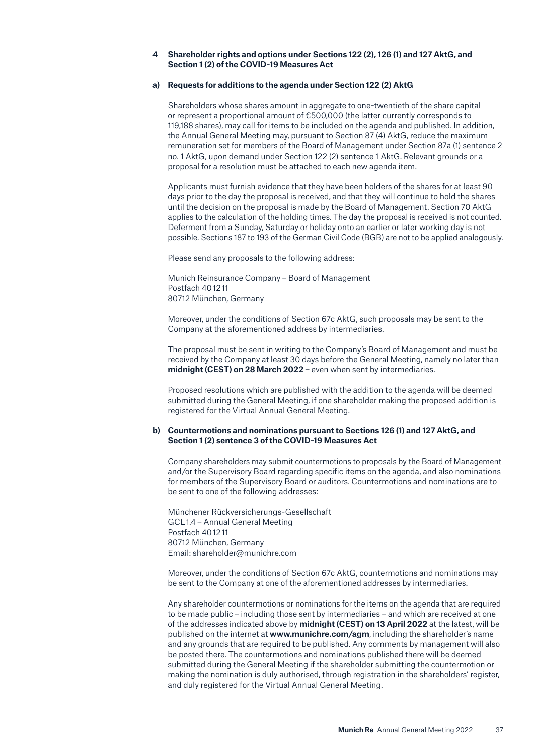## 4 Shareholder rights and options under Sections 122 (2), 126 (1) and 127 AktG, and Section 1 (2) of the COVID-19 Measures Act

### a) Requests for additions to the agenda under Section 122 (2) AktG

Shareholders whose shares amount in aggregate to one-twentieth of the share capital or represent a proportional amount of €500,000 (the latter currently corresponds to 119,188 shares), may call for items to be included on the agenda and published. In addition, the Annual General Meeting may, pursuant to Section 87 (4) AktG, reduce the maximum remuneration set for members of the Board of Management under Section 87a (1) sentence 2 no. 1 AktG, upon demand under Section 122 (2) sentence 1 AktG. Relevant grounds or a proposal for a resolution must be attached to each new agenda item.

Applicants must furnish evidence that they have been holders of the shares for at least 90 days prior to the day the proposal is received, and that they will continue to hold the shares until the decision on the proposal is made by the Board of Management. Section 70 AktG applies to the calculation of the holding times. The day the proposal is received is not counted. Deferment from a Sunday, Saturday or holiday onto an earlier or later working day is not possible. Sections 187 to 193 of the German Civil Code (BGB) are not to be applied analogously.

Please send any proposals to the following address:

Munich Reinsurance Company – Board of Management
Postfach 40 12 11
80712 München, Germany

Moreover, under the conditions of Section 67c AktG, such proposals may be sent to the Company at the aforementioned address by intermediaries.

The proposal must be sent in writing to the Company's Board of Management and must be received by the Company at least 30 days before the General Meeting, namely no later than **midnight (CEST) on 28 March 2022** – even when sent by intermediaries.

Proposed resolutions which are published with the addition to the agenda will be deemed submitted during the General Meeting, if one shareholder making the proposed addition is registered for the Virtual Annual General Meeting.

### b) Countermotions and nominations pursuant to Sections 126 (1) and 127 AktG, and Section 1 (2) sentence 3 of the COVID-19 Measures Act

Company shareholders may submit countermotions to proposals by the Board of Management and/or the Supervisory Board regarding specific items on the agenda, and also nominations for members of the Supervisory Board or auditors. Countermotions and nominations are to be sent to one of the following addresses:

Münchener Rückversicherungs-Gesellschaft
GCL 1.4 – Annual General Meeting
Postfach 40 12 11
80712 München, Germany
Email: shareholder@munichre.com

Moreover, under the conditions of Section 67c AktG, countermotions and nominations may be sent to the Company at one of the aforementioned addresses by intermediaries.

Any shareholder countermotions or nominations for the items on the agenda that are required to be made public – including those sent by intermediaries – and which are received at one of the addresses indicated above by **midnight (CEST) on 13 April 2022** at the latest, will be published on the internet at **www.munichre.com/agm**, including the shareholder's name and any grounds that are required to be published. Any comments by management will also be posted there. The countermotions and nominations published there will be deemed submitted during the General Meeting if the shareholder submitting the countermotion or making the nomination is duly authorised, through registration in the shareholders' register, and duly registered for the Virtual Annual General Meeting.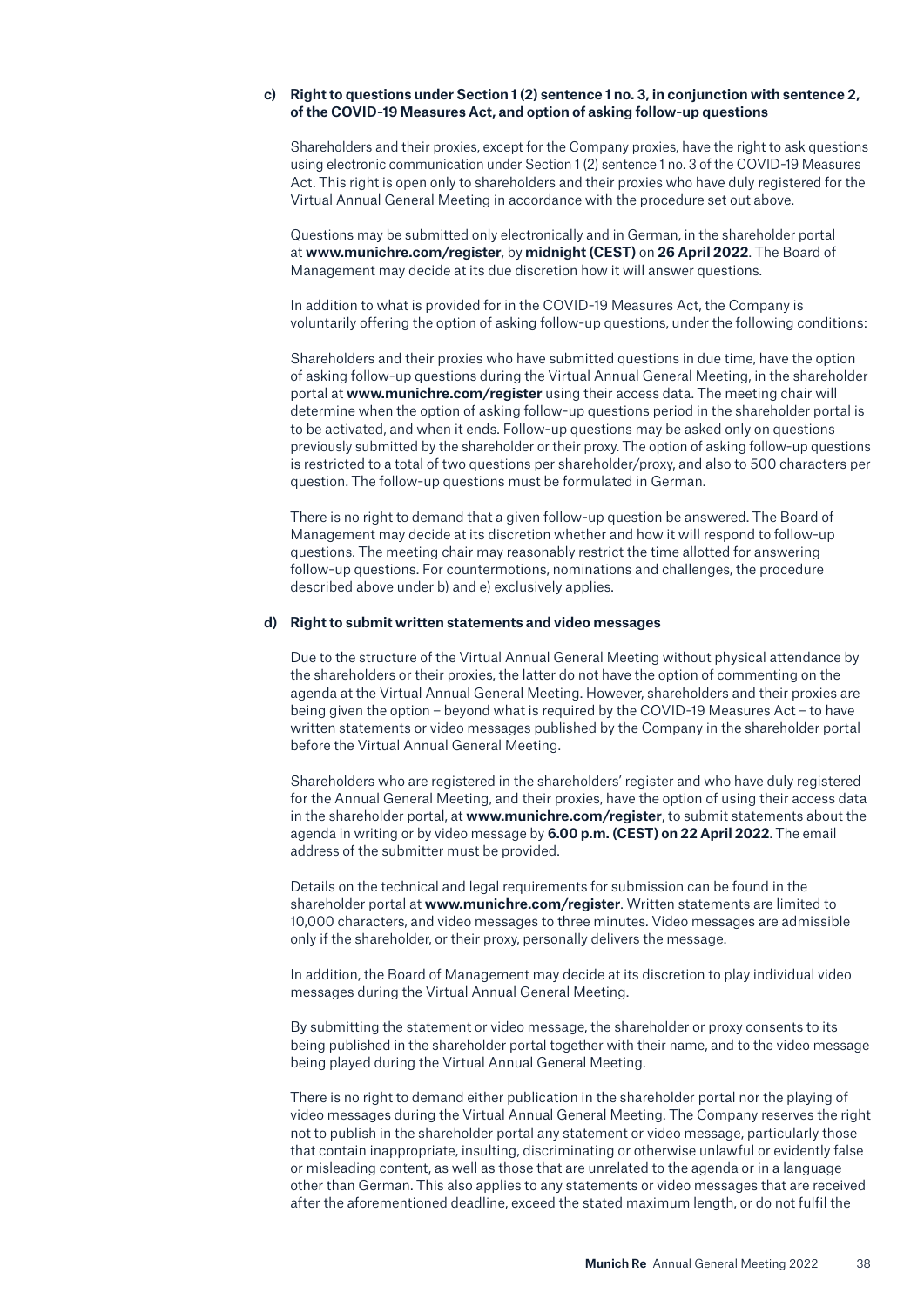**c) Right to questions under Section 1 (2) sentence 1 no. 3, in conjunction with sentence 2, of the COVID-19 Measures Act, and option of asking follow-up questions**

Shareholders and their proxies, except for the Company proxies, have the right to ask questions using electronic communication under Section 1 (2) sentence 1 no. 3 of the COVID-19 Measures Act. This right is open only to shareholders and their proxies who have duly registered for the Virtual Annual General Meeting in accordance with the procedure set out above.

Questions may be submitted only electronically and in German, in the shareholder portal at **www.munichre.com/register**, by **midnight (CEST)** on **26 April 2022**. The Board of Management may decide at its due discretion how it will answer questions.

In addition to what is provided for in the COVID-19 Measures Act, the Company is voluntarily offering the option of asking follow-up questions, under the following conditions:

Shareholders and their proxies who have submitted questions in due time, have the option of asking follow-up questions during the Virtual Annual General Meeting, in the shareholder portal at **www.munichre.com/register** using their access data. The meeting chair will determine when the option of asking follow-up questions period in the shareholder portal is to be activated, and when it ends. Follow-up questions may be asked only on questions previously submitted by the shareholder or their proxy. The option of asking follow-up questions is restricted to a total of two questions per shareholder/proxy, and also to 500 characters per question. The follow-up questions must be formulated in German.

There is no right to demand that a given follow-up question be answered. The Board of Management may decide at its discretion whether and how it will respond to follow-up questions. The meeting chair may reasonably restrict the time allotted for answering follow-up questions. For countermotions, nominations and challenges, the procedure described above under b) and e) exclusively applies.

**d) Right to submit written statements and video messages**

Due to the structure of the Virtual Annual General Meeting without physical attendance by the shareholders or their proxies, the latter do not have the option of commenting on the agenda at the Virtual Annual General Meeting. However, shareholders and their proxies are being given the option – beyond what is required by the COVID-19 Measures Act – to have written statements or video messages published by the Company in the shareholder portal before the Virtual Annual General Meeting.

Shareholders who are registered in the shareholders' register and who have duly registered for the Annual General Meeting, and their proxies, have the option of using their access data in the shareholder portal, at **www.munichre.com/register**, to submit statements about the agenda in writing or by video message by **6.00 p.m. (CEST) on 22 April 2022**. The email address of the submitter must be provided.

Details on the technical and legal requirements for submission can be found in the shareholder portal at **www.munichre.com/register**. Written statements are limited to 10,000 characters, and video messages to three minutes. Video messages are admissible only if the shareholder, or their proxy, personally delivers the message.

In addition, the Board of Management may decide at its discretion to play individual video messages during the Virtual Annual General Meeting.

By submitting the statement or video message, the shareholder or proxy consents to its being published in the shareholder portal together with their name, and to the video message being played during the Virtual Annual General Meeting.

There is no right to demand either publication in the shareholder portal nor the playing of video messages during the Virtual Annual General Meeting. The Company reserves the right not to publish in the shareholder portal any statement or video message, particularly those that contain inappropriate, insulting, discriminating or otherwise unlawful or evidently false or misleading content, as well as those that are unrelated to the agenda or in a language other than German. This also applies to any statements or video messages that are received after the aforementioned deadline, exceed the stated maximum length, or do not fulfil the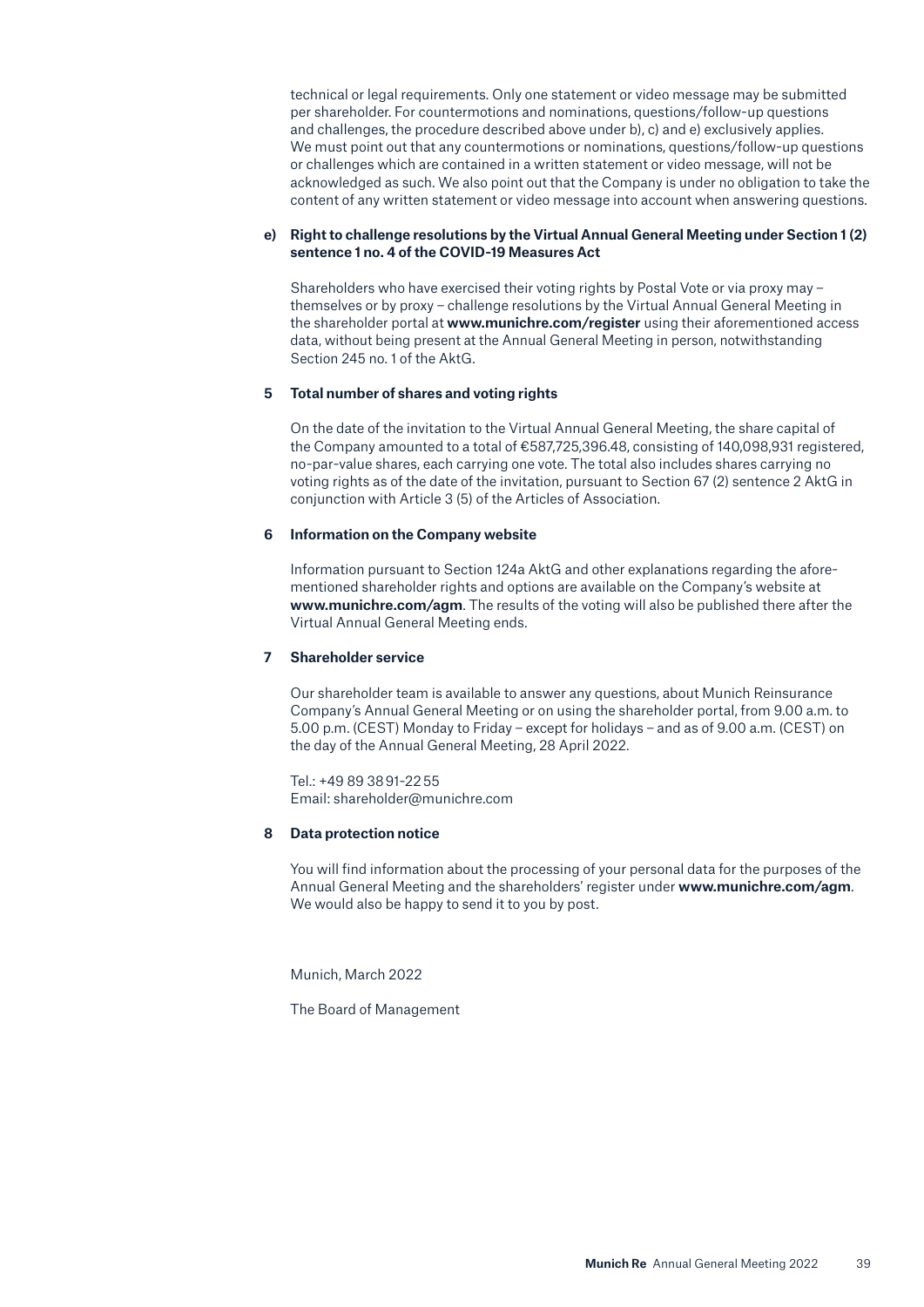technical or legal requirements. Only one statement or video message may be submitted per shareholder. For countermotions and nominations, questions/follow-up questions and challenges, the procedure described above under b), c) and e) exclusively applies. We must point out that any countermotions or nominations, questions/follow-up questions or challenges which are contained in a written statement or video message, will not be acknowledged as such. We also point out that the Company is under no obligation to take the content of any written statement or video message into account when answering questions.

**e) Right to challenge resolutions by the Virtual Annual General Meeting under Section 1 (2) sentence 1 no. 4 of the COVID-19 Measures Act**

Shareholders who have exercised their voting rights by Postal Vote or via proxy may – themselves or by proxy – challenge resolutions by the Virtual Annual General Meeting in the shareholder portal at **www.munichre.com/register** using their aforementioned access data, without being present at the Annual General Meeting in person, notwithstanding Section 245 no. 1 of the AktG.

## 5 Total number of shares and voting rights

On the date of the invitation to the Virtual Annual General Meeting, the share capital of the Company amounted to a total of €587,725,396.48, consisting of 140,098,931 registered, no-par-value shares, each carrying one vote. The total also includes shares carrying no voting rights as of the date of the invitation, pursuant to Section 67 (2) sentence 2 AktG in conjunction with Article 3 (5) of the Articles of Association.

## 6 Information on the Company website

Information pursuant to Section 124a AktG and other explanations regarding the aforementioned shareholder rights and options are available on the Company's website at **www.munichre.com/agm**. The results of the voting will also be published there after the Virtual Annual General Meeting ends.

## 7 Shareholder service

Our shareholder team is available to answer any questions, about Munich Reinsurance Company's Annual General Meeting or on using the shareholder portal, from 9.00 a.m. to 5.00 p.m. (CEST) Monday to Friday – except for holidays – and as of 9.00 a.m. (CEST) on the day of the Annual General Meeting, 28 April 2022.

Tel.: +49 89 38 91-22 55
Email: shareholder@munichre.com

## 8 Data protection notice

You will find information about the processing of your personal data for the purposes of the Annual General Meeting and the shareholders' register under **www.munichre.com/agm**. We would also be happy to send it to you by post.

Munich, March 2022

The Board of Management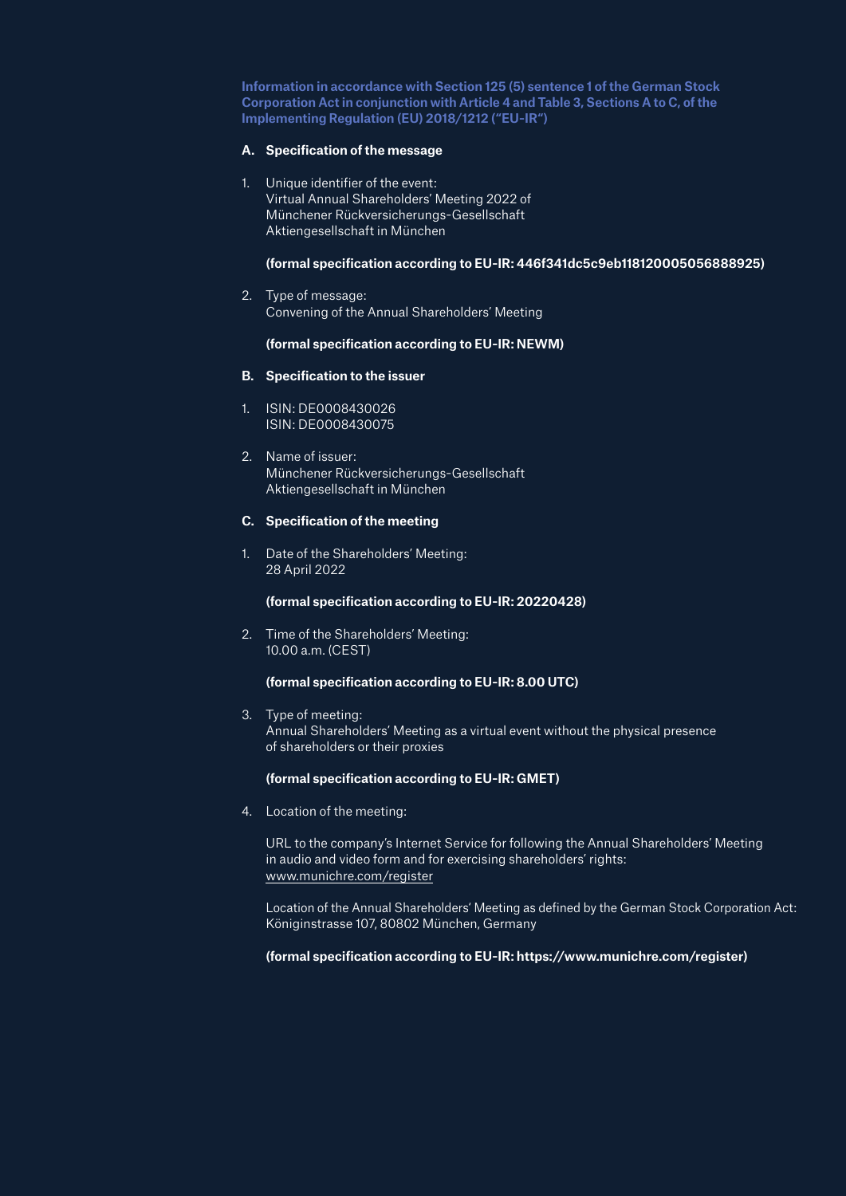**Information in accordance with Section 125 (5) sentence 1 of the German Stock Corporation Act in conjunction with Article 4 and Table 3, Sections A to C, of the Implementing Regulation (EU) 2018/1212 ("EU-IR")**

**A. Specification of the message**

1. Unique identifier of the event:
   Virtual Annual Shareholders' Meeting 2022 of
   Münchener Rückversicherungs-Gesellschaft
   Aktiengesellschaft in München

   **(formal specification according to EU-IR: 446f341dc5c9eb118120005056888925)**

2. Type of message:
   Convening of the Annual Shareholders' Meeting

   **(formal specification according to EU-IR: NEWM)**

**B. Specification to the issuer**

1. ISIN: DE0008430026
   ISIN: DE0008430075

2. Name of issuer:
   Münchener Rückversicherungs-Gesellschaft
   Aktiengesellschaft in München

**C. Specification of the meeting**

1. Date of the Shareholders' Meeting:
   28 April 2022

   **(formal specification according to EU-IR: 20220428)**

2. Time of the Shareholders' Meeting:
   10.00 a.m. (CEST)

   **(formal specification according to EU-IR: 8.00 UTC)**

3. Type of meeting:
   Annual Shareholders' Meeting as a virtual event without the physical presence of shareholders or their proxies

   **(formal specification according to EU-IR: GMET)**

4. Location of the meeting:

   URL to the company's Internet Service for following the Annual Shareholders' Meeting in audio and video form and for exercising shareholders' rights:
   www.munichre.com/register

   Location of the Annual Shareholders' Meeting as defined by the German Stock Corporation Act:
   Königinstrasse 107, 80802 München, Germany

   **(formal specification according to EU-IR: https://www.munichre.com/register)**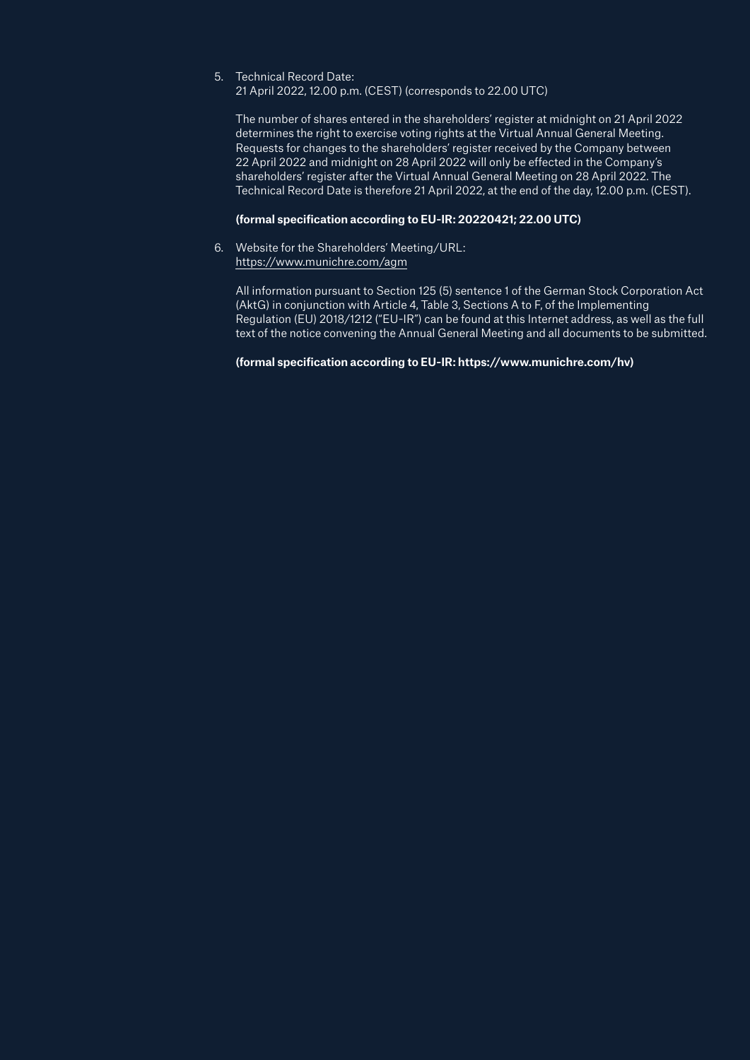5. Technical Record Date:
   21 April 2022, 12.00 p.m. (CEST) (corresponds to 22.00 UTC)

   The number of shares entered in the shareholders' register at midnight on 21 April 2022 determines the right to exercise voting rights at the Virtual Annual General Meeting. Requests for changes to the shareholders' register received by the Company between 22 April 2022 and midnight on 28 April 2022 will only be effected in the Company's shareholders' register after the Virtual Annual General Meeting on 28 April 2022. The Technical Record Date is therefore 21 April 2022, at the end of the day, 12.00 p.m. (CEST).

   **(formal specification according to EU-IR: 20220421; 22.00 UTC)**

6. Website for the Shareholders' Meeting/URL:
   https://www.munichre.com/agm

   All information pursuant to Section 125 (5) sentence 1 of the German Stock Corporation Act (AktG) in conjunction with Article 4, Table 3, Sections A to F, of the Implementing Regulation (EU) 2018/1212 ("EU-IR") can be found at this Internet address, as well as the full text of the notice convening the Annual General Meeting and all documents to be submitted.

   **(formal specification according to EU-IR: https://www.munichre.com/hv)**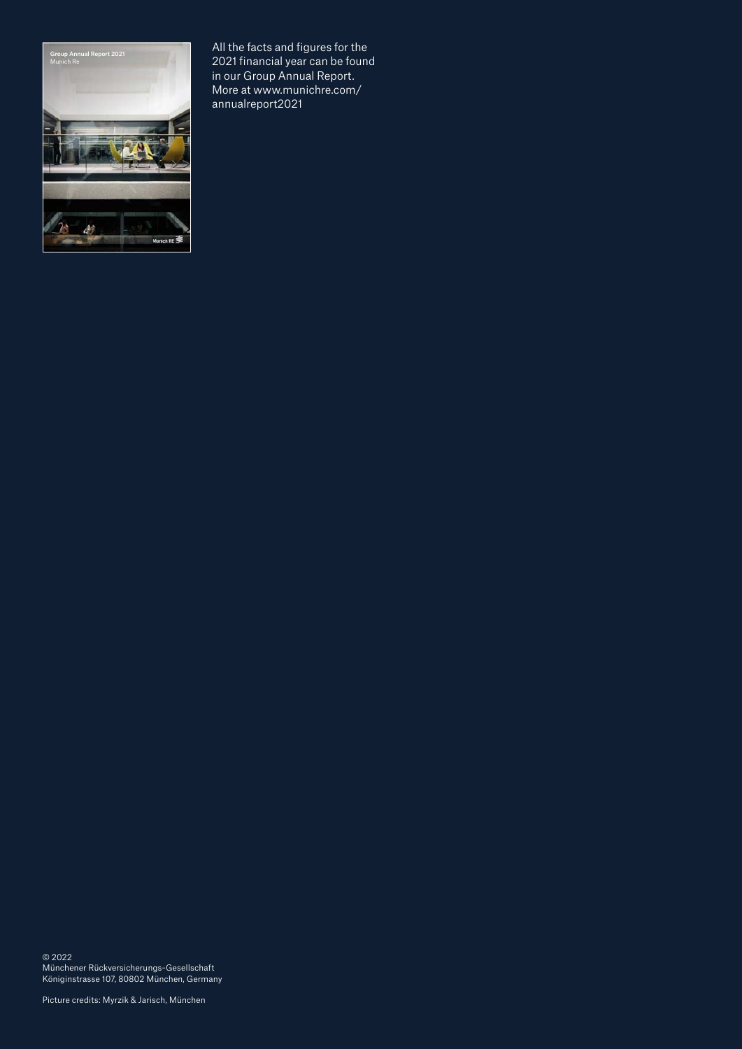All the facts and figures for the 2021 financial year can be found in our Group Annual Report. More at www.munichre.com/annualreport2021

© 2022
Münchener Rückversicherungs-Gesellschaft
Königinstrasse 107, 80802 München, Germany

Picture credits: Myrzik & Jarisch, München